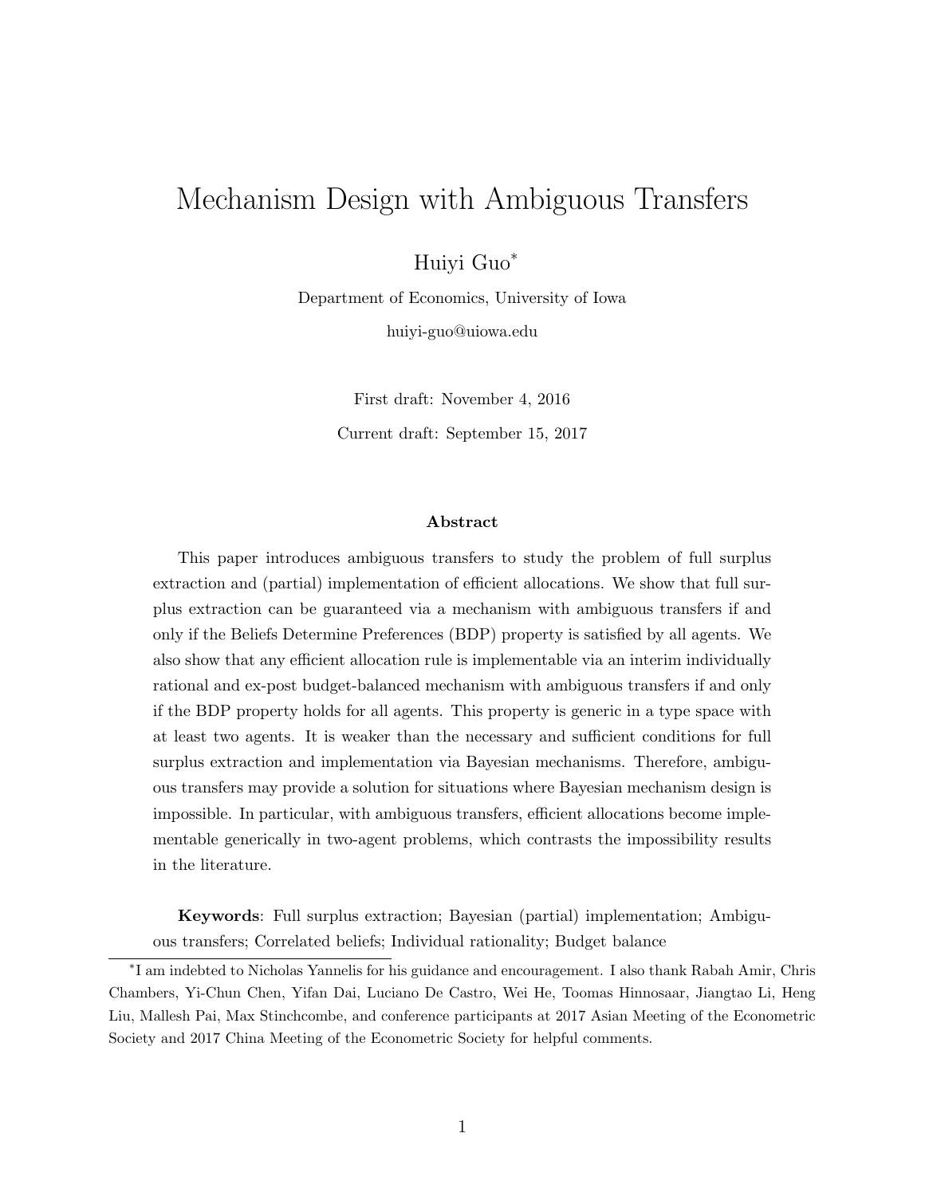# Mechanism Design with Ambiguous Transfers

Huiyi Guo[*]

Department of Economics, University of Iowa

huiyi-guo@uiowa.edu

First draft: November 4, 2016

Current draft: September 15, 2017

### Abstract

This paper introduces ambiguous transfers to study the problem of full surplus extraction and (partial) implementation of efficient allocations. We show that full surplus extraction can be guaranteed via a mechanism with ambiguous transfers if and only if the Beliefs Determine Preferences (BDP) property is satisfied by all agents. We also show that any efficient allocation rule is implementable via an interim individually rational and ex-post budget-balanced mechanism with ambiguous transfers if and only if the BDP property holds for all agents. This property is generic in a type space with at least two agents. It is weaker than the necessary and sufficient conditions for full surplus extraction and implementation via Bayesian mechanisms. Therefore, ambiguous transfers may provide a solution for situations where Bayesian mechanism design is impossible. In particular, with ambiguous transfers, efficient allocations become implementable generically in two-agent problems, which contrasts the impossibility results in the literature.

**Keywords**: Full surplus extraction; Bayesian (partial) implementation; Ambiguous transfers; Correlated beliefs; Individual rationality; Budget balance

[*] I am indebted to Nicholas Yannelis for his guidance and encouragement. I also thank Rabah Amir, Chris Chambers, Yi-Chun Chen, Yifan Dai, Luciano De Castro, Wei He, Toomas Hinnosaar, Jiangtao Li, Heng Liu, Mallesh Pai, Max Stinchcombe, and conference participants at 2017 Asian Meeting of the Econometric Society and 2017 China Meeting of the Econometric Society for helpful comments.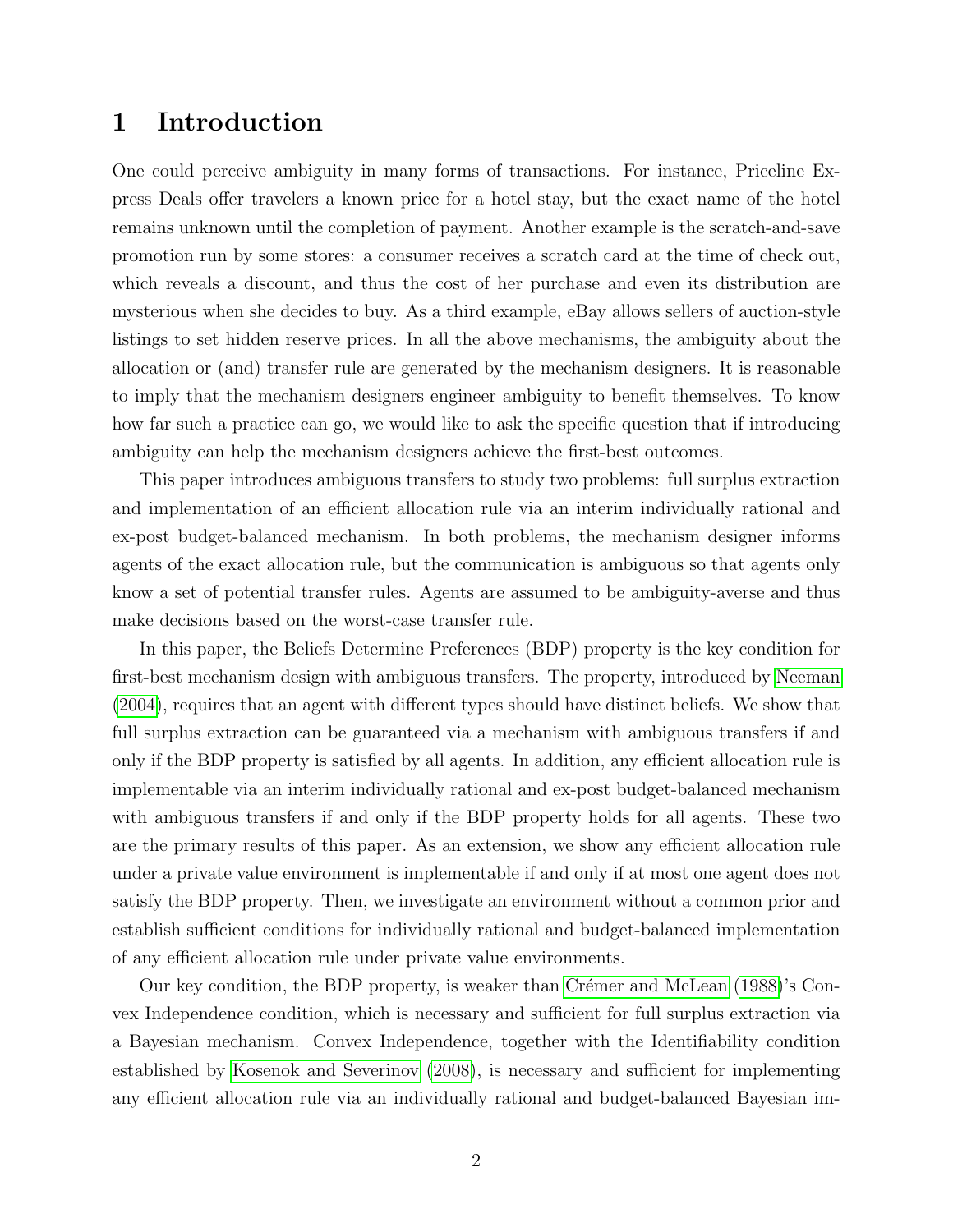# 1 Introduction

One could perceive ambiguity in many forms of transactions. For instance, Priceline Express Deals offer travelers a known price for a hotel stay, but the exact name of the hotel remains unknown until the completion of payment. Another example is the scratch-and-save promotion run by some stores: a consumer receives a scratch card at the time of check out, which reveals a discount, and thus the cost of her purchase and even its distribution are mysterious when she decides to buy. As a third example, eBay allows sellers of auction-style listings to set hidden reserve prices. In all the above mechanisms, the ambiguity about the allocation or (and) transfer rule are generated by the mechanism designers. It is reasonable to imply that the mechanism designers engineer ambiguity to benefit themselves. To know how far such a practice can go, we would like to ask the specific question that if introducing ambiguity can help the mechanism designers achieve the first-best outcomes.

This paper introduces ambiguous transfers to study two problems: full surplus extraction and implementation of an efficient allocation rule via an interim individually rational and ex-post budget-balanced mechanism. In both problems, the mechanism designer informs agents of the exact allocation rule, but the communication is ambiguous so that agents only know a set of potential transfer rules. Agents are assumed to be ambiguity-averse and thus make decisions based on the worst-case transfer rule.

In this paper, the Beliefs Determine Preferences (BDP) property is the key condition for first-best mechanism design with ambiguous transfers. The property, introduced by Neeman (2004), requires that an agent with different types should have distinct beliefs. We show that full surplus extraction can be guaranteed via a mechanism with ambiguous transfers if and only if the BDP property is satisfied by all agents. In addition, any efficient allocation rule is implementable via an interim individually rational and ex-post budget-balanced mechanism with ambiguous transfers if and only if the BDP property holds for all agents. These two are the primary results of this paper. As an extension, we show any efficient allocation rule under a private value environment is implementable if and only if at most one agent does not satisfy the BDP property. Then, we investigate an environment without a common prior and establish sufficient conditions for individually rational and budget-balanced implementation of any efficient allocation rule under private value environments.

Our key condition, the BDP property, is weaker than Crémer and McLean (1988)'s Convex Independence condition, which is necessary and sufficient for full surplus extraction via a Bayesian mechanism. Convex Independence, together with the Identifiability condition established by Kosenok and Severinov (2008), is necessary and sufficient for implementing any efficient allocation rule via an individually rational and budget-balanced Bayesian im-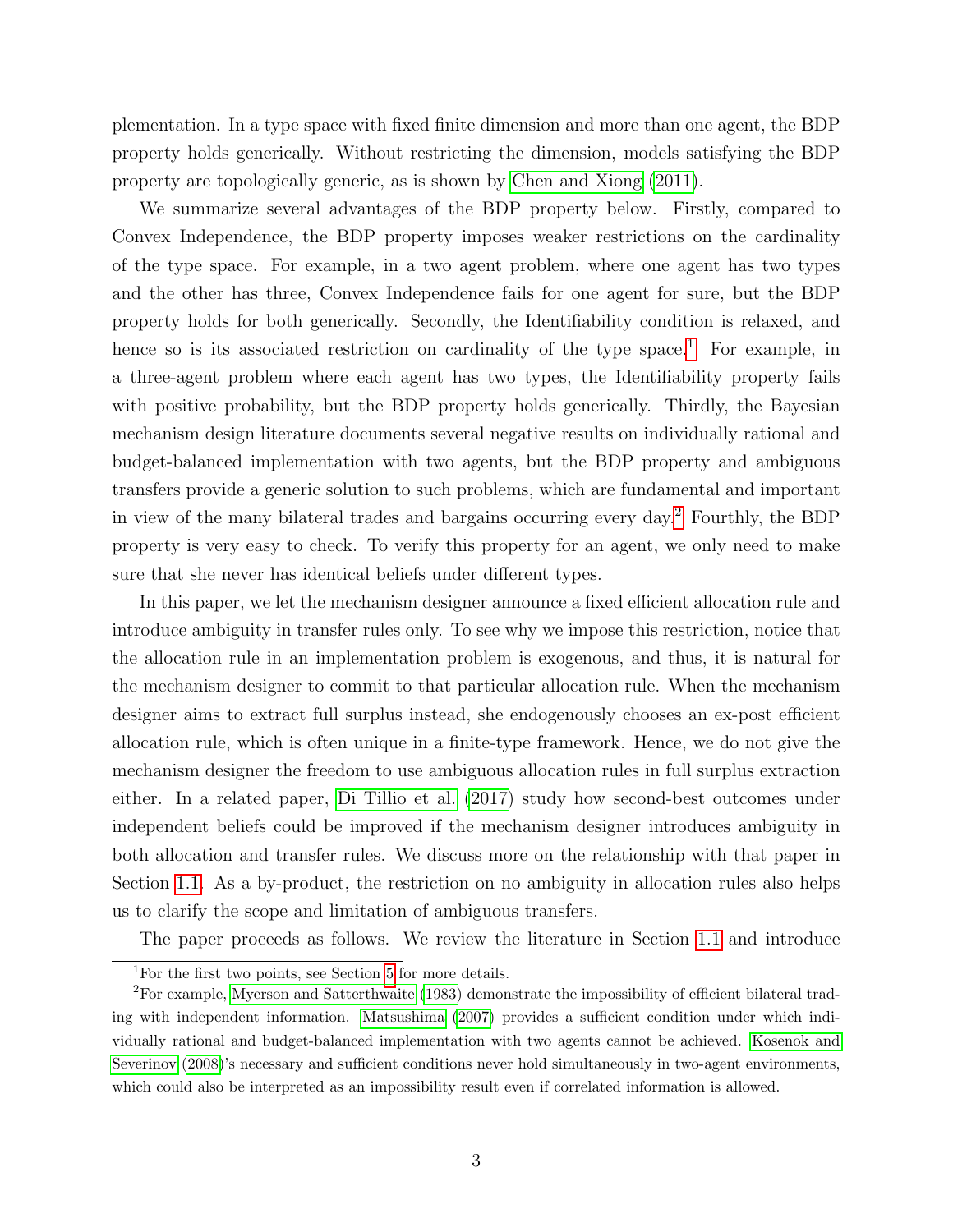plementation. In a type space with fixed finite dimension and more than one agent, the BDP property holds generically. Without restricting the dimension, models satisfying the BDP property are topologically generic, as is shown by Chen and Xiong (2011).

We summarize several advantages of the BDP property below. Firstly, compared to Convex Independence, the BDP property imposes weaker restrictions on the cardinality of the type space. For example, in a two agent problem, where one agent has two types and the other has three, Convex Independence fails for one agent for sure, but the BDP property holds for both generically. Secondly, the Identifiability condition is relaxed, and hence so is its associated restriction on cardinality of the type space.[1] For example, in a three-agent problem where each agent has two types, the Identifiability property fails with positive probability, but the BDP property holds generically. Thirdly, the Bayesian mechanism design literature documents several negative results on individually rational and budget-balanced implementation with two agents, but the BDP property and ambiguous transfers provide a generic solution to such problems, which are fundamental and important in view of the many bilateral trades and bargains occurring every day.[2] Fourthly, the BDP property is very easy to check. To verify this property for an agent, we only need to make sure that she never has identical beliefs under different types.

In this paper, we let the mechanism designer announce a fixed efficient allocation rule and introduce ambiguity in transfer rules only. To see why we impose this restriction, notice that the allocation rule in an implementation problem is exogenous, and thus, it is natural for the mechanism designer to commit to that particular allocation rule. When the mechanism designer aims to extract full surplus instead, she endogenously chooses an ex-post efficient allocation rule, which is often unique in a finite-type framework. Hence, we do not give the mechanism designer the freedom to use ambiguous allocation rules in full surplus extraction either. In a related paper, Di Tillio et al. (2017) study how second-best outcomes under independent beliefs could be improved if the mechanism designer introduces ambiguity in both allocation and transfer rules. We discuss more on the relationship with that paper in Section 1.1. As a by-product, the restriction on no ambiguity in allocation rules also helps us to clarify the scope and limitation of ambiguous transfers.

The paper proceeds as follows. We review the literature in Section 1.1 and introduce

[1] For the first two points, see Section 5 for more details.

[2] For example, Myerson and Satterthwaite (1983) demonstrate the impossibility of efficient bilateral trading with independent information. Matsushima (2007) provides a sufficient condition under which individually rational and budget-balanced implementation with two agents cannot be achieved. Kosenok and Severinov (2008)'s necessary and sufficient conditions never hold simultaneously in two-agent environments, which could also be interpreted as an impossibility result even if correlated information is allowed.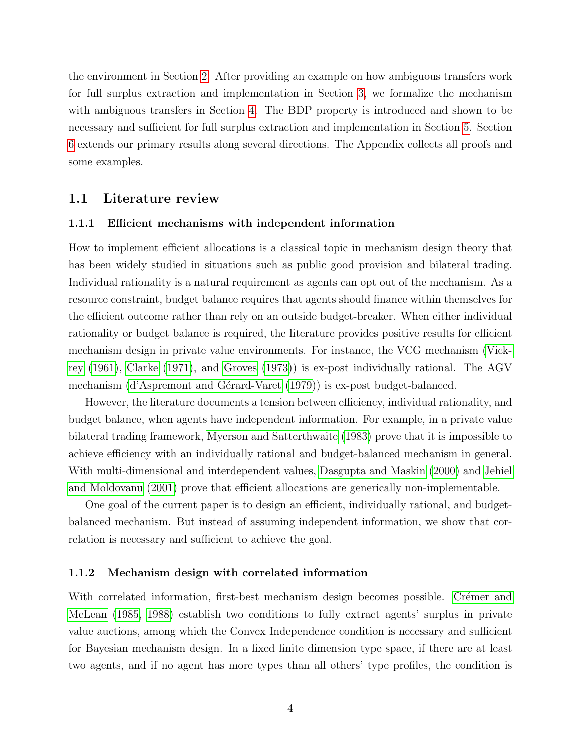the environment in Section 2. After providing an example on how ambiguous transfers work for full surplus extraction and implementation in Section 3, we formalize the mechanism with ambiguous transfers in Section 4. The BDP property is introduced and shown to be necessary and sufficient for full surplus extraction and implementation in Section 5. Section 6 extends our primary results along several directions. The Appendix collects all proofs and some examples.

## 1.1 Literature review

### 1.1.1 Efficient mechanisms with independent information

How to implement efficient allocations is a classical topic in mechanism design theory that has been widely studied in situations such as public good provision and bilateral trading. Individual rationality is a natural requirement as agents can opt out of the mechanism. As a resource constraint, budget balance requires that agents should finance within themselves for the efficient outcome rather than rely on an outside budget-breaker. When either individual rationality or budget balance is required, the literature provides positive results for efficient mechanism design in private value environments. For instance, the VCG mechanism (Vickrey (1961), Clarke (1971), and Groves (1973)) is ex-post individually rational. The AGV mechanism (d'Aspremont and Gérard-Varet (1979)) is ex-post budget-balanced.

However, the literature documents a tension between efficiency, individual rationality, and budget balance, when agents have independent information. For example, in a private value bilateral trading framework, Myerson and Satterthwaite (1983) prove that it is impossible to achieve efficiency with an individually rational and budget-balanced mechanism in general. With multi-dimensional and interdependent values, Dasgupta and Maskin (2000) and Jehiel and Moldovanu (2001) prove that efficient allocations are generically non-implementable.

One goal of the current paper is to design an efficient, individually rational, and budget-balanced mechanism. But instead of assuming independent information, we show that correlation is necessary and sufficient to achieve the goal.

### 1.1.2 Mechanism design with correlated information

With correlated information, first-best mechanism design becomes possible. Crémer and McLean (1985, 1988) establish two conditions to fully extract agents' surplus in private value auctions, among which the Convex Independence condition is necessary and sufficient for Bayesian mechanism design. In a fixed finite dimension type space, if there are at least two agents, and if no agent has more types than all others' type profiles, the condition is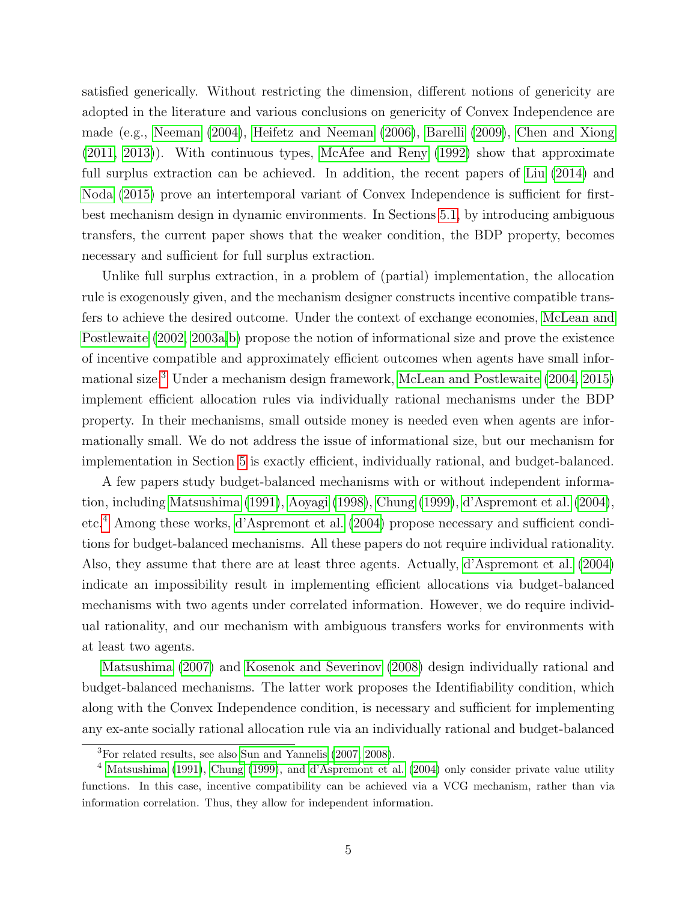satisfied generically. Without restricting the dimension, different notions of genericity are adopted in the literature and various conclusions on genericity of Convex Independence are made (e.g., Neeman (2004), Heifetz and Neeman (2006), Barelli (2009), Chen and Xiong (2011, 2013)). With continuous types, McAfee and Reny (1992) show that approximate full surplus extraction can be achieved. In addition, the recent papers of Liu (2014) and Noda (2015) prove an intertemporal variant of Convex Independence is sufficient for first-best mechanism design in dynamic environments. In Sections 5.1, by introducing ambiguous transfers, the current paper shows that the weaker condition, the BDP property, becomes necessary and sufficient for full surplus extraction.

Unlike full surplus extraction, in a problem of (partial) implementation, the allocation rule is exogenously given, and the mechanism designer constructs incentive compatible transfers to achieve the desired outcome. Under the context of exchange economies, McLean and Postlewaite (2002, 2003a,b) propose the notion of informational size and prove the existence of incentive compatible and approximately efficient outcomes when agents have small informational size.[3] Under a mechanism design framework, McLean and Postlewaite (2004, 2015) implement efficient allocation rules via individually rational mechanisms under the BDP property. In their mechanisms, small outside money is needed even when agents are informationally small. We do not address the issue of informational size, but our mechanism for implementation in Section 5 is exactly efficient, individually rational, and budget-balanced.

A few papers study budget-balanced mechanisms with or without independent information, including Matsushima (1991), Aoyagi (1998), Chung (1999), d'Aspremont et al. (2004), etc.[4] Among these works, d'Aspremont et al. (2004) propose necessary and sufficient conditions for budget-balanced mechanisms. All these papers do not require individual rationality. Also, they assume that there are at least three agents. Actually, d'Aspremont et al. (2004) indicate an impossibility result in implementing efficient allocations via budget-balanced mechanisms with two agents under correlated information. However, we do require individual rationality, and our mechanism with ambiguous transfers works for environments with at least two agents.

Matsushima (2007) and Kosenok and Severinov (2008) design individually rational and budget-balanced mechanisms. The latter work proposes the Identifiability condition, which along with the Convex Independence condition, is necessary and sufficient for implementing any ex-ante socially rational allocation rule via an individually rational and budget-balanced

---

[3] For related results, see also Sun and Yannelis (2007, 2008).

[4] Matsushima (1991), Chung (1999), and d'Aspremont et al. (2004) only consider private value utility functions. In this case, incentive compatibility can be achieved via a VCG mechanism, rather than via information correlation. Thus, they allow for independent information.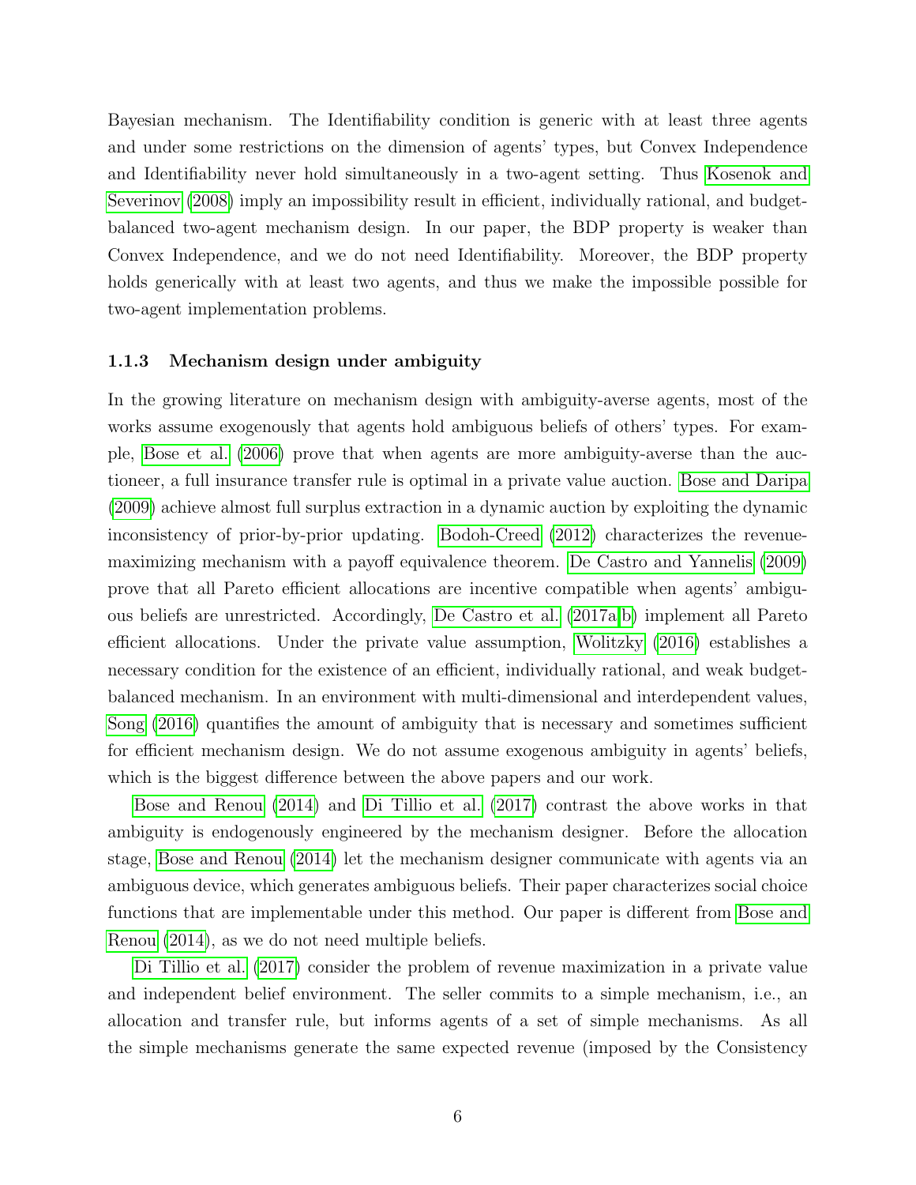Bayesian mechanism. The Identifiability condition is generic with at least three agents and under some restrictions on the dimension of agents' types, but Convex Independence and Identifiability never hold simultaneously in a two-agent setting. Thus Kosenok and Severinov (2008) imply an impossibility result in efficient, individually rational, and budget-balanced two-agent mechanism design. In our paper, the BDP property is weaker than Convex Independence, and we do not need Identifiability. Moreover, the BDP property holds generically with at least two agents, and thus we make the impossible possible for two-agent implementation problems.

### 1.1.3 Mechanism design under ambiguity

In the growing literature on mechanism design with ambiguity-averse agents, most of the works assume exogenously that agents hold ambiguous beliefs of others' types. For example, Bose et al. (2006) prove that when agents are more ambiguity-averse than the auctioneer, a full insurance transfer rule is optimal in a private value auction. Bose and Daripa (2009) achieve almost full surplus extraction in a dynamic auction by exploiting the dynamic inconsistency of prior-by-prior updating. Bodoh-Creed (2012) characterizes the revenue-maximizing mechanism with a payoff equivalence theorem. De Castro and Yannelis (2009) prove that all Pareto efficient allocations are incentive compatible when agents' ambiguous beliefs are unrestricted. Accordingly, De Castro et al. (2017a,b) implement all Pareto efficient allocations. Under the private value assumption, Wolitzky (2016) establishes a necessary condition for the existence of an efficient, individually rational, and weak budget-balanced mechanism. In an environment with multi-dimensional and interdependent values, Song (2016) quantifies the amount of ambiguity that is necessary and sometimes sufficient for efficient mechanism design. We do not assume exogenous ambiguity in agents' beliefs, which is the biggest difference between the above papers and our work.

Bose and Renou (2014) and Di Tillio et al. (2017) contrast the above works in that ambiguity is endogenously engineered by the mechanism designer. Before the allocation stage, Bose and Renou (2014) let the mechanism designer communicate with agents via an ambiguous device, which generates ambiguous beliefs. Their paper characterizes social choice functions that are implementable under this method. Our paper is different from Bose and Renou (2014), as we do not need multiple beliefs.

Di Tillio et al. (2017) consider the problem of revenue maximization in a private value and independent belief environment. The seller commits to a simple mechanism, i.e., an allocation and transfer rule, but informs agents of a set of simple mechanisms. As all the simple mechanisms generate the same expected revenue (imposed by the Consistency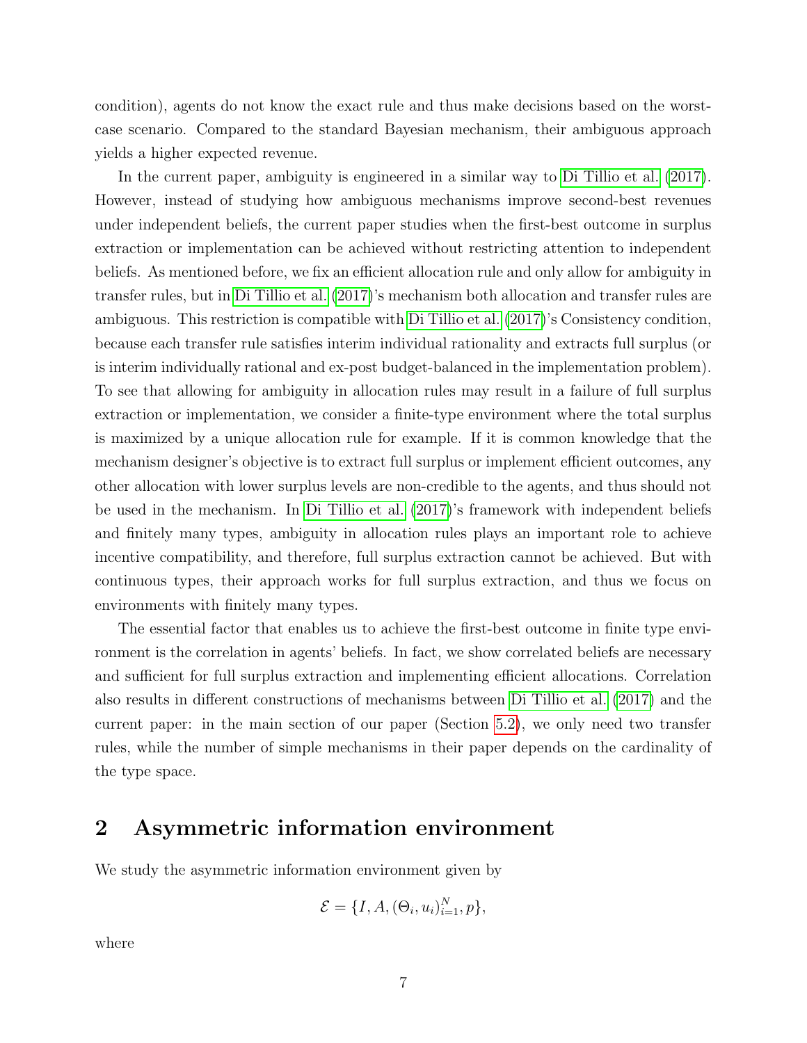condition), agents do not know the exact rule and thus make decisions based on the worst-case scenario. Compared to the standard Bayesian mechanism, their ambiguous approach yields a higher expected revenue.

In the current paper, ambiguity is engineered in a similar way to Di Tillio et al. (2017). However, instead of studying how ambiguous mechanisms improve second-best revenues under independent beliefs, the current paper studies when the first-best outcome in surplus extraction or implementation can be achieved without restricting attention to independent beliefs. As mentioned before, we fix an efficient allocation rule and only allow for ambiguity in transfer rules, but in Di Tillio et al. (2017)'s mechanism both allocation and transfer rules are ambiguous. This restriction is compatible with Di Tillio et al. (2017)'s Consistency condition, because each transfer rule satisfies interim individual rationality and extracts full surplus (or is interim individually rational and ex-post budget-balanced in the implementation problem). To see that allowing for ambiguity in allocation rules may result in a failure of full surplus extraction or implementation, we consider a finite-type environment where the total surplus is maximized by a unique allocation rule for example. If it is common knowledge that the mechanism designer's objective is to extract full surplus or implement efficient outcomes, any other allocation with lower surplus levels are non-credible to the agents, and thus should not be used in the mechanism. In Di Tillio et al. (2017)'s framework with independent beliefs and finitely many types, ambiguity in allocation rules plays an important role to achieve incentive compatibility, and therefore, full surplus extraction cannot be achieved. But with continuous types, their approach works for full surplus extraction, and thus we focus on environments with finitely many types.

The essential factor that enables us to achieve the first-best outcome in finite type environment is the correlation in agents' beliefs. In fact, we show correlated beliefs are necessary and sufficient for full surplus extraction and implementing efficient allocations. Correlation also results in different constructions of mechanisms between Di Tillio et al. (2017) and the current paper: in the main section of our paper (Section 5.2), we only need two transfer rules, while the number of simple mechanisms in their paper depends on the cardinality of the type space.

## 2 Asymmetric information environment

We study the asymmetric information environment given by

$$\mathcal{E} = \{I, A, (\Theta_i, u_i)_{i=1}^N, p\},$$

where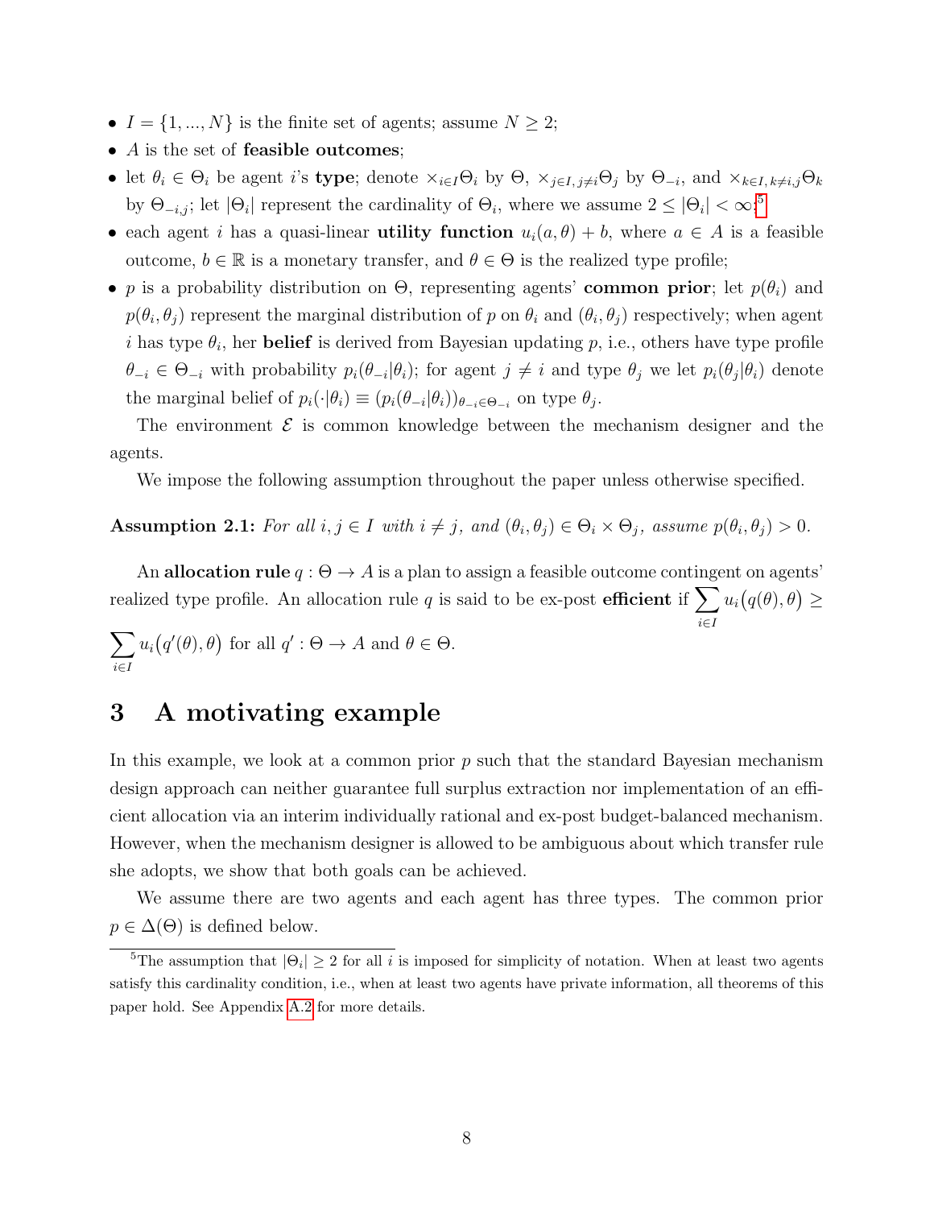- $I = \{1, ..., N\}$ is the finite set of agents; assume $N \geq 2$;
- $A$ is the set of **feasible outcomes**;
- let $\theta_i \in \Theta_i$ be agent $i$'s **type**; denote $\times_{i \in I} \Theta_i$ by $\Theta$, $\times_{j \in I, j \neq i} \Theta_j$ by $\Theta_{-i}$, and $\times_{k \in I, k \neq i,j} \Theta_k$ by $\Theta_{-i,j}$; let $|\Theta_i|$ represent the cardinality of $\Theta_i$, where we assume $2 \leq |\Theta_i| < \infty$;[5]
- each agent $i$ has a quasi-linear **utility function** $u_i(a, \theta) + b$, where $a \in A$ is a feasible outcome, $b \in \mathbb{R}$ is a monetary transfer, and $\theta \in \Theta$ is the realized type profile;
- $p$ is a probability distribution on $\Theta$, representing agents' **common prior**; let $p(\theta_i)$ and $p(\theta_i, \theta_j)$ represent the marginal distribution of $p$ on $\theta_i$ and $(\theta_i, \theta_j)$ respectively; when agent $i$ has type $\theta_i$, her **belief** is derived from Bayesian updating $p$, i.e., others have type profile $\theta_{-i} \in \Theta_{-i}$ with probability $p_i(\theta_{-i}|\theta_i)$; for agent $j \neq i$ and type $\theta_j$ we let $p_i(\theta_j|\theta_i)$ denote the marginal belief of $p_i(\cdot|\theta_i) \equiv (p_i(\theta_{-i}|\theta_i))_{\theta_{-i} \in \Theta_{-i}}$ on type $\theta_j$.

The environment $\mathcal{E}$ is common knowledge between the mechanism designer and the agents.

We impose the following assumption throughout the paper unless otherwise specified.

**Assumption 2.1:** *For all $i, j \in I$ with $i \neq j$, and $(\theta_i, \theta_j) \in \Theta_i \times \Theta_j$, assume $p(\theta_i, \theta_j) > 0$.*

An **allocation rule** $q : \Theta \to A$ is a plan to assign a feasible outcome contingent on agents' realized type profile. An allocation rule $q$ is said to be ex-post **efficient** if $\sum_{i \in I} u_i\big(q(\theta), \theta\big) \geq \sum_{i \in I} u_i\big(q'(\theta), \theta\big)$ for all $q' : \Theta \to A$ and $\theta \in \Theta$.

# 3 A motivating example

In this example, we look at a common prior $p$ such that the standard Bayesian mechanism design approach can neither guarantee full surplus extraction nor implementation of an efficient allocation via an interim individually rational and ex-post budget-balanced mechanism. However, when the mechanism designer is allowed to be ambiguous about which transfer rule she adopts, we show that both goals can be achieved.

We assume there are two agents and each agent has three types. The common prior $p \in \Delta(\Theta)$ is defined below.

---

[5]The assumption that $|\Theta_i| \geq 2$ for all $i$ is imposed for simplicity of notation. When at least two agents satisfy this cardinality condition, i.e., when at least two agents have private information, all theorems of this paper hold. See Appendix A.2 for more details.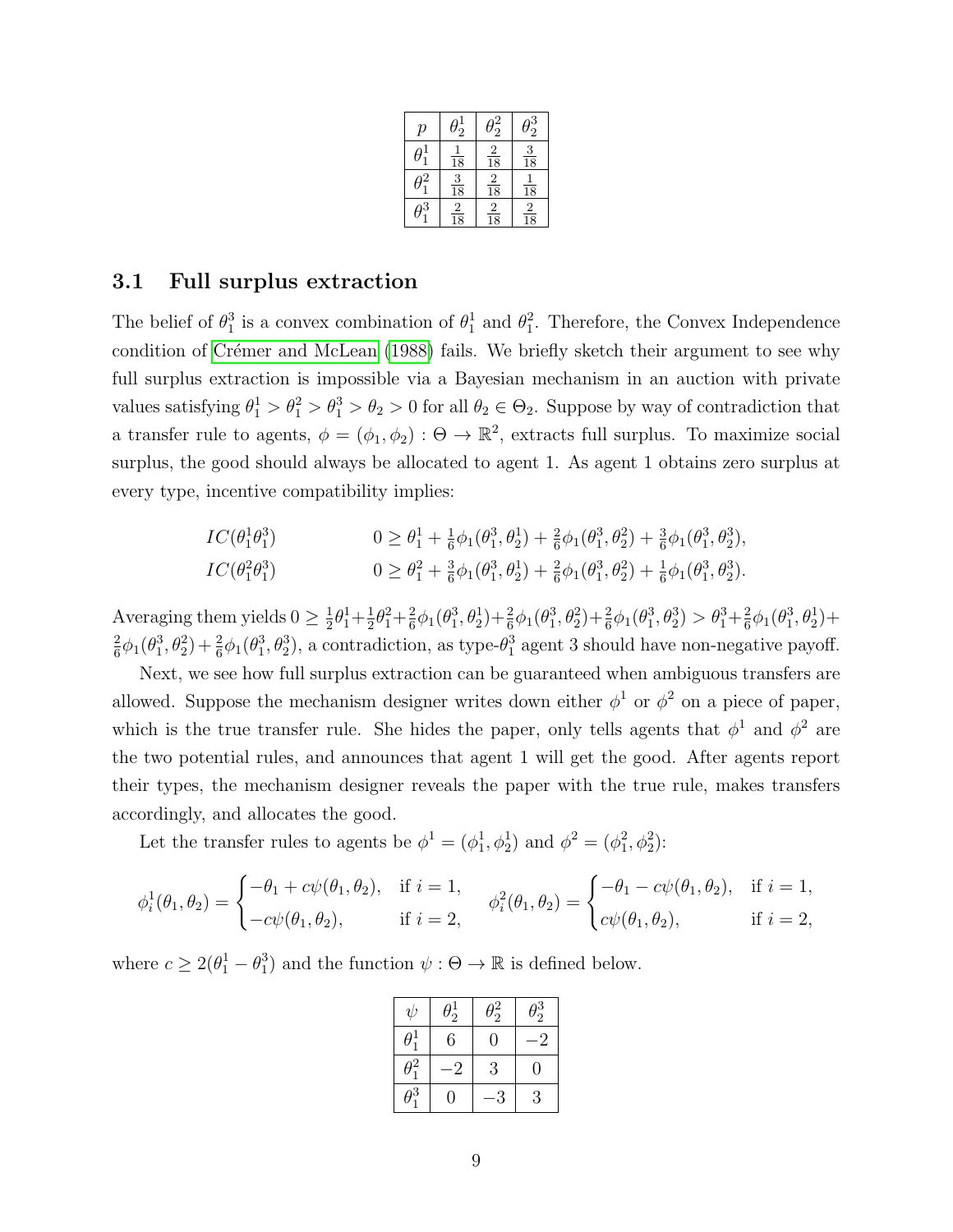| $p$ | $\theta_2^1$ | $\theta_2^2$ | $\theta_2^3$ |
|---|---|---|---|
| $\theta_1^1$ | $\frac{1}{18}$ | $\frac{2}{18}$ | $\frac{3}{18}$ |
| $\theta_1^2$ | $\frac{3}{18}$ | $\frac{2}{18}$ | $\frac{1}{18}$ |
| $\theta_1^3$ | $\frac{2}{18}$ | $\frac{2}{18}$ | $\frac{2}{18}$ |

### 3.1 Full surplus extraction

The belief of $\theta_1^3$ is a convex combination of $\theta_1^1$ and $\theta_1^2$. Therefore, the Convex Independence condition of Crémer and McLean (1988) fails. We briefly sketch their argument to see why full surplus extraction is impossible via a Bayesian mechanism in an auction with private values satisfying $\theta_1^1 > \theta_1^2 > \theta_1^3 > \theta_2 > 0$ for all $\theta_2 \in \Theta_2$. Suppose by way of contradiction that a transfer rule to agents, $\phi = (\phi_1, \phi_2) : \Theta \to \mathbb{R}^2$, extracts full surplus. To maximize social surplus, the good should always be allocated to agent 1. As agent 1 obtains zero surplus at every type, incentive compatibility implies:

$$IC(\theta_1^1\theta_1^3) \qquad 0 \geq \theta_1^1 + \tfrac{1}{6}\phi_1(\theta_1^3, \theta_2^1) + \tfrac{2}{6}\phi_1(\theta_1^3, \theta_2^2) + \tfrac{3}{6}\phi_1(\theta_1^3, \theta_2^3),$$

$$IC(\theta_1^2\theta_1^3) \qquad 0 \geq \theta_1^2 + \tfrac{3}{6}\phi_1(\theta_1^3, \theta_2^1) + \tfrac{2}{6}\phi_1(\theta_1^3, \theta_2^2) + \tfrac{1}{6}\phi_1(\theta_1^3, \theta_2^3).$$

Averaging them yields $0 \geq \frac{1}{2}\theta_1^1 + \frac{1}{2}\theta_1^2 + \frac{2}{6}\phi_1(\theta_1^3, \theta_2^1) + \frac{2}{6}\phi_1(\theta_1^3, \theta_2^2) + \frac{2}{6}\phi_1(\theta_1^3, \theta_2^3) > \theta_1^3 + \frac{2}{6}\phi_1(\theta_1^3, \theta_2^1) + \frac{2}{6}\phi_1(\theta_1^3, \theta_2^2) + \frac{2}{6}\phi_1(\theta_1^3, \theta_2^3)$, a contradiction, as type-$\theta_1^3$ agent 3 should have non-negative payoff.

Next, we see how full surplus extraction can be guaranteed when ambiguous transfers are allowed. Suppose the mechanism designer writes down either $\phi^1$ or $\phi^2$ on a piece of paper, which is the true transfer rule. She hides the paper, only tells agents that $\phi^1$ and $\phi^2$ are the two potential rules, and announces that agent 1 will get the good. After agents report their types, the mechanism designer reveals the paper with the true rule, makes transfers accordingly, and allocates the good.

Let the transfer rules to agents be $\phi^1 = (\phi_1^1, \phi_2^1)$ and $\phi^2 = (\phi_1^2, \phi_2^2)$:

$$\phi_i^1(\theta_1, \theta_2) = \begin{cases} -\theta_1 + c\psi(\theta_1, \theta_2), & \text{if } i = 1, \\ -c\psi(\theta_1, \theta_2), & \text{if } i = 2, \end{cases} \qquad \phi_i^2(\theta_1, \theta_2) = \begin{cases} -\theta_1 - c\psi(\theta_1, \theta_2), & \text{if } i = 1, \\ c\psi(\theta_1, \theta_2), & \text{if } i = 2, \end{cases}$$

where $c \geq 2(\theta_1^1 - \theta_1^3)$ and the function $\psi : \Theta \to \mathbb{R}$ is defined below.

| $\psi$ | $\theta_2^1$ | $\theta_2^2$ | $\theta_2^3$ |
|---|---|---|---|
| $\theta_1^1$ | $6$ | $0$ | $-2$ |
| $\theta_1^2$ | $-2$ | $3$ | $0$ |
| $\theta_1^3$ | $0$ | $-3$ | $3$ |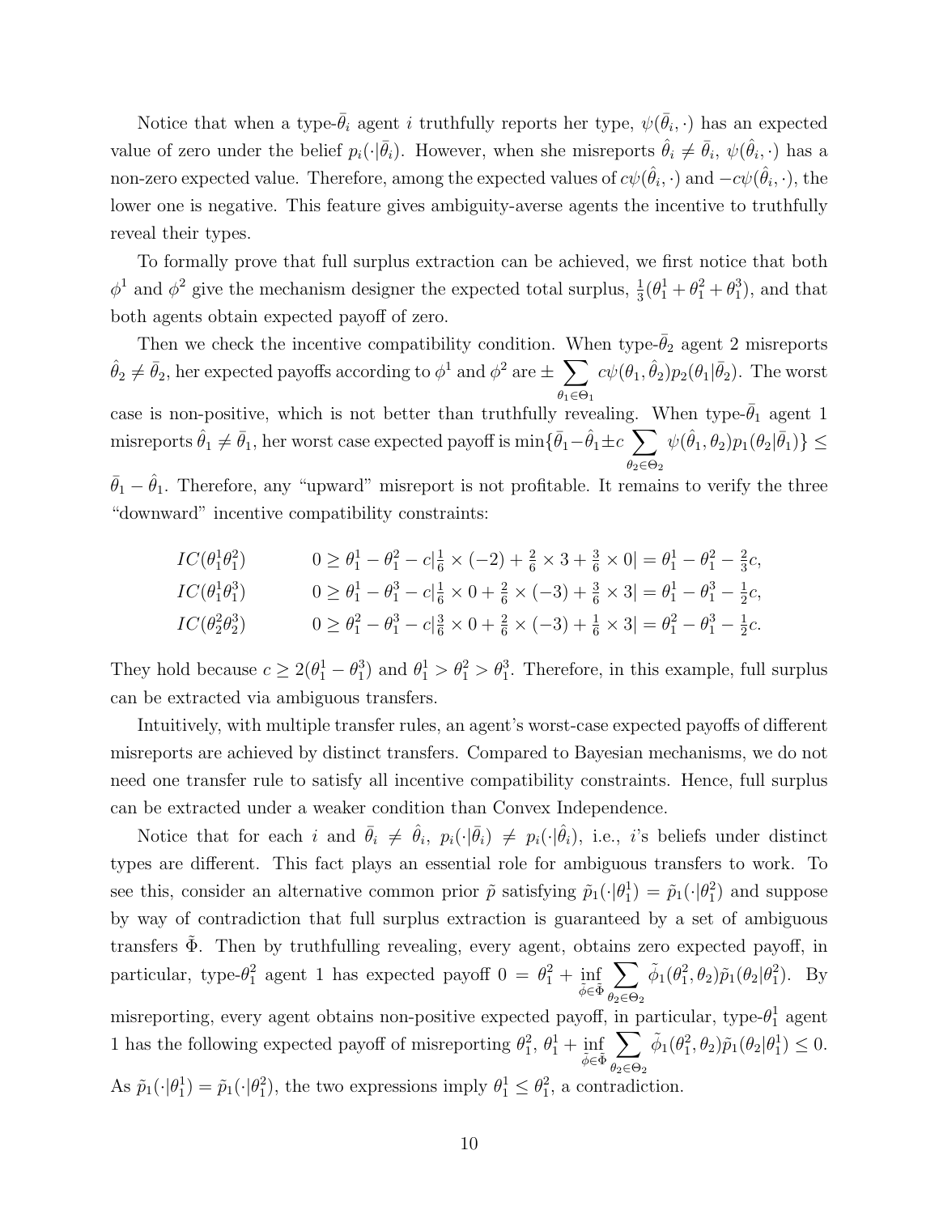Notice that when a type-$\bar{\theta}_i$ agent $i$ truthfully reports her type, $\psi(\bar{\theta}_i, \cdot)$ has an expected value of zero under the belief $p_i(\cdot|\bar{\theta}_i)$. However, when she misreports $\hat{\theta}_i \neq \bar{\theta}_i$, $\psi(\hat{\theta}_i, \cdot)$ has a non-zero expected value. Therefore, among the expected values of $c\psi(\hat{\theta}_i, \cdot)$ and $-c\psi(\hat{\theta}_i, \cdot)$, the lower one is negative. This feature gives ambiguity-averse agents the incentive to truthfully reveal their types.

To formally prove that full surplus extraction can be achieved, we first notice that both $\phi^1$ and $\phi^2$ give the mechanism designer the expected total surplus, $\frac{1}{3}(\theta_1^1 + \theta_1^2 + \theta_1^3)$, and that both agents obtain expected payoff of zero.

Then we check the incentive compatibility condition. When type-$\bar{\theta}_2$ agent 2 misreports $\hat{\theta}_2 \neq \bar{\theta}_2$, her expected payoffs according to $\phi^1$ and $\phi^2$ are $\pm \sum_{\theta_1 \in \Theta_1} c\psi(\theta_1, \hat{\theta}_2) p_2(\theta_1|\bar{\theta}_2)$. The worst case is non-positive, which is not better than truthfully revealing. When type-$\bar{\theta}_1$ agent 1 misreports $\hat{\theta}_1 \neq \bar{\theta}_1$, her worst case expected payoff is $\min\{\bar{\theta}_1 - \hat{\theta}_1 \pm c \sum_{\theta_2 \in \Theta_2} \psi(\hat{\theta}_1, \theta_2) p_1(\theta_2|\bar{\theta}_1)\} \leq \bar{\theta}_1 - \hat{\theta}_1$. Therefore, any "upward" misreport is not profitable. It remains to verify the three "downward" incentive compatibility constraints:

$$
\begin{aligned}
&IC(\theta_1^1\theta_1^2) \qquad && 0 \geq \theta_1^1 - \theta_1^2 - c|\tfrac{1}{6} \times (-2) + \tfrac{2}{6} \times 3 + \tfrac{3}{6} \times 0| = \theta_1^1 - \theta_1^2 - \tfrac{2}{3}c, \\
&IC(\theta_1^1\theta_1^3) \qquad && 0 \geq \theta_1^1 - \theta_1^3 - c|\tfrac{1}{6} \times 0 + \tfrac{2}{6} \times (-3) + \tfrac{3}{6} \times 3| = \theta_1^1 - \theta_1^3 - \tfrac{1}{2}c, \\
&IC(\theta_2^2\theta_2^3) \qquad && 0 \geq \theta_1^2 - \theta_1^3 - c|\tfrac{3}{6} \times 0 + \tfrac{2}{6} \times (-3) + \tfrac{1}{6} \times 3| = \theta_1^2 - \theta_1^3 - \tfrac{1}{2}c.
\end{aligned}
$$

They hold because $c \geq 2(\theta_1^1 - \theta_1^3)$ and $\theta_1^1 > \theta_1^2 > \theta_1^3$. Therefore, in this example, full surplus can be extracted via ambiguous transfers.

Intuitively, with multiple transfer rules, an agent's worst-case expected payoffs of different misreports are achieved by distinct transfers. Compared to Bayesian mechanisms, we do not need one transfer rule to satisfy all incentive compatibility constraints. Hence, full surplus can be extracted under a weaker condition than Convex Independence.

Notice that for each $i$ and $\bar{\theta}_i \neq \hat{\theta}_i$, $p_i(\cdot|\bar{\theta}_i) \neq p_i(\cdot|\hat{\theta}_i)$, i.e., $i$'s beliefs under distinct types are different. This fact plays an essential role for ambiguous transfers to work. To see this, consider an alternative common prior $\tilde{p}$ satisfying $\tilde{p}_1(\cdot|\theta_1^1) = \tilde{p}_1(\cdot|\theta_1^2)$ and suppose by way of contradiction that full surplus extraction is guaranteed by a set of ambiguous transfers $\tilde{\Phi}$. Then by truthfulling revealing, every agent, obtains zero expected payoff, in particular, type-$\theta_1^2$ agent 1 has expected payoff $0 = \theta_1^2 + \inf_{\tilde{\phi} \in \tilde{\Phi}} \sum_{\theta_2 \in \Theta_2} \tilde{\phi}_1(\theta_1^2, \theta_2) \tilde{p}_1(\theta_2|\theta_1^2)$. By misreporting, every agent obtains non-positive expected payoff, in particular, type-$\theta_1^1$ agent 1 has the following expected payoff of misreporting $\theta_1^2$, $\theta_1^1 + \inf_{\tilde{\phi} \in \tilde{\Phi}} \sum_{\theta_2 \in \Theta_2} \tilde{\phi}_1(\theta_1^2, \theta_2) \tilde{p}_1(\theta_2|\theta_1^1) \leq 0$. As $\tilde{p}_1(\cdot|\theta_1^1) = \tilde{p}_1(\cdot|\theta_1^2)$, the two expressions imply $\theta_1^1 \leq \theta_1^2$, a contradiction.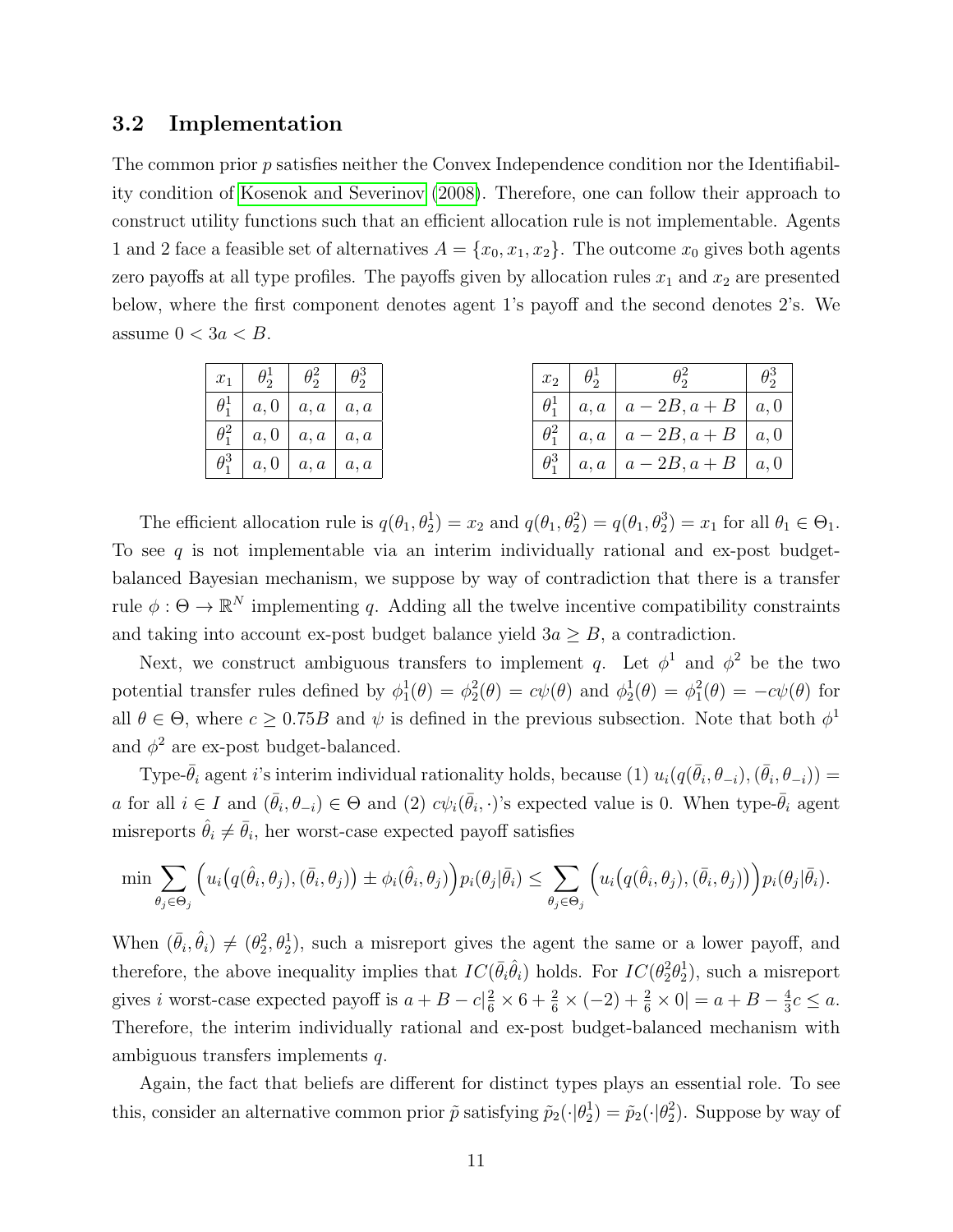## 3.2 Implementation

The common prior $p$ satisfies neither the Convex Independence condition nor the Identifiability condition of Kosenok and Severinov (2008). Therefore, one can follow their approach to construct utility functions such that an efficient allocation rule is not implementable. Agents 1 and 2 face a feasible set of alternatives $A = \{x_0, x_1, x_2\}$. The outcome $x_0$ gives both agents zero payoffs at all type profiles. The payoffs given by allocation rules $x_1$ and $x_2$ are presented below, where the first component denotes agent 1's payoff and the second denotes 2's. We assume $0 < 3a < B$.

| $x_1$ | $\theta_2^1$ | $\theta_2^2$ | $\theta_2^3$ |
|---|---|---|---|
| $\theta_1^1$ | $a, 0$ | $a, a$ | $a, a$ |
| $\theta_1^2$ | $a, 0$ | $a, a$ | $a, a$ |
| $\theta_1^3$ | $a, 0$ | $a, a$ | $a, a$ |

| $x_2$ | $\theta_2^1$ | $\theta_2^2$ | $\theta_2^3$ |
|---|---|---|---|
| $\theta_1^1$ | $a, a$ | $a - 2B, a + B$ | $a, 0$ |
| $\theta_1^2$ | $a, a$ | $a - 2B, a + B$ | $a, 0$ |
| $\theta_1^3$ | $a, a$ | $a - 2B, a + B$ | $a, 0$ |

The efficient allocation rule is $q(\theta_1, \theta_2^1) = x_2$ and $q(\theta_1, \theta_2^2) = q(\theta_1, \theta_2^3) = x_1$ for all $\theta_1 \in \Theta_1$. To see $q$ is not implementable via an interim individually rational and ex-post budget-balanced Bayesian mechanism, we suppose by way of contradiction that there is a transfer rule $\phi : \Theta \to \mathbb{R}^N$ implementing $q$. Adding all the twelve incentive compatibility constraints and taking into account ex-post budget balance yield $3a \geq B$, a contradiction.

Next, we construct ambiguous transfers to implement $q$. Let $\phi^1$ and $\phi^2$ be the two potential transfer rules defined by $\phi_1^1(\theta) = \phi_2^2(\theta) = c\psi(\theta)$ and $\phi_2^1(\theta) = \phi_1^2(\theta) = -c\psi(\theta)$ for all $\theta \in \Theta$, where $c \geq 0.75B$ and $\psi$ is defined in the previous subsection. Note that both $\phi^1$ and $\phi^2$ are ex-post budget-balanced.

Type-$\bar{\theta}_i$ agent $i$'s interim individual rationality holds, because (1) $u_i(q(\bar{\theta}_i, \theta_{-i}), (\bar{\theta}_i, \theta_{-i})) = a$ for all $i \in I$ and $(\bar{\theta}_i, \theta_{-i}) \in \Theta$ and (2) $c\psi_i(\bar{\theta}_i, \cdot)$'s expected value is 0. When type-$\bar{\theta}_i$ agent misreports $\hat{\theta}_i \neq \bar{\theta}_i$, her worst-case expected payoff satisfies

$$\min \sum_{\theta_j \in \Theta_j} \Big( u_i\big(q(\hat{\theta}_i, \theta_j), (\bar{\theta}_i, \theta_j)\big) \pm \phi_i(\hat{\theta}_i, \theta_j) \Big) p_i(\theta_j | \bar{\theta}_i) \leq \sum_{\theta_j \in \Theta_j} \Big( u_i\big(q(\hat{\theta}_i, \theta_j), (\bar{\theta}_i, \theta_j)\big) \Big) p_i(\theta_j | \bar{\theta}_i).$$

When $(\bar{\theta}_i, \hat{\theta}_i) \neq (\theta_2^2, \theta_2^1)$, such a misreport gives the agent the same or a lower payoff, and therefore, the above inequality implies that $IC(\bar{\theta}_i \hat{\theta}_i)$ holds. For $IC(\theta_2^2 \theta_2^1)$, such a misreport gives $i$ worst-case expected payoff is $a + B - c|\frac{2}{6} \times 6 + \frac{2}{6} \times (-2) + \frac{2}{6} \times 0| = a + B - \frac{4}{3}c \leq a$. Therefore, the interim individually rational and ex-post budget-balanced mechanism with ambiguous transfers implements $q$.

Again, the fact that beliefs are different for distinct types plays an essential role. To see this, consider an alternative common prior $\tilde{p}$ satisfying $\tilde{p}_2(\cdot|\theta_2^1) = \tilde{p}_2(\cdot|\theta_2^2)$. Suppose by way of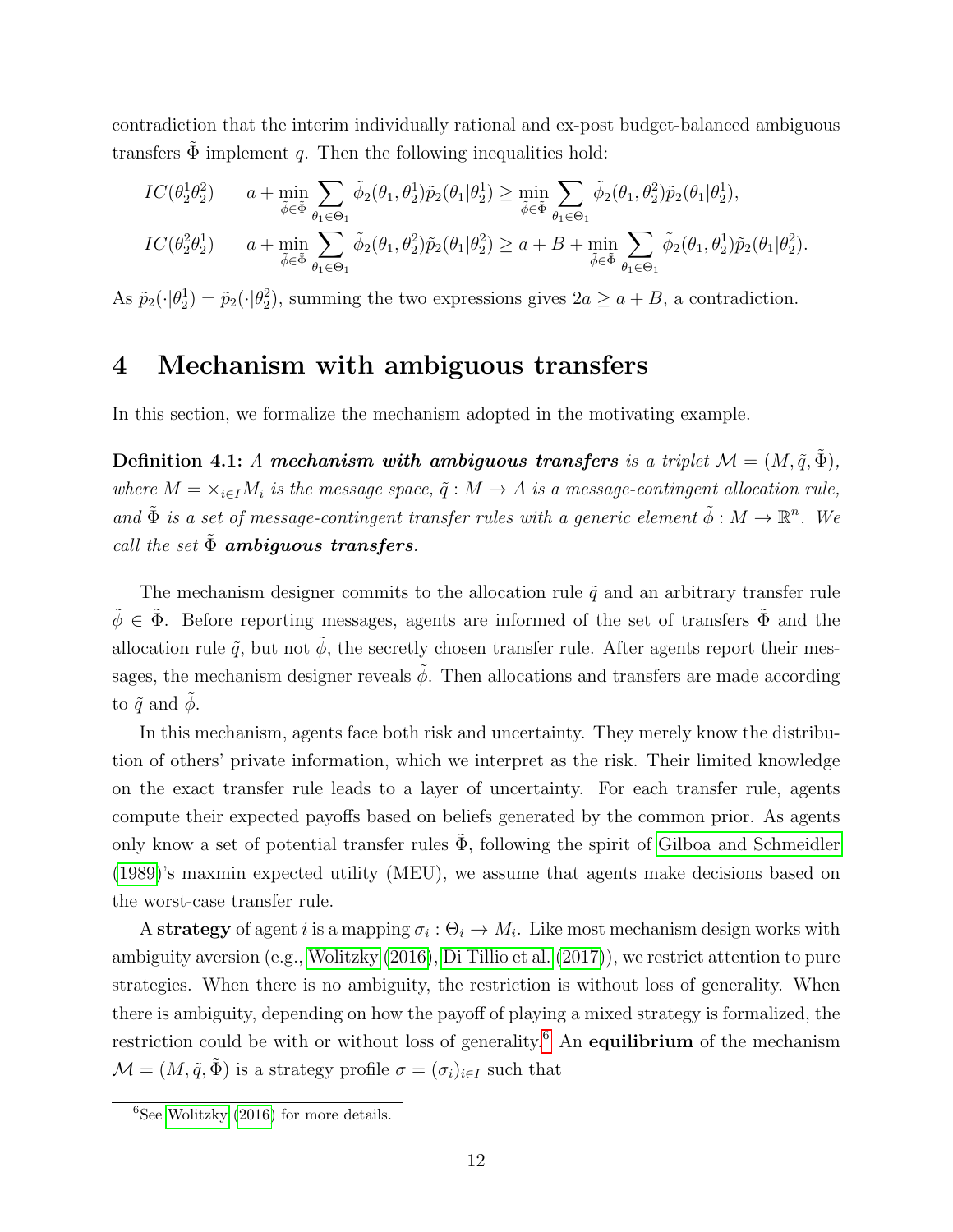contradiction that the interim individually rational and ex-post budget-balanced ambiguous transfers $\tilde{\Phi}$ implement $q$. Then the following inequalities hold:

$$IC(\theta_2^1\theta_2^2) \qquad a + \min_{\tilde{\phi}\in\tilde{\Phi}} \sum_{\theta_1\in\Theta_1} \tilde{\phi}_2(\theta_1, \theta_2^1)\tilde{p}_2(\theta_1|\theta_2^1) \geq \min_{\tilde{\phi}\in\tilde{\Phi}} \sum_{\theta_1\in\Theta_1} \tilde{\phi}_2(\theta_1, \theta_2^2)\tilde{p}_2(\theta_1|\theta_2^1),$$

$$IC(\theta_2^2\theta_2^1) \qquad a + \min_{\tilde{\phi}\in\tilde{\Phi}} \sum_{\theta_1\in\Theta_1} \tilde{\phi}_2(\theta_1, \theta_2^2)\tilde{p}_2(\theta_1|\theta_2^2) \geq a + B + \min_{\tilde{\phi}\in\tilde{\Phi}} \sum_{\theta_1\in\Theta_1} \tilde{\phi}_2(\theta_1, \theta_2^1)\tilde{p}_2(\theta_1|\theta_2^2).$$

As $\tilde{p}_2(\cdot|\theta_2^1) = \tilde{p}_2(\cdot|\theta_2^2)$, summing the two expressions gives $2a \geq a + B$, a contradiction.

# 4 Mechanism with ambiguous transfers

In this section, we formalize the mechanism adopted in the motivating example.

**Definition 4.1:** *A* ***mechanism with ambiguous transfers*** *is a triplet $\mathcal{M} = (M, \tilde{q}, \tilde{\Phi})$, where $M = \times_{i\in I} M_i$ is the message space, $\tilde{q} : M \to A$ is a message-contingent allocation rule, and $\tilde{\Phi}$ is a set of message-contingent transfer rules with a generic element $\tilde{\phi} : M \to \mathbb{R}^n$. We call the set $\tilde{\Phi}$* ***ambiguous transfers****.*

The mechanism designer commits to the allocation rule $\tilde{q}$ and an arbitrary transfer rule $\tilde{\phi} \in \tilde{\Phi}$. Before reporting messages, agents are informed of the set of transfers $\tilde{\Phi}$ and the allocation rule $\tilde{q}$, but not $\tilde{\phi}$, the secretly chosen transfer rule. After agents report their messages, the mechanism designer reveals $\tilde{\phi}$. Then allocations and transfers are made according to $\tilde{q}$ and $\tilde{\phi}$.

In this mechanism, agents face both risk and uncertainty. They merely know the distribution of others' private information, which we interpret as the risk. Their limited knowledge on the exact transfer rule leads to a layer of uncertainty. For each transfer rule, agents compute their expected payoffs based on beliefs generated by the common prior. As agents only know a set of potential transfer rules $\tilde{\Phi}$, following the spirit of Gilboa and Schmeidler (1989)'s maxmin expected utility (MEU), we assume that agents make decisions based on the worst-case transfer rule.

A **strategy** of agent $i$ is a mapping $\sigma_i : \Theta_i \to M_i$. Like most mechanism design works with ambiguity aversion (e.g., Wolitzky (2016), Di Tillio et al. (2017)), we restrict attention to pure strategies. When there is no ambiguity, the restriction is without loss of generality. When there is ambiguity, depending on how the payoff of playing a mixed strategy is formalized, the restriction could be with or without loss of generality.[6] An **equilibrium** of the mechanism $\mathcal{M} = (M, \tilde{q}, \tilde{\Phi})$ is a strategy profile $\sigma = (\sigma_i)_{i\in I}$ such that

[6] See Wolitzky (2016) for more details.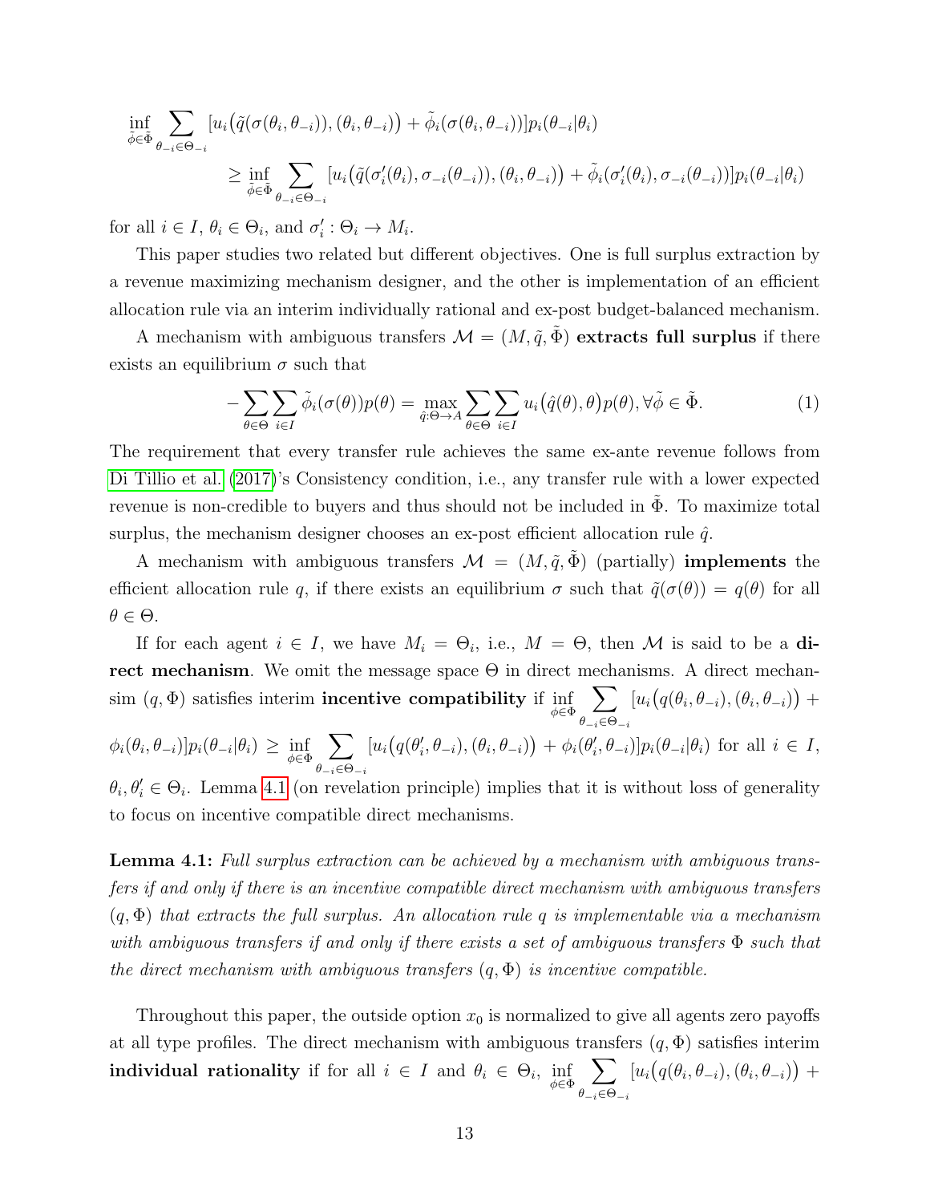$$\inf_{\tilde{\phi}\in\tilde{\Phi}} \sum_{\theta_{-i}\in\Theta_{-i}} [u_i\big(\tilde{q}(\sigma(\theta_i,\theta_{-i})),(\theta_i,\theta_{-i})\big)+\tilde{\phi}_i(\sigma(\theta_i,\theta_{-i}))]p_i(\theta_{-i}|\theta_i)$$

$$\geq \inf_{\tilde{\phi}\in\tilde{\Phi}} \sum_{\theta_{-i}\in\Theta_{-i}} [u_i\big(\tilde{q}(\sigma_i'(\theta_i),\sigma_{-i}(\theta_{-i})),(\theta_i,\theta_{-i})\big)+\tilde{\phi}_i(\sigma_i'(\theta_i),\sigma_{-i}(\theta_{-i}))]p_i(\theta_{-i}|\theta_i)$$

for all $i \in I$, $\theta_i \in \Theta_i$, and $\sigma_i' : \Theta_i \to M_i$.

This paper studies two related but different objectives. One is full surplus extraction by a revenue maximizing mechanism designer, and the other is implementation of an efficient allocation rule via an interim individually rational and ex-post budget-balanced mechanism.

A mechanism with ambiguous transfers $\mathcal{M} = (M, \tilde{q}, \tilde{\Phi})$ **extracts full surplus** if there exists an equilibrium $\sigma$ such that

$$-\sum_{\theta\in\Theta}\sum_{i\in I}\tilde{\phi}_i(\sigma(\theta))p(\theta) = \max_{\hat{q}:\Theta\to A}\sum_{\theta\in\Theta}\sum_{i\in I}u_i\big(\hat{q}(\theta),\theta\big)p(\theta), \forall\tilde{\phi}\in\tilde{\Phi}. \tag{1}$$

The requirement that every transfer rule achieves the same ex-ante revenue follows from Di Tillio et al. (2017)'s Consistency condition, i.e., any transfer rule with a lower expected revenue is non-credible to buyers and thus should not be included in $\tilde{\Phi}$. To maximize total surplus, the mechanism designer chooses an ex-post efficient allocation rule $\hat{q}$.

A mechanism with ambiguous transfers $\mathcal{M} = (M, \tilde{q}, \tilde{\Phi})$ (partially) **implements** the efficient allocation rule $q$, if there exists an equilibrium $\sigma$ such that $\tilde{q}(\sigma(\theta)) = q(\theta)$ for all $\theta \in \Theta$.

If for each agent $i \in I$, we have $M_i = \Theta_i$, i.e., $M = \Theta$, then $\mathcal{M}$ is said to be a **direct mechanism**. We omit the message space $\Theta$ in direct mechanisms. A direct mechanism $(q, \Phi)$ satisfies interim **incentive compatibility** if $\inf_{\phi\in\Phi}\sum_{\theta_{-i}\in\Theta_{-i}}[u_i\big(q(\theta_i,\theta_{-i}),(\theta_i,\theta_{-i})\big)+\phi_i(\theta_i,\theta_{-i})]p_i(\theta_{-i}|\theta_i) \geq \inf_{\phi\in\Phi}\sum_{\theta_{-i}\in\Theta_{-i}}[u_i\big(q(\theta_i',\theta_{-i}),(\theta_i,\theta_{-i})\big)+\phi_i(\theta_i',\theta_{-i})]p_i(\theta_{-i}|\theta_i)$ for all $i \in I$, $\theta_i, \theta_i' \in \Theta_i$. Lemma 4.1 (on revelation principle) implies that it is without loss of generality to focus on incentive compatible direct mechanisms.

**Lemma 4.1:** *Full surplus extraction can be achieved by a mechanism with ambiguous transfers if and only if there is an incentive compatible direct mechanism with ambiguous transfers $(q, \Phi)$ that extracts the full surplus. An allocation rule $q$ is implementable via a mechanism with ambiguous transfers if and only if there exists a set of ambiguous transfers $\Phi$ such that the direct mechanism with ambiguous transfers $(q, \Phi)$ is incentive compatible.*

Throughout this paper, the outside option $x_0$ is normalized to give all agents zero payoffs at all type profiles. The direct mechanism with ambiguous transfers $(q, \Phi)$ satisfies interim **individual rationality** if for all $i \in I$ and $\theta_i \in \Theta_i$, $\inf_{\phi\in\Phi}\sum_{\theta_{-i}\in\Theta_{-i}}[u_i\big(q(\theta_i,\theta_{-i}),(\theta_i,\theta_{-i})\big)+$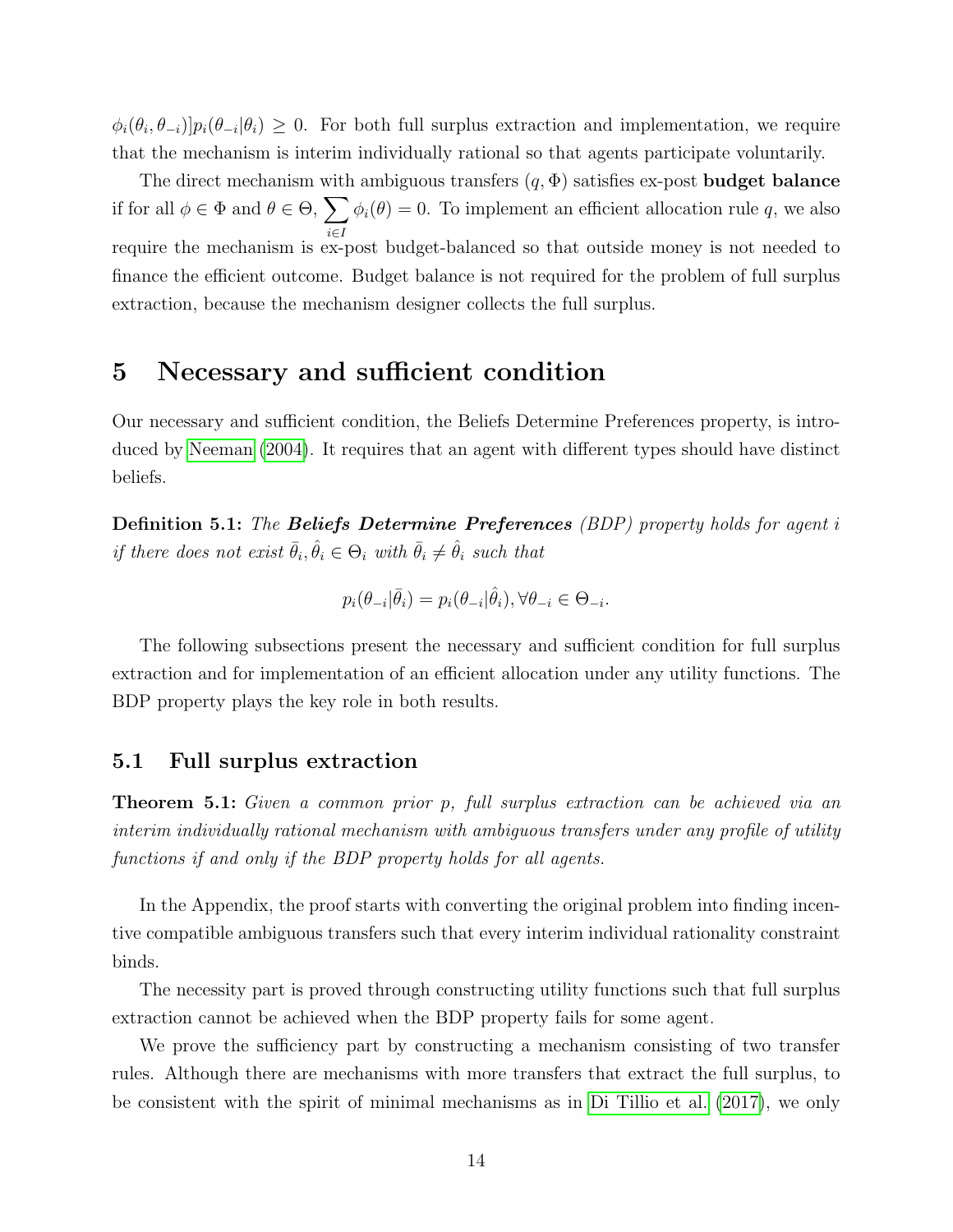$\phi_i(\theta_i, \theta_{-i})]p_i(\theta_{-i}|\theta_i) \geq 0$. For both full surplus extraction and implementation, we require that the mechanism is interim individually rational so that agents participate voluntarily.

The direct mechanism with ambiguous transfers $(q, \Phi)$ satisfies ex-post **budget balance** if for all $\phi \in \Phi$ and $\theta \in \Theta$, $\sum_{i \in I} \phi_i(\theta) = 0$. To implement an efficient allocation rule $q$, we also require the mechanism is ex-post budget-balanced so that outside money is not needed to finance the efficient outcome. Budget balance is not required for the problem of full surplus extraction, because the mechanism designer collects the full surplus.

# 5 Necessary and sufficient condition

Our necessary and sufficient condition, the Beliefs Determine Preferences property, is introduced by Neeman (2004). It requires that an agent with different types should have distinct beliefs.

**Definition 5.1:** *The **Beliefs Determine Preferences** (BDP) property holds for agent $i$ if there does not exist $\bar{\theta}_i, \hat{\theta}_i \in \Theta_i$ with $\bar{\theta}_i \neq \hat{\theta}_i$ such that*

$$p_i(\theta_{-i}|\bar{\theta}_i) = p_i(\theta_{-i}|\hat{\theta}_i), \forall \theta_{-i} \in \Theta_{-i}.$$

The following subsections present the necessary and sufficient condition for full surplus extraction and for implementation of an efficient allocation under any utility functions. The BDP property plays the key role in both results.

## 5.1 Full surplus extraction

**Theorem 5.1:** *Given a common prior $p$, full surplus extraction can be achieved via an interim individually rational mechanism with ambiguous transfers under any profile of utility functions if and only if the BDP property holds for all agents.*

In the Appendix, the proof starts with converting the original problem into finding incentive compatible ambiguous transfers such that every interim individual rationality constraint binds.

The necessity part is proved through constructing utility functions such that full surplus extraction cannot be achieved when the BDP property fails for some agent.

We prove the sufficiency part by constructing a mechanism consisting of two transfer rules. Although there are mechanisms with more transfers that extract the full surplus, to be consistent with the spirit of minimal mechanisms as in Di Tillio et al. (2017), we only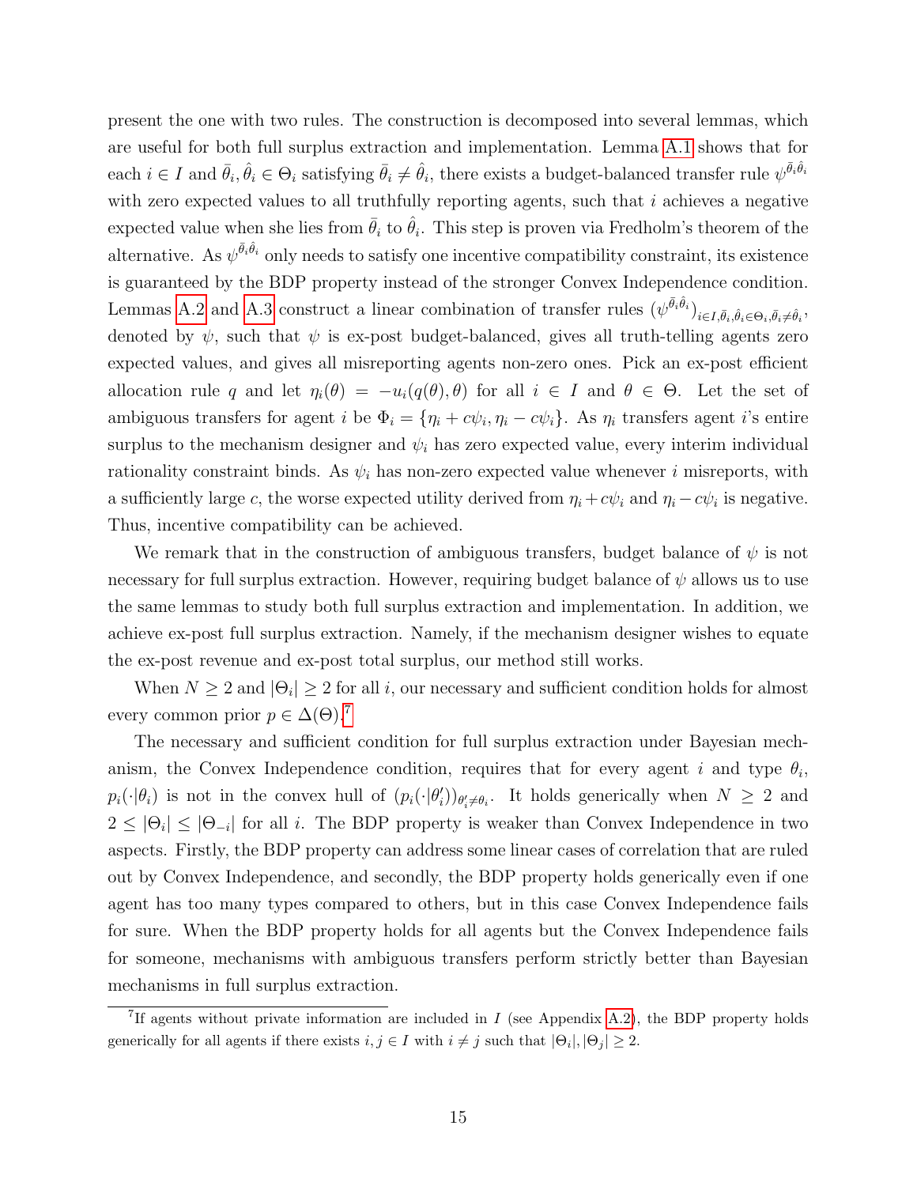present the one with two rules. The construction is decomposed into several lemmas, which are useful for both full surplus extraction and implementation. Lemma A.1 shows that for each $i \in I$ and $\bar{\theta}_i, \hat{\theta}_i \in \Theta_i$ satisfying $\bar{\theta}_i \neq \hat{\theta}_i$, there exists a budget-balanced transfer rule $\psi^{\bar{\theta}_i\hat{\theta}_i}$ with zero expected values to all truthfully reporting agents, such that $i$ achieves a negative expected value when she lies from $\bar{\theta}_i$ to $\hat{\theta}_i$. This step is proven via Fredholm's theorem of the alternative. As $\psi^{\bar{\theta}_i\hat{\theta}_i}$ only needs to satisfy one incentive compatibility constraint, its existence is guaranteed by the BDP property instead of the stronger Convex Independence condition. Lemmas A.2 and A.3 construct a linear combination of transfer rules $(\psi^{\bar{\theta}_i\hat{\theta}_i})_{i\in I,\bar{\theta}_i,\hat{\theta}_i\in\Theta_i,\bar{\theta}_i\neq\hat{\theta}_i}$, denoted by $\psi$, such that $\psi$ is ex-post budget-balanced, gives all truth-telling agents zero expected values, and gives all misreporting agents non-zero ones. Pick an ex-post efficient allocation rule $q$ and let $\eta_i(\theta) = -u_i(q(\theta), \theta)$ for all $i \in I$ and $\theta \in \Theta$. Let the set of ambiguous transfers for agent $i$ be $\Phi_i = \{\eta_i + c\psi_i, \eta_i - c\psi_i\}$. As $\eta_i$ transfers agent $i$'s entire surplus to the mechanism designer and $\psi_i$ has zero expected value, every interim individual rationality constraint binds. As $\psi_i$ has non-zero expected value whenever $i$ misreports, with a sufficiently large $c$, the worse expected utility derived from $\eta_i + c\psi_i$ and $\eta_i - c\psi_i$ is negative. Thus, incentive compatibility can be achieved.

We remark that in the construction of ambiguous transfers, budget balance of $\psi$ is not necessary for full surplus extraction. However, requiring budget balance of $\psi$ allows us to use the same lemmas to study both full surplus extraction and implementation. In addition, we achieve ex-post full surplus extraction. Namely, if the mechanism designer wishes to equate the ex-post revenue and ex-post total surplus, our method still works.

When $N \geq 2$ and $|\Theta_i| \geq 2$ for all $i$, our necessary and sufficient condition holds for almost every common prior $p \in \Delta(\Theta)$.[7]

The necessary and sufficient condition for full surplus extraction under Bayesian mechanism, the Convex Independence condition, requires that for every agent $i$ and type $\theta_i$, $p_i(\cdot|\theta_i)$ is not in the convex hull of $(p_i(\cdot|\theta_i'))_{\theta_i'\neq\theta_i}$. It holds generically when $N \geq 2$ and $2 \leq |\Theta_i| \leq |\Theta_{-i}|$ for all $i$. The BDP property is weaker than Convex Independence in two aspects. Firstly, the BDP property can address some linear cases of correlation that are ruled out by Convex Independence, and secondly, the BDP property holds generically even if one agent has too many types compared to others, but in this case Convex Independence fails for sure. When the BDP property holds for all agents but the Convex Independence fails for someone, mechanisms with ambiguous transfers perform strictly better than Bayesian mechanisms in full surplus extraction.

[7] If agents without private information are included in $I$ (see Appendix A.2), the BDP property holds generically for all agents if there exists $i, j \in I$ with $i \neq j$ such that $|\Theta_i|, |\Theta_j| \geq 2$.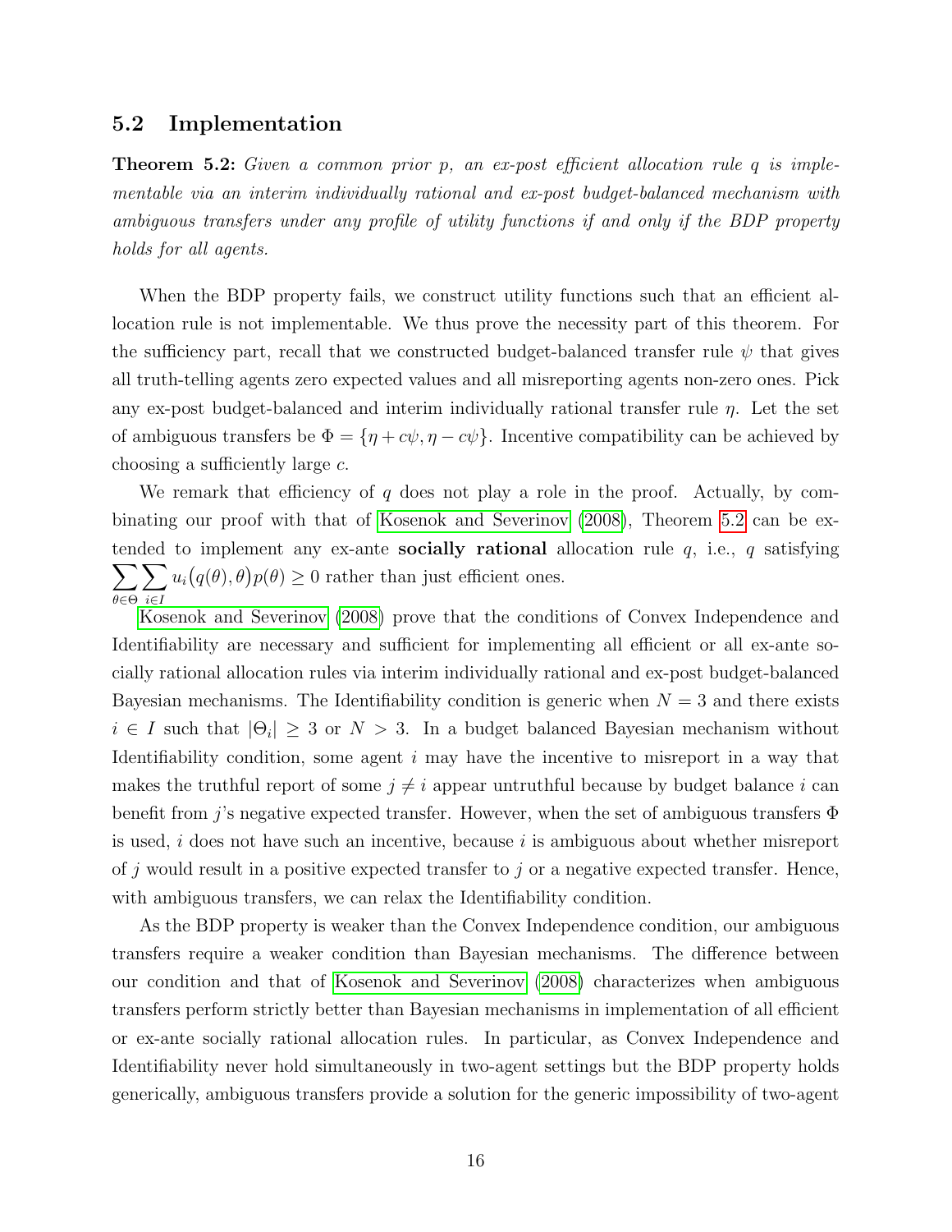## 5.2 Implementation

**Theorem 5.2:** *Given a common prior $p$, an ex-post efficient allocation rule $q$ is implementable via an interim individually rational and ex-post budget-balanced mechanism with ambiguous transfers under any profile of utility functions if and only if the BDP property holds for all agents.*

When the BDP property fails, we construct utility functions such that an efficient allocation rule is not implementable. We thus prove the necessity part of this theorem. For the sufficiency part, recall that we constructed budget-balanced transfer rule $\psi$ that gives all truth-telling agents zero expected values and all misreporting agents non-zero ones. Pick any ex-post budget-balanced and interim individually rational transfer rule $\eta$. Let the set of ambiguous transfers be $\Phi = \{\eta + c\psi, \eta - c\psi\}$. Incentive compatibility can be achieved by choosing a sufficiently large $c$.

We remark that efficiency of $q$ does not play a role in the proof. Actually, by combinating our proof with that of Kosenok and Severinov (2008), Theorem 5.2 can be extended to implement any ex-ante **socially rational** allocation rule $q$, i.e., $q$ satisfying $\sum_{\theta\in\Theta}\sum_{i\in I} u_i\big(q(\theta), \theta\big)p(\theta) \geq 0$ rather than just efficient ones.

Kosenok and Severinov (2008) prove that the conditions of Convex Independence and Identifiability are necessary and sufficient for implementing all efficient or all ex-ante socially rational allocation rules via interim individually rational and ex-post budget-balanced Bayesian mechanisms. The Identifiability condition is generic when $N = 3$ and there exists $i \in I$ such that $|\Theta_i| \geq 3$ or $N > 3$. In a budget balanced Bayesian mechanism without Identifiability condition, some agent $i$ may have the incentive to misreport in a way that makes the truthful report of some $j \neq i$ appear untruthful because by budget balance $i$ can benefit from $j$'s negative expected transfer. However, when the set of ambiguous transfers $\Phi$ is used, $i$ does not have such an incentive, because $i$ is ambiguous about whether misreport of $j$ would result in a positive expected transfer to $j$ or a negative expected transfer. Hence, with ambiguous transfers, we can relax the Identifiability condition.

As the BDP property is weaker than the Convex Independence condition, our ambiguous transfers require a weaker condition than Bayesian mechanisms. The difference between our condition and that of Kosenok and Severinov (2008) characterizes when ambiguous transfers perform strictly better than Bayesian mechanisms in implementation of all efficient or ex-ante socially rational allocation rules. In particular, as Convex Independence and Identifiability never hold simultaneously in two-agent settings but the BDP property holds generically, ambiguous transfers provide a solution for the generic impossibility of two-agent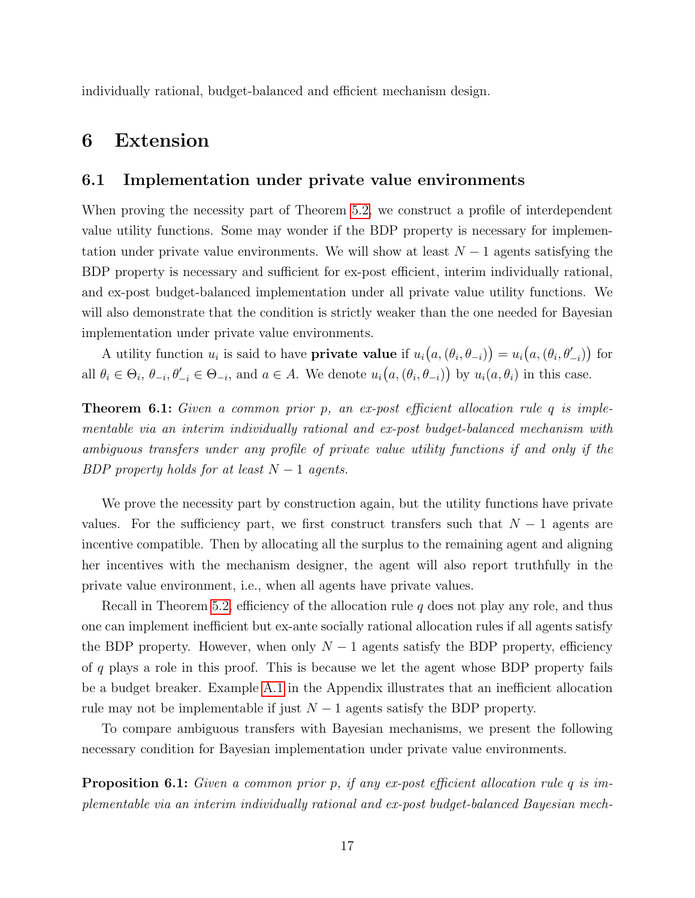individually rational, budget-balanced and efficient mechanism design.

# 6 Extension

## 6.1 Implementation under private value environments

When proving the necessity part of Theorem 5.2, we construct a profile of interdependent value utility functions. Some may wonder if the BDP property is necessary for implementation under private value environments. We will show at least $N-1$ agents satisfying the BDP property is necessary and sufficient for ex-post efficient, interim individually rational, and ex-post budget-balanced implementation under all private value utility functions. We will also demonstrate that the condition is strictly weaker than the one needed for Bayesian implementation under private value environments.

A utility function $u_i$ is said to have **private value** if $u_i\big(a, (\theta_i, \theta_{-i})\big) = u_i\big(a, (\theta_i, \theta'_{-i})\big)$ for all $\theta_i \in \Theta_i$, $\theta_{-i}, \theta'_{-i} \in \Theta_{-i}$, and $a \in A$. We denote $u_i\big(a, (\theta_i, \theta_{-i})\big)$ by $u_i(a, \theta_i)$ in this case.

**Theorem 6.1:** *Given a common prior $p$, an ex-post efficient allocation rule $q$ is implementable via an interim individually rational and ex-post budget-balanced mechanism with ambiguous transfers under any profile of private value utility functions if and only if the BDP property holds for at least $N-1$ agents.*

We prove the necessity part by construction again, but the utility functions have private values. For the sufficiency part, we first construct transfers such that $N-1$ agents are incentive compatible. Then by allocating all the surplus to the remaining agent and aligning her incentives with the mechanism designer, the agent will also report truthfully in the private value environment, i.e., when all agents have private values.

Recall in Theorem 5.2, efficiency of the allocation rule $q$ does not play any role, and thus one can implement inefficient but ex-ante socially rational allocation rules if all agents satisfy the BDP property. However, when only $N-1$ agents satisfy the BDP property, efficiency of $q$ plays a role in this proof. This is because we let the agent whose BDP property fails be a budget breaker. Example A.1 in the Appendix illustrates that an inefficient allocation rule may not be implementable if just $N-1$ agents satisfy the BDP property.

To compare ambiguous transfers with Bayesian mechanisms, we present the following necessary condition for Bayesian implementation under private value environments.

**Proposition 6.1:** *Given a common prior $p$, if any ex-post efficient allocation rule $q$ is implementable via an interim individually rational and ex-post budget-balanced Bayesian mech-*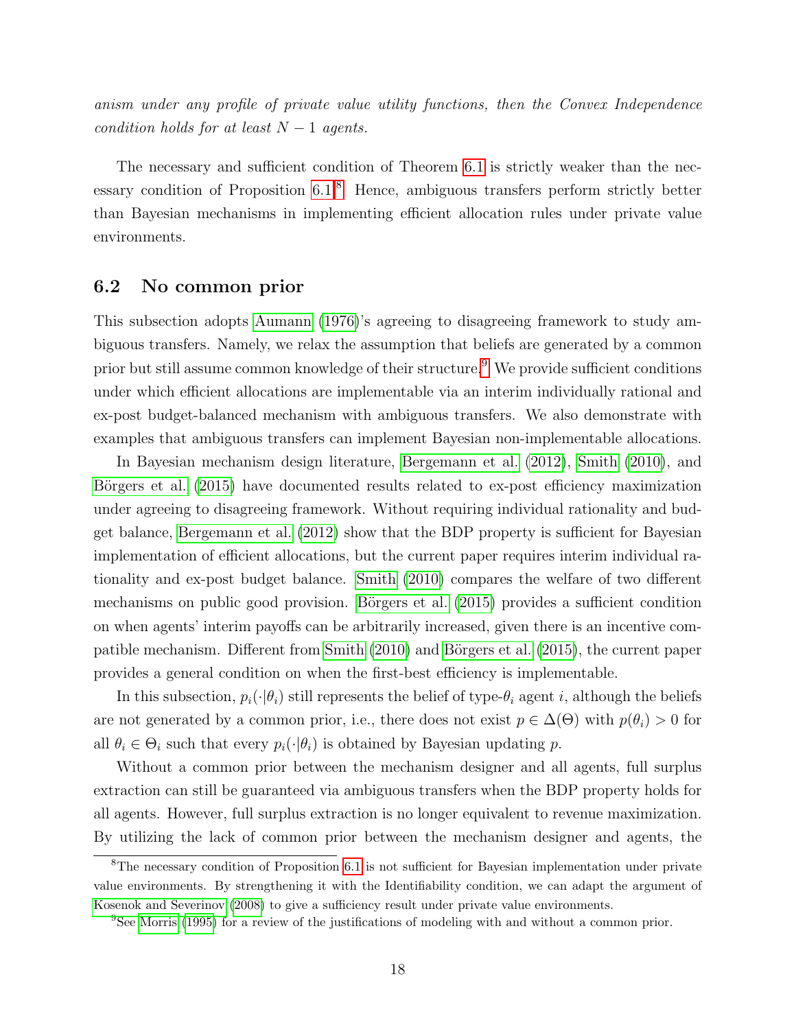*anism under any profile of private value utility functions, then the Convex Independence condition holds for at least $N-1$ agents.*

The necessary and sufficient condition of Theorem 6.1 is strictly weaker than the necessary condition of Proposition 6.1.[8] Hence, ambiguous transfers perform strictly better than Bayesian mechanisms in implementing efficient allocation rules under private value environments.

## 6.2 No common prior

This subsection adopts Aumann (1976)'s agreeing to disagreeing framework to study ambiguous transfers. Namely, we relax the assumption that beliefs are generated by a common prior but still assume common knowledge of their structure.[9] We provide sufficient conditions under which efficient allocations are implementable via an interim individually rational and ex-post budget-balanced mechanism with ambiguous transfers. We also demonstrate with examples that ambiguous transfers can implement Bayesian non-implementable allocations.

In Bayesian mechanism design literature, Bergemann et al. (2012), Smith (2010), and Börgers et al. (2015) have documented results related to ex-post efficiency maximization under agreeing to disagreeing framework. Without requiring individual rationality and budget balance, Bergemann et al. (2012) show that the BDP property is sufficient for Bayesian implementation of efficient allocations, but the current paper requires interim individual rationality and ex-post budget balance. Smith (2010) compares the welfare of two different mechanisms on public good provision. Börgers et al. (2015) provides a sufficient condition on when agents' interim payoffs can be arbitrarily increased, given there is an incentive compatible mechanism. Different from Smith (2010) and Börgers et al. (2015), the current paper provides a general condition on when the first-best efficiency is implementable.

In this subsection, $p_i(\cdot|\theta_i)$ still represents the belief of type-$\theta_i$ agent $i$, although the beliefs are not generated by a common prior, i.e., there does not exist $p \in \Delta(\Theta)$ with $p(\theta_i) > 0$ for all $\theta_i \in \Theta_i$ such that every $p_i(\cdot|\theta_i)$ is obtained by Bayesian updating $p$.

Without a common prior between the mechanism designer and all agents, full surplus extraction can still be guaranteed via ambiguous transfers when the BDP property holds for all agents. However, full surplus extraction is no longer equivalent to revenue maximization. By utilizing the lack of common prior between the mechanism designer and agents, the

[8] The necessary condition of Proposition 6.1 is not sufficient for Bayesian implementation under private value environments. By strengthening it with the Identifiability condition, we can adapt the argument of Kosenok and Severinov (2008) to give a sufficiency result under private value environments.

[9] See Morris (1995) for a review of the justifications of modeling with and without a common prior.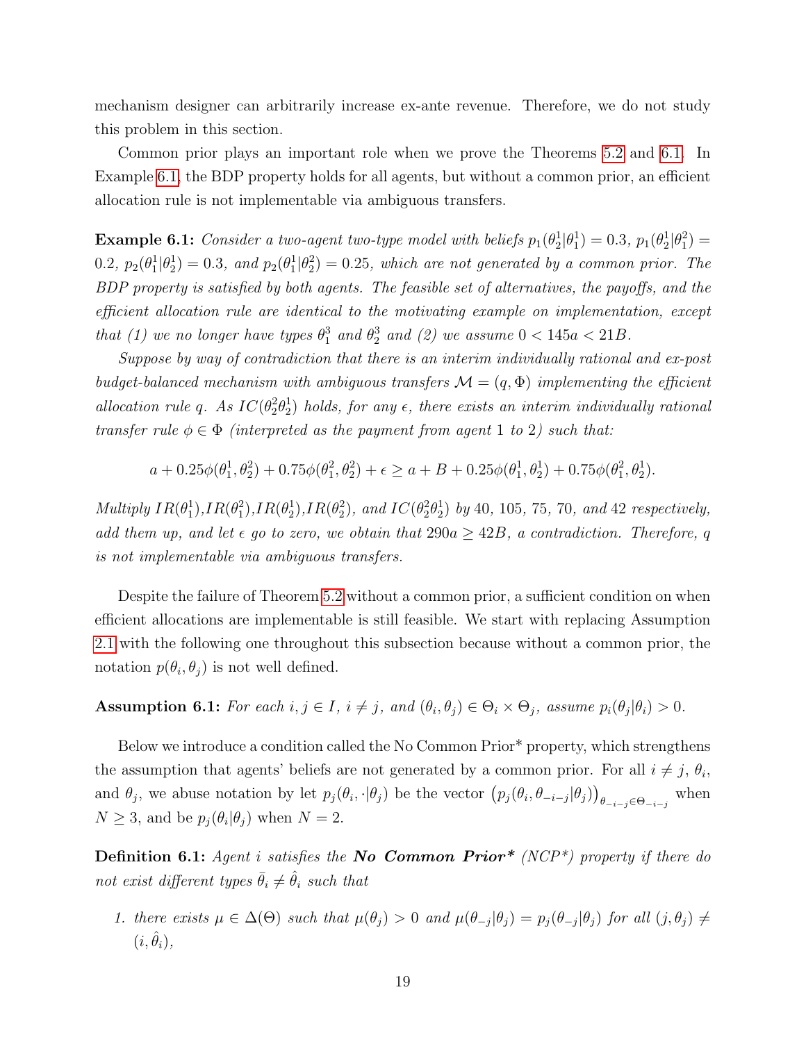mechanism designer can arbitrarily increase ex-ante revenue. Therefore, we do not study this problem in this section.

Common prior plays an important role when we prove the Theorems 5.2 and 6.1. In Example 6.1, the BDP property holds for all agents, but without a common prior, an efficient allocation rule is not implementable via ambiguous transfers.

**Example 6.1:** *Consider a two-agent two-type model with beliefs $p_1(\theta_2^1|\theta_1^1) = 0.3$, $p_1(\theta_2^1|\theta_1^2) = 0.2$, $p_2(\theta_1^1|\theta_2^1) = 0.3$, and $p_2(\theta_1^1|\theta_2^2) = 0.25$, which are not generated by a common prior. The BDP property is satisfied by both agents. The feasible set of alternatives, the payoffs, and the efficient allocation rule are identical to the motivating example on implementation, except that (1) we no longer have types $\theta_1^3$ and $\theta_2^3$ and (2) we assume $0 < 145a < 21B$.*

*Suppose by way of contradiction that there is an interim individually rational and ex-post budget-balanced mechanism with ambiguous transfers $\mathcal{M} = (q, \Phi)$ implementing the efficient allocation rule $q$. As $IC(\theta_2^2\theta_2^1)$ holds, for any $\epsilon$, there exists an interim individually rational transfer rule $\phi \in \Phi$ (interpreted as the payment from agent 1 to 2) such that:*

$$a + 0.25\phi(\theta_1^1, \theta_2^2) + 0.75\phi(\theta_1^2, \theta_2^2) + \epsilon \geq a + B + 0.25\phi(\theta_1^1, \theta_2^1) + 0.75\phi(\theta_1^2, \theta_2^1).$$

*Multiply $IR(\theta_1^1)$,$IR(\theta_1^2)$,$IR(\theta_2^1)$,$IR(\theta_2^2)$, and $IC(\theta_2^2\theta_2^1)$ by 40, 105, 75, 70, and 42 respectively, add them up, and let $\epsilon$ go to zero, we obtain that $290a \geq 42B$, a contradiction. Therefore, $q$ is not implementable via ambiguous transfers.*

Despite the failure of Theorem 5.2 without a common prior, a sufficient condition on when efficient allocations are implementable is still feasible. We start with replacing Assumption 2.1 with the following one throughout this subsection because without a common prior, the notation $p(\theta_i, \theta_j)$ is not well defined.

**Assumption 6.1:** *For each $i, j \in I$, $i \neq j$, and $(\theta_i, \theta_j) \in \Theta_i \times \Theta_j$, assume $p_i(\theta_j|\theta_i) > 0$.*

Below we introduce a condition called the No Common Prior* property, which strengthens the assumption that agents' beliefs are not generated by a common prior. For all $i \neq j$, $\theta_i$, and $\theta_j$, we abuse notation by let $p_j(\theta_i, \cdot|\theta_j)$ be the vector $\left(p_j(\theta_i, \theta_{-i-j}|\theta_j)\right)_{\theta_{-i-j} \in \Theta_{-i-j}}$ when $N \geq 3$, and be $p_j(\theta_i|\theta_j)$ when $N = 2$.

**Definition 6.1:** *Agent $i$ satisfies the **No Common Prior\*** (NCP\*) property if there do not exist different types $\bar{\theta}_i \neq \hat{\theta}_i$ such that*

1. *there exists $\mu \in \Delta(\Theta)$ such that $\mu(\theta_j) > 0$ and $\mu(\theta_{-j}|\theta_j) = p_j(\theta_{-j}|\theta_j)$ for all $(j, \theta_j) \neq (i, \hat{\theta}_i)$,*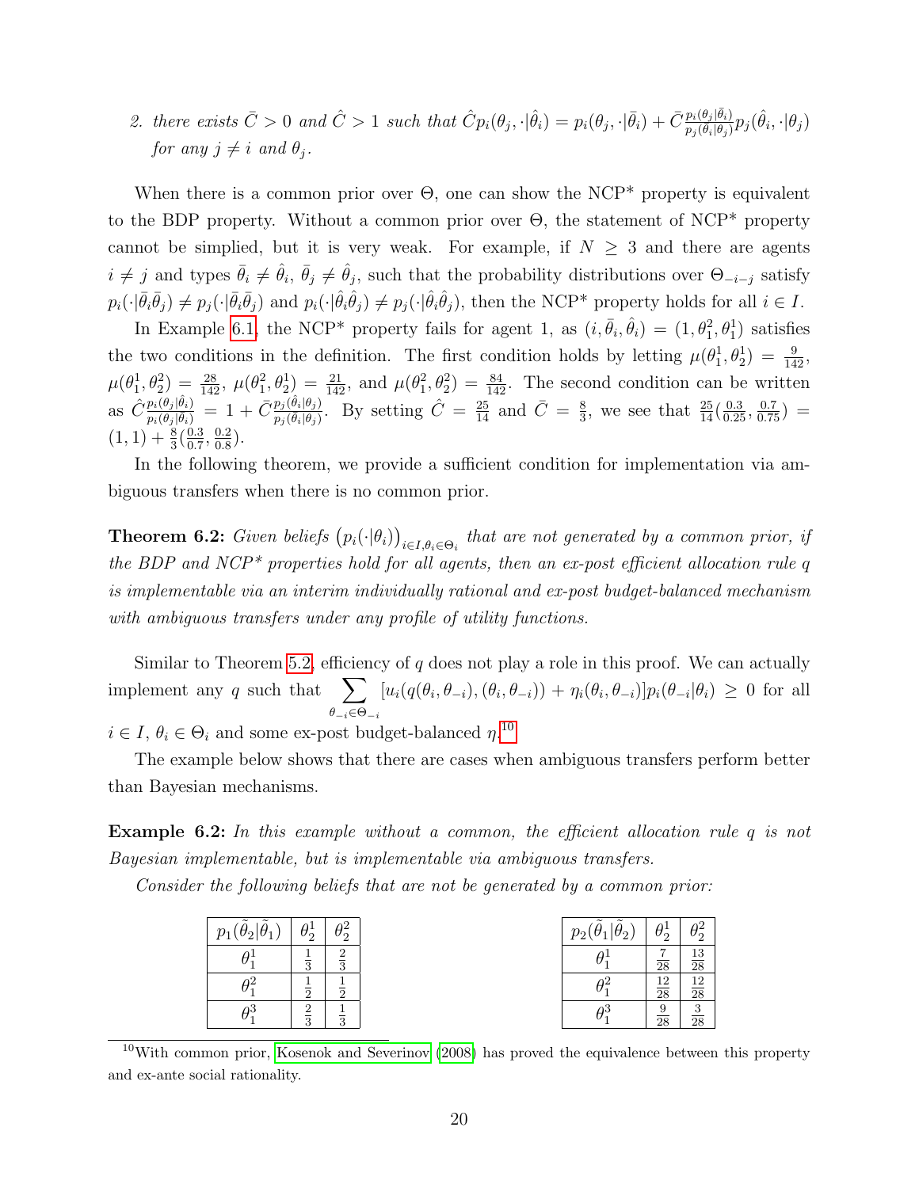2. *there exists* $\bar{C} > 0$ *and* $\hat{C} > 1$ *such that* $\hat{C} p_i(\theta_j, \cdot|\hat{\theta}_i) = p_i(\theta_j, \cdot|\bar{\theta}_i) + \bar{C} \frac{p_i(\theta_j|\bar{\theta}_i)}{p_j(\theta_i|\theta_j)} p_j(\hat{\theta}_i, \cdot|\theta_j)$ *for any* $j \neq i$ *and* $\theta_j$.

When there is a common prior over $\Theta$, one can show the NCP* property is equivalent to the BDP property. Without a common prior over $\Theta$, the statement of NCP* property cannot be simplied, but it is very weak. For example, if $N \geq 3$ and there are agents $i \neq j$ and types $\bar{\theta}_i \neq \hat{\theta}_i$, $\bar{\theta}_j \neq \hat{\theta}_j$, such that the probability distributions over $\Theta_{-i-j}$ satisfy $p_i(\cdot|\bar{\theta}_i \bar{\theta}_j) \neq p_j(\cdot|\bar{\theta}_i \bar{\theta}_j)$ and $p_i(\cdot|\hat{\theta}_i \hat{\theta}_j) \neq p_j(\cdot|\hat{\theta}_i \hat{\theta}_j)$, then the NCP* property holds for all $i \in I$.

In Example 6.1, the NCP* property fails for agent 1, as $(i, \bar{\theta}_i, \hat{\theta}_i) = (1, \theta_1^2, \theta_1^1)$ satisfies the two conditions in the definition. The first condition holds by letting $\mu(\theta_1^1, \theta_2^1) = \frac{9}{142}$, $\mu(\theta_1^1, \theta_2^2) = \frac{28}{142}$, $\mu(\theta_1^2, \theta_2^1) = \frac{21}{142}$, and $\mu(\theta_1^2, \theta_2^2) = \frac{84}{142}$. The second condition can be written as $\hat{C} \frac{p_i(\theta_j|\hat{\theta}_i)}{p_i(\theta_j|\bar{\theta}_i)} = 1 + \bar{C} \frac{p_j(\hat{\theta}_i|\theta_j)}{p_j(\bar{\theta}_i|\theta_j)}$. By setting $\hat{C} = \frac{25}{14}$ and $\bar{C} = \frac{8}{3}$, we see that $\frac{25}{14}(\frac{0.3}{0.25}, \frac{0.7}{0.75}) = (1, 1) + \frac{8}{3}(\frac{0.3}{0.7}, \frac{0.2}{0.8})$.

In the following theorem, we provide a sufficient condition for implementation via ambiguous transfers when there is no common prior.

**Theorem 6.2:** *Given beliefs* $\left(p_i(\cdot|\theta_i)\right)_{i \in I, \theta_i \in \Theta_i}$ *that are not generated by a common prior, if the BDP and NCP\* properties hold for all agents, then an ex-post efficient allocation rule* $q$ *is implementable via an interim individually rational and ex-post budget-balanced mechanism with ambiguous transfers under any profile of utility functions.*

Similar to Theorem 5.2, efficiency of $q$ does not play a role in this proof. We can actually implement any $q$ such that $\sum_{\theta_{-i} \in \Theta_{-i}} [u_i(q(\theta_i, \theta_{-i}), (\theta_i, \theta_{-i})) + \eta_i(\theta_i, \theta_{-i})] p_i(\theta_{-i}|\theta_i) \geq 0$ for all $i \in I$, $\theta_i \in \Theta_i$ and some ex-post budget-balanced $\eta$.[10]

The example below shows that there are cases when ambiguous transfers perform better than Bayesian mechanisms.

**Example 6.2:** *In this example without a common, the efficient allocation rule* $q$ *is not Bayesian implementable, but is implementable via ambiguous transfers.*

*Consider the following beliefs that are not be generated by a common prior:*

| $p_1(\tilde{\theta}_2\|\tilde{\theta}_1)$ | $\theta_2^1$ | $\theta_2^2$ |
|---|---|---|
| $\theta_1^1$ | $\frac{1}{3}$ | $\frac{2}{3}$ |
| $\theta_1^2$ | $\frac{1}{2}$ | $\frac{1}{2}$ |
| $\theta_1^3$ | $\frac{2}{3}$ | $\frac{1}{3}$ |

| $p_2(\tilde{\theta}_1\|\tilde{\theta}_2)$ | $\theta_2^1$ | $\theta_2^2$ |
|---|---|---|
| $\theta_1^1$ | $\frac{7}{28}$ | $\frac{13}{28}$ |
| $\theta_1^2$ | $\frac{12}{28}$ | $\frac{12}{28}$ |
| $\theta_1^3$ | $\frac{9}{28}$ | $\frac{3}{28}$ |

[10] With common prior, Kosenok and Severinov (2008) has proved the equivalence between this property and ex-ante social rationality.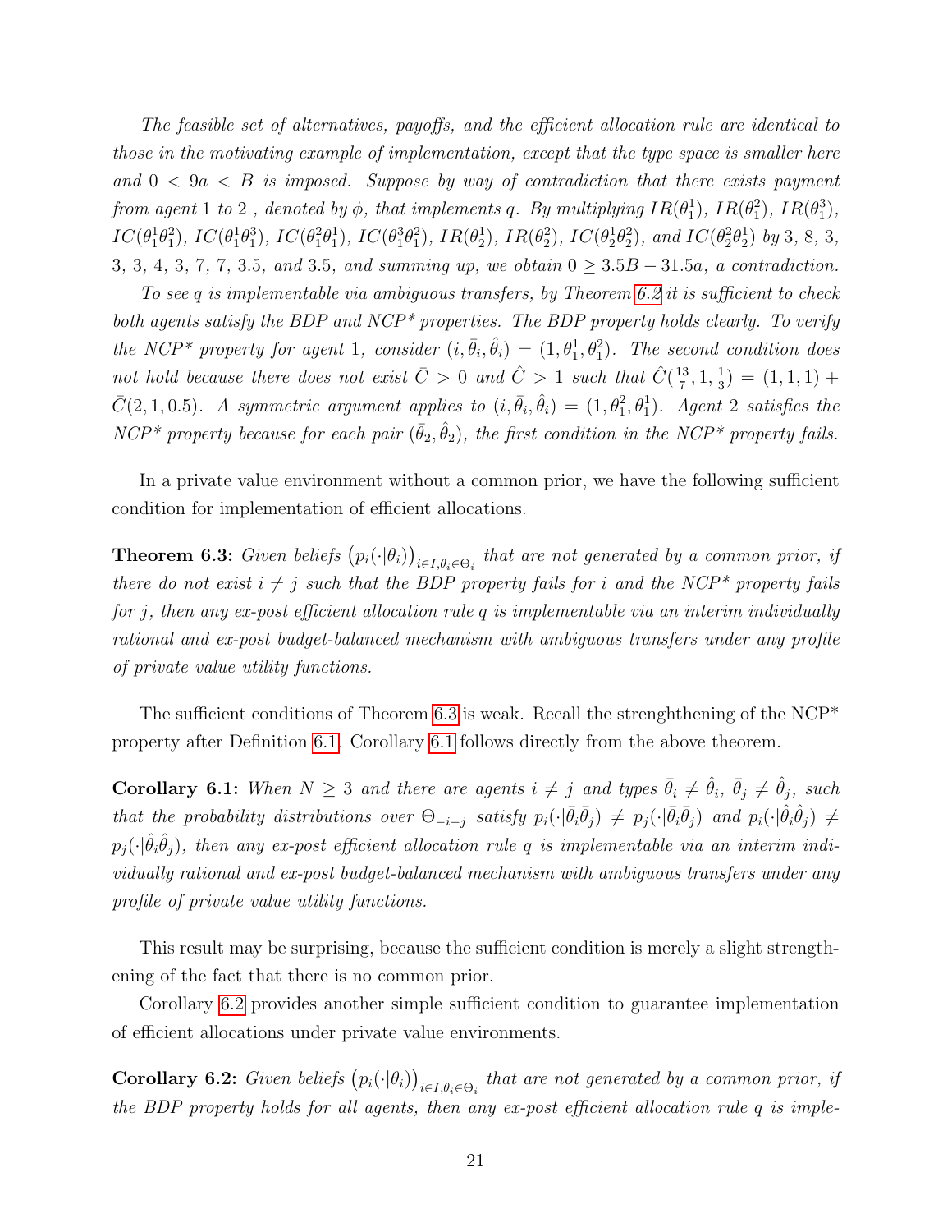*The feasible set of alternatives, payoffs, and the efficient allocation rule are identical to those in the motivating example of implementation, except that the type space is smaller here and $0 < 9a < B$ is imposed. Suppose by way of contradiction that there exists payment from agent 1 to 2 , denoted by $\phi$, that implements $q$. By multiplying $IR(\theta_1^1)$, $IR(\theta_1^2)$, $IR(\theta_1^3)$, $IC(\theta_1^1\theta_1^2)$, $IC(\theta_1^1\theta_1^3)$, $IC(\theta_1^2\theta_1^1)$, $IC(\theta_1^3\theta_1^2)$, $IR(\theta_2^1)$, $IR(\theta_2^2)$, $IC(\theta_2^1\theta_2^2)$, and $IC(\theta_2^2\theta_2^1)$ by 3, 8, 3, 3, 3, 4, 3, 7, 7, 3.5, and 3.5, and summing up, we obtain $0 \geq 3.5B - 31.5a$, a contradiction.*

*To see $q$ is implementable via ambiguous transfers, by Theorem 6.2 it is sufficient to check both agents satisfy the BDP and NCP\* properties. The BDP property holds clearly. To verify the NCP\* property for agent 1, consider $(i, \bar{\theta}_i, \hat{\theta}_i) = (1, \theta_1^1, \theta_1^2)$. The second condition does not hold because there does not exist $\bar{C} > 0$ and $\hat{C} > 1$ such that $\hat{C}(\frac{13}{7}, 1, \frac{1}{3}) = (1, 1, 1) + \bar{C}(2, 1, 0.5)$. A symmetric argument applies to $(i, \bar{\theta}_i, \hat{\theta}_i) = (1, \theta_1^2, \theta_1^1)$. Agent 2 satisfies the NCP\* property because for each pair $(\bar{\theta}_2, \hat{\theta}_2)$, the first condition in the NCP\* property fails.*

In a private value environment without a common prior, we have the following sufficient condition for implementation of efficient allocations.

**Theorem 6.3:** *Given beliefs $\left(p_i(\cdot|\theta_i)\right)_{i\in I, \theta_i \in \Theta_i}$ that are not generated by a common prior, if there do not exist $i \neq j$ such that the BDP property fails for $i$ and the NCP\* property fails for $j$, then any ex-post efficient allocation rule $q$ is implementable via an interim individually rational and ex-post budget-balanced mechanism with ambiguous transfers under any profile of private value utility functions.*

The sufficient conditions of Theorem 6.3 is weak. Recall the strenghthening of the NCP\* property after Definition 6.1. Corollary 6.1 follows directly from the above theorem.

**Corollary 6.1:** *When $N \geq 3$ and there are agents $i \neq j$ and types $\bar{\theta}_i \neq \hat{\theta}_i$, $\bar{\theta}_j \neq \hat{\theta}_j$, such that the probability distributions over $\Theta_{-i-j}$ satisfy $p_i(\cdot|\bar{\theta}_i\bar{\theta}_j) \neq p_j(\cdot|\bar{\theta}_i\bar{\theta}_j)$ and $p_i(\cdot|\hat{\theta}_i\hat{\theta}_j) \neq p_j(\cdot|\hat{\theta}_i\hat{\theta}_j)$, then any ex-post efficient allocation rule $q$ is implementable via an interim individually rational and ex-post budget-balanced mechanism with ambiguous transfers under any profile of private value utility functions.*

This result may be surprising, because the sufficient condition is merely a slight strengthening of the fact that there is no common prior.

Corollary 6.2 provides another simple sufficient condition to guarantee implementation of efficient allocations under private value environments.

**Corollary 6.2:** *Given beliefs $\left(p_i(\cdot|\theta_i)\right)_{i\in I, \theta_i \in \Theta_i}$ that are not generated by a common prior, if the BDP property holds for all agents, then any ex-post efficient allocation rule $q$ is imple-*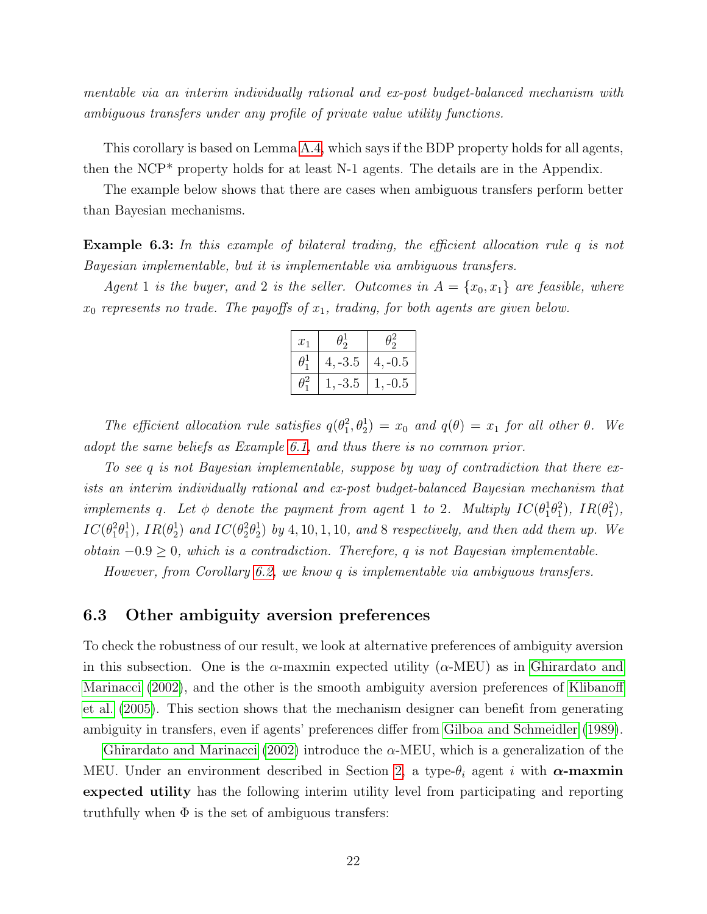*mentable via an interim individually rational and ex-post budget-balanced mechanism with ambiguous transfers under any profile of private value utility functions.*

This corollary is based on Lemma A.4, which says if the BDP property holds for all agents, then the NCP* property holds for at least N-1 agents. The details are in the Appendix.

The example below shows that there are cases when ambiguous transfers perform better than Bayesian mechanisms.

**Example 6.3:** *In this example of bilateral trading, the efficient allocation rule $q$ is not Bayesian implementable, but it is implementable via ambiguous transfers.*

*Agent 1 is the buyer, and 2 is the seller. Outcomes in $A = \{x_0, x_1\}$ are feasible, where $x_0$ represents no trade. The payoffs of $x_1$, trading, for both agents are given below.*

| $x_1$ | $\theta_2^1$ | $\theta_2^2$ |
|---|---|---|
| $\theta_1^1$ | 4, -3.5 | 4, -0.5 |
| $\theta_1^2$ | 1, -3.5 | 1, -0.5 |

*The efficient allocation rule satisfies $q(\theta_1^2, \theta_2^1) = x_0$ and $q(\theta) = x_1$ for all other $\theta$. We adopt the same beliefs as Example 6.1, and thus there is no common prior.*

*To see $q$ is not Bayesian implementable, suppose by way of contradiction that there exists an interim individually rational and ex-post budget-balanced Bayesian mechanism that implements $q$. Let $\phi$ denote the payment from agent 1 to 2. Multiply $IC(\theta_1^1\theta_1^2)$, $IR(\theta_1^2)$, $IC(\theta_1^2\theta_1^1)$, $IR(\theta_2^1)$ and $IC(\theta_2^2\theta_2^1)$ by 4, 10, 1, 10, and 8 respectively, and then add them up. We obtain $-0.9 \geq 0$, which is a contradiction. Therefore, $q$ is not Bayesian implementable.*

*However, from Corollary 6.2, we know $q$ is implementable via ambiguous transfers.*

## 6.3 Other ambiguity aversion preferences

To check the robustness of our result, we look at alternative preferences of ambiguity aversion in this subsection. One is the $\alpha$-maxmin expected utility ($\alpha$-MEU) as in Ghirardato and Marinacci (2002), and the other is the smooth ambiguity aversion preferences of Klibanoff et al. (2005). This section shows that the mechanism designer can benefit from generating ambiguity in transfers, even if agents' preferences differ from Gilboa and Schmeidler (1989).

Ghirardato and Marinacci (2002) introduce the $\alpha$-MEU, which is a generalization of the MEU. Under an environment described in Section 2, a type-$\theta_i$ agent $i$ with **$\alpha$-maxmin expected utility** has the following interim utility level from participating and reporting truthfully when $\Phi$ is the set of ambiguous transfers: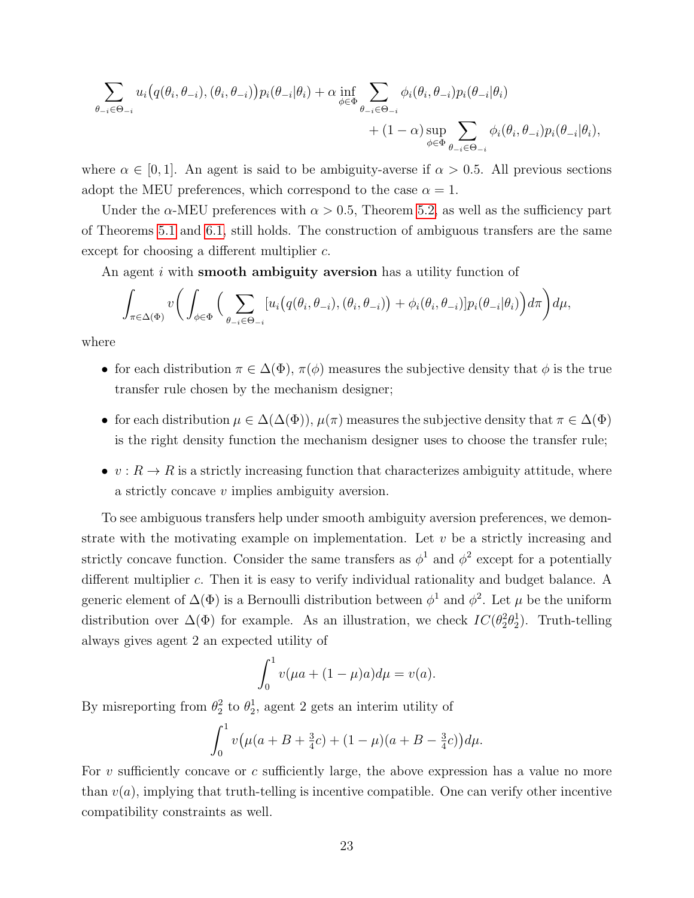$$\sum_{\theta_{-i}\in\Theta_{-i}} u_i\big(q(\theta_i,\theta_{-i}),(\theta_i,\theta_{-i})\big)p_i(\theta_{-i}|\theta_i) + \alpha \inf_{\phi\in\Phi} \sum_{\theta_{-i}\in\Theta_{-i}} \phi_i(\theta_i,\theta_{-i})p_i(\theta_{-i}|\theta_i)$$
$$+ (1-\alpha)\sup_{\phi\in\Phi} \sum_{\theta_{-i}\in\Theta_{-i}} \phi_i(\theta_i,\theta_{-i})p_i(\theta_{-i}|\theta_i),$$

where $\alpha \in [0,1]$. An agent is said to be ambiguity-averse if $\alpha > 0.5$. All previous sections adopt the MEU preferences, which correspond to the case $\alpha = 1$.

Under the $\alpha$-MEU preferences with $\alpha > 0.5$, Theorem 5.2, as well as the sufficiency part of Theorems 5.1 and 6.1, still holds. The construction of ambiguous transfers are the same except for choosing a different multiplier $c$.

An agent $i$ with **smooth ambiguity aversion** has a utility function of

$$\int_{\pi\in\Delta(\Phi)} v\bigg(\int_{\phi\in\Phi}\Big(\sum_{\theta_{-i}\in\Theta_{-i}}[u_i\big(q(\theta_i,\theta_{-i}),(\theta_i,\theta_{-i})\big)+\phi_i(\theta_i,\theta_{-i})]p_i(\theta_{-i}|\theta_i)\Big)d\pi\bigg)d\mu,$$

where

- for each distribution $\pi \in \Delta(\Phi)$, $\pi(\phi)$ measures the subjective density that $\phi$ is the true transfer rule chosen by the mechanism designer;
- for each distribution $\mu \in \Delta(\Delta(\Phi))$, $\mu(\pi)$ measures the subjective density that $\pi \in \Delta(\Phi)$ is the right density function the mechanism designer uses to choose the transfer rule;
- $v : R \to R$ is a strictly increasing function that characterizes ambiguity attitude, where a strictly concave $v$ implies ambiguity aversion.

To see ambiguous transfers help under smooth ambiguity aversion preferences, we demonstrate with the motivating example on implementation. Let $v$ be a strictly increasing and strictly concave function. Consider the same transfers as $\phi^1$ and $\phi^2$ except for a potentially different multiplier $c$. Then it is easy to verify individual rationality and budget balance. A generic element of $\Delta(\Phi)$ is a Bernoulli distribution between $\phi^1$ and $\phi^2$. Let $\mu$ be the uniform distribution over $\Delta(\Phi)$ for example. As an illustration, we check $IC(\theta_2^2\theta_2^1)$. Truth-telling always gives agent 2 an expected utility of

$$\int_0^1 v(\mu a + (1-\mu)a)d\mu = v(a).$$

By misreporting from $\theta_2^2$ to $\theta_2^1$, agent 2 gets an interim utility of

$$\int_0^1 v\big(\mu(a+B+\tfrac{3}{4}c)+(1-\mu)(a+B-\tfrac{3}{4}c)\big)d\mu.$$

For $v$ sufficiently concave or $c$ sufficiently large, the above expression has a value no more than $v(a)$, implying that truth-telling is incentive compatible. One can verify other incentive compatibility constraints as well.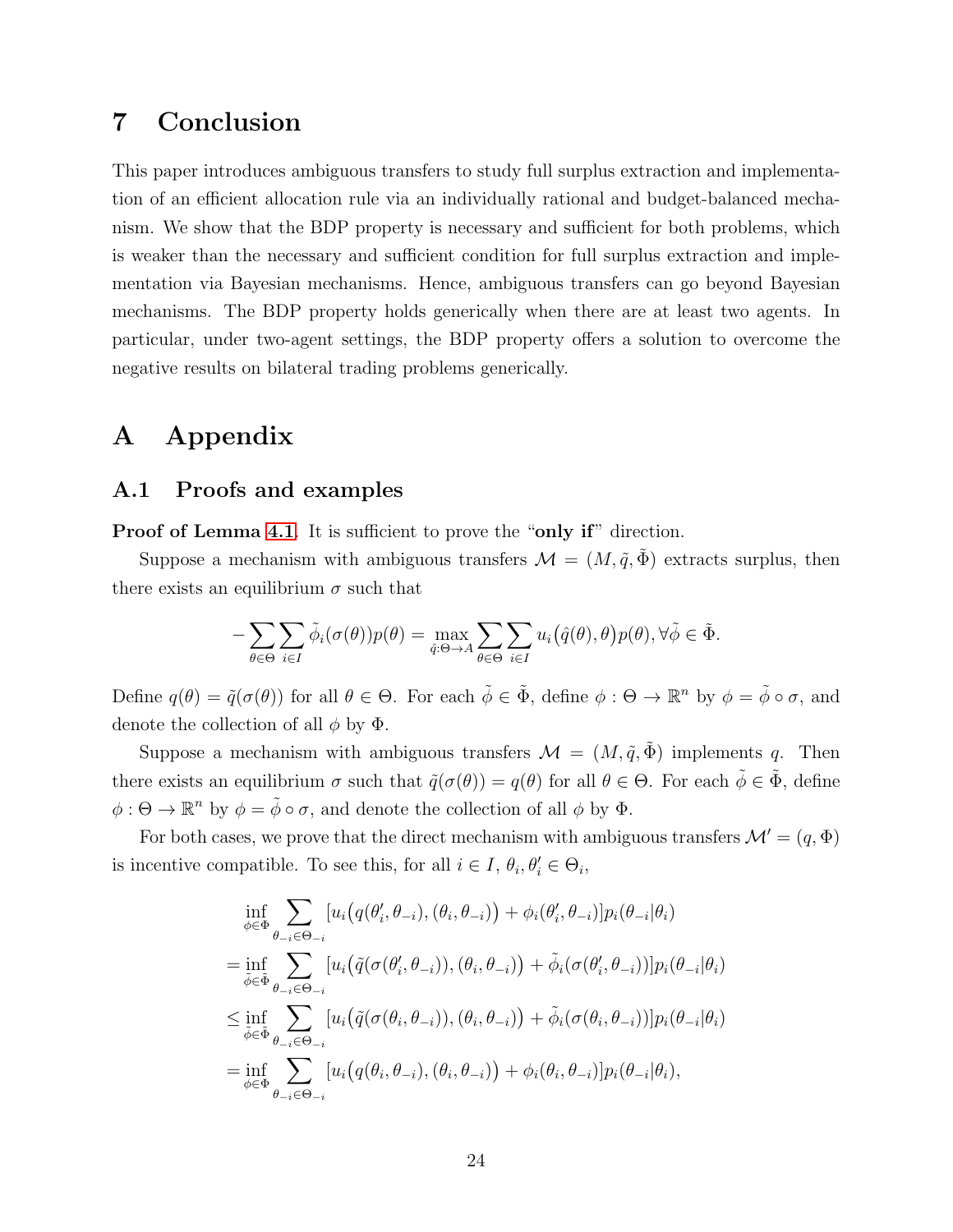# 7 Conclusion

This paper introduces ambiguous transfers to study full surplus extraction and implementation of an efficient allocation rule via an individually rational and budget-balanced mechanism. We show that the BDP property is necessary and sufficient for both problems, which is weaker than the necessary and sufficient condition for full surplus extraction and implementation via Bayesian mechanisms. Hence, ambiguous transfers can go beyond Bayesian mechanisms. The BDP property holds generically when there are at least two agents. In particular, under two-agent settings, the BDP property offers a solution to overcome the negative results on bilateral trading problems generically.

# A Appendix

## A.1 Proofs and examples

**Proof of Lemma 4.1.** It is sufficient to prove the "**only if**" direction.

Suppose a mechanism with ambiguous transfers $\mathcal{M} = (M, \tilde{q}, \tilde{\Phi})$ extracts surplus, then there exists an equilibrium $\sigma$ such that

$$-\sum_{\theta\in\Theta}\sum_{i\in I}\tilde{\phi}_i(\sigma(\theta))p(\theta) = \max_{\hat{q}:\Theta\to A}\sum_{\theta\in\Theta}\sum_{i\in I}u_i\big(\hat{q}(\theta),\theta\big)p(\theta), \forall\tilde{\phi}\in\tilde{\Phi}.$$

Define $q(\theta) = \tilde{q}(\sigma(\theta))$ for all $\theta\in\Theta$. For each $\tilde{\phi}\in\tilde{\Phi}$, define $\phi:\Theta\to\mathbb{R}^n$ by $\phi = \tilde{\phi}\circ\sigma$, and denote the collection of all $\phi$ by $\Phi$.

Suppose a mechanism with ambiguous transfers $\mathcal{M} = (M, \tilde{q}, \tilde{\Phi})$ implements $q$. Then there exists an equilibrium $\sigma$ such that $\tilde{q}(\sigma(\theta)) = q(\theta)$ for all $\theta\in\Theta$. For each $\tilde{\phi}\in\tilde{\Phi}$, define $\phi:\Theta\to\mathbb{R}^n$ by $\phi = \tilde{\phi}\circ\sigma$, and denote the collection of all $\phi$ by $\Phi$.

For both cases, we prove that the direct mechanism with ambiguous transfers $\mathcal{M}' = (q, \Phi)$ is incentive compatible. To see this, for all $i\in I$, $\theta_i,\theta_i'\in\Theta_i$,

$$\begin{aligned}
&\inf_{\phi\in\Phi}\sum_{\theta_{-i}\in\Theta_{-i}}[u_i\big(q(\theta_i',\theta_{-i}),(\theta_i,\theta_{-i})\big)+\phi_i(\theta_i',\theta_{-i})]p_i(\theta_{-i}|\theta_i)\\
=&\inf_{\tilde{\phi}\in\tilde{\Phi}}\sum_{\theta_{-i}\in\Theta_{-i}}[u_i\big(\tilde{q}(\sigma(\theta_i',\theta_{-i})),(\theta_i,\theta_{-i})\big)+\tilde{\phi}_i(\sigma(\theta_i',\theta_{-i}))]p_i(\theta_{-i}|\theta_i)\\
\le&\inf_{\tilde{\phi}\in\tilde{\Phi}}\sum_{\theta_{-i}\in\Theta_{-i}}[u_i\big(\tilde{q}(\sigma(\theta_i,\theta_{-i})),(\theta_i,\theta_{-i})\big)+\tilde{\phi}_i(\sigma(\theta_i,\theta_{-i}))]p_i(\theta_{-i}|\theta_i)\\
=&\inf_{\phi\in\Phi}\sum_{\theta_{-i}\in\Theta_{-i}}[u_i\big(q(\theta_i,\theta_{-i}),(\theta_i,\theta_{-i})\big)+\phi_i(\theta_i,\theta_{-i})]p_i(\theta_{-i}|\theta_i),
\end{aligned}$$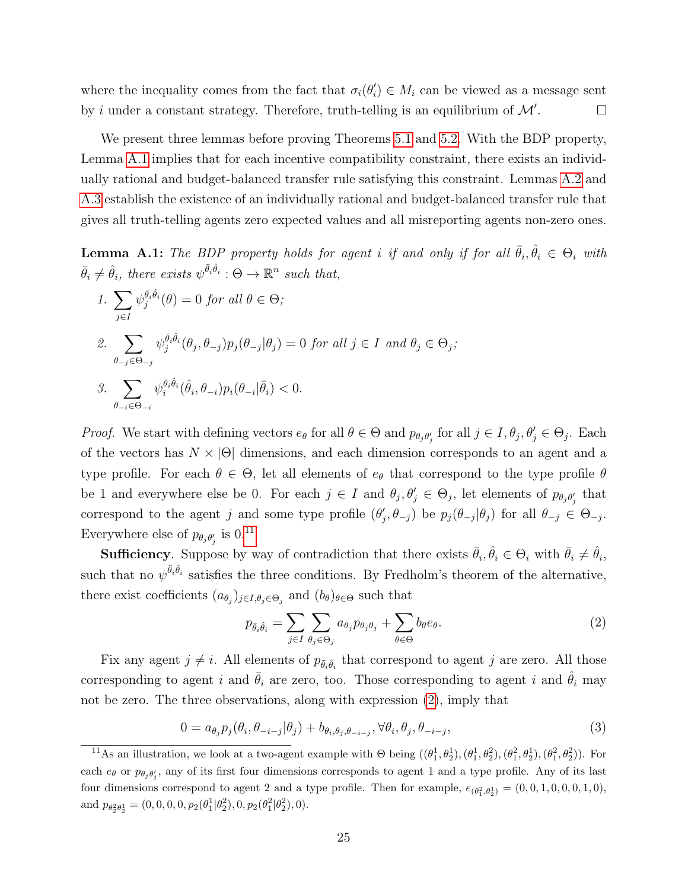where the inequality comes from the fact that $\sigma_i(\theta_i') \in M_i$ can be viewed as a message sent by $i$ under a constant strategy. Therefore, truth-telling is an equilibrium of $\mathcal{M}'$. $\square$

We present three lemmas before proving Theorems 5.1 and 5.2. With the BDP property, Lemma A.1 implies that for each incentive compatibility constraint, there exists an individually rational and budget-balanced transfer rule satisfying this constraint. Lemmas A.2 and A.3 establish the existence of an individually rational and budget-balanced transfer rule that gives all truth-telling agents zero expected values and all misreporting agents non-zero ones.

**Lemma A.1:** *The BDP property holds for agent $i$ if and only if for all $\bar{\theta}_i, \hat{\theta}_i \in \Theta_i$ with $\bar{\theta}_i \neq \hat{\theta}_i$, there exists $\psi^{\bar{\theta}_i\hat{\theta}_i} : \Theta \to \mathbb{R}^n$ such that,*

1. $\displaystyle\sum_{j\in I} \psi_j^{\bar{\theta}_i\hat{\theta}_i}(\theta) = 0$ *for all* $\theta \in \Theta$*;*

2. $\displaystyle\sum_{\theta_{-j}\in\Theta_{-j}} \psi_j^{\bar{\theta}_i\hat{\theta}_i}(\theta_j, \theta_{-j}) p_j(\theta_{-j}|\theta_j) = 0$ *for all* $j \in I$ *and* $\theta_j \in \Theta_j$*;*

3. $\displaystyle\sum_{\theta_{-i}\in\Theta_{-i}} \psi_i^{\bar{\theta}_i\hat{\theta}_i}(\hat{\theta}_i, \theta_{-i}) p_i(\theta_{-i}|\bar{\theta}_i) < 0.$

*Proof.* We start with defining vectors $e_\theta$ for all $\theta \in \Theta$ and $p_{\theta_j\theta_j'}$ for all $j \in I, \theta_j, \theta_j' \in \Theta_j$. Each of the vectors has $N \times |\Theta|$ dimensions, and each dimension corresponds to an agent and a type profile. For each $\theta \in \Theta$, let all elements of $e_\theta$ that correspond to the type profile $\theta$ be 1 and everywhere else be 0. For each $j \in I$ and $\theta_j, \theta_j' \in \Theta_j$, let elements of $p_{\theta_j\theta_j'}$ that correspond to the agent $j$ and some type profile $(\theta_j', \theta_{-j})$ be $p_j(\theta_{-j}|\theta_j)$ for all $\theta_{-j} \in \Theta_{-j}$. Everywhere else of $p_{\theta_j\theta_j'}$ is 0.[11]

**Sufficiency**. Suppose by way of contradiction that there exists $\bar{\theta}_i, \hat{\theta}_i \in \Theta_i$ with $\bar{\theta}_i \neq \hat{\theta}_i$, such that no $\psi^{\bar{\theta}_i\hat{\theta}_i}$ satisfies the three conditions. By Fredholm's theorem of the alternative, there exist coefficients $(a_{\theta_j})_{j\in I, \theta_j\in\Theta_j}$ and $(b_\theta)_{\theta\in\Theta}$ such that

$$p_{\bar{\theta}_i\hat{\theta}_i} = \sum_{j\in I}\sum_{\theta_j\in\Theta_j} a_{\theta_j} p_{\theta_j\theta_j} + \sum_{\theta\in\Theta} b_\theta e_\theta. \tag{2}$$

Fix any agent $j \neq i$. All elements of $p_{\bar{\theta}_i\hat{\theta}_i}$ that correspond to agent $j$ are zero. All those corresponding to agent $i$ and $\bar{\theta}_i$ are zero, too. Those corresponding to agent $i$ and $\hat{\theta}_i$ may not be zero. The three observations, along with expression (2), imply that

$$0 = a_{\theta_j} p_j(\theta_i, \theta_{-i-j}|\theta_j) + b_{\theta_i,\theta_j,\theta_{-i-j}}, \forall \theta_i, \theta_j, \theta_{-i-j}, \tag{3}$$

[11] As an illustration, we look at a two-agent example with $\Theta$ being $((\theta_1^1, \theta_2^1), (\theta_1^1, \theta_2^2), (\theta_1^2, \theta_2^1), (\theta_1^2, \theta_2^2))$. For each $e_\theta$ or $p_{\theta_j\theta_j'}$, any of its first four dimensions corresponds to agent 1 and a type profile. Any of its last four dimensions correspond to agent 2 and a type profile. Then for example, $e_{(\theta_1^2,\theta_2^1)} = (0, 0, 1, 0, 0, 0, 1, 0)$, and $p_{\theta_2^2\theta_2^1} = (0, 0, 0, 0, p_2(\theta_1^1|\theta_2^2), 0, p_2(\theta_1^2|\theta_2^2), 0)$.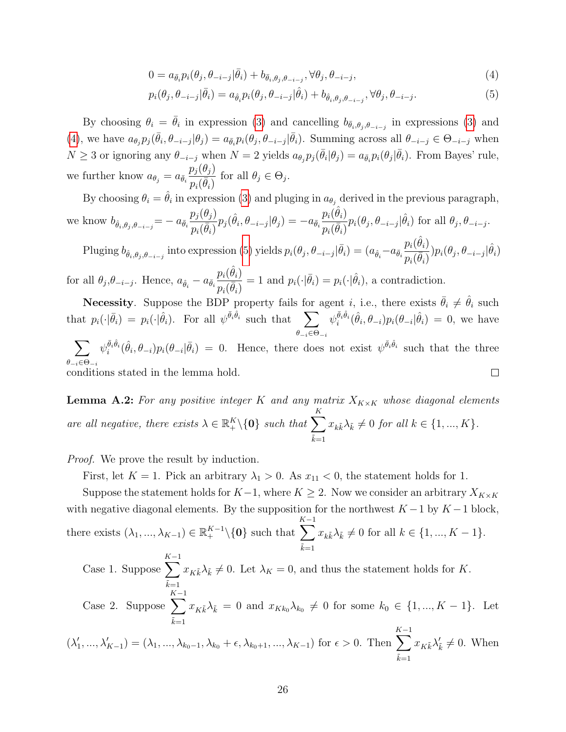$$0 = a_{\bar{\theta}_i} p_i(\theta_j, \theta_{-i-j}|\bar{\theta}_i) + b_{\bar{\theta}_i,\theta_j,\theta_{-i-j}}, \forall \theta_j, \theta_{-i-j}, \tag{4}$$

$$p_i(\theta_j, \theta_{-i-j}|\bar{\theta}_i) = a_{\hat{\theta}_i} p_i(\theta_j, \theta_{-i-j}|\hat{\theta}_i) + b_{\hat{\theta}_i,\theta_j,\theta_{-i-j}}, \forall \theta_j, \theta_{-i-j}. \tag{5}$$

By choosing $\theta_i = \bar{\theta}_i$ in expression (3) and cancelling $b_{\bar{\theta}_i,\theta_j,\theta_{-i-j}}$ in expressions (3) and (4), we have $a_{\theta_j} p_j(\bar{\theta}_i, \theta_{-i-j}|\theta_j) = a_{\bar{\theta}_i} p_i(\theta_j, \theta_{-i-j}|\bar{\theta}_i)$. Summing across all $\theta_{-i-j} \in \Theta_{-i-j}$ when $N \geq 3$ or ignoring any $\theta_{-i-j}$ when $N = 2$ yields $a_{\theta_j} p_j(\bar{\theta}_i|\theta_j) = a_{\bar{\theta}_i} p_i(\theta_j|\bar{\theta}_i)$. From Bayes' rule, we further know $a_{\theta_j} = a_{\bar{\theta}_i} \dfrac{p_j(\theta_j)}{p_i(\bar{\theta}_i)}$ for all $\theta_j \in \Theta_j$.

By choosing $\theta_i = \hat{\theta}_i$ in expression (3) and pluging in $a_{\theta_j}$ derived in the previous paragraph, we know $b_{\hat{\theta}_i,\theta_j,\theta_{-i-j}} = -a_{\bar{\theta}_i} \dfrac{p_j(\theta_j)}{p_i(\bar{\theta}_i)} p_j(\hat{\theta}_i, \theta_{-i-j}|\theta_j) = -a_{\bar{\theta}_i} \dfrac{p_i(\hat{\theta}_i)}{p_i(\bar{\theta}_i)} p_i(\theta_j, \theta_{-i-j}|\hat{\theta}_i)$ for all $\theta_j, \theta_{-i-j}$.

Pluging $b_{\hat{\theta}_i,\theta_j,\theta_{-i-j}}$ into expression (5) yields $p_i(\theta_j, \theta_{-i-j}|\bar{\theta}_i) = (a_{\hat{\theta}_i} - a_{\bar{\theta}_i} \dfrac{p_i(\hat{\theta}_i)}{p_i(\bar{\theta}_i)}) p_i(\theta_j, \theta_{-i-j}|\hat{\theta}_i)$ for all $\theta_j$,$\theta_{-i-j}$. Hence, $a_{\hat{\theta}_i} - a_{\bar{\theta}_i} \dfrac{p_i(\hat{\theta}_i)}{p_i(\bar{\theta}_i)} = 1$ and $p_i(\cdot|\bar{\theta}_i) = p_i(\cdot|\hat{\theta}_i)$, a contradiction.

**Necessity**. Suppose the BDP property fails for agent $i$, i.e., there exists $\bar{\theta}_i \neq \hat{\theta}_i$ such that $p_i(\cdot|\bar{\theta}_i) = p_i(\cdot|\hat{\theta}_i)$. For all $\psi^{\bar{\theta}_i\hat{\theta}_i}$ such that $\sum_{\theta_{-i} \in \Theta_{-i}} \psi_i^{\bar{\theta}_i\hat{\theta}_i}(\hat{\theta}_i, \theta_{-i}) p_i(\theta_{-i}|\hat{\theta}_i) = 0$, we have $\sum_{\theta_{-i} \in \Theta_{-i}} \psi_i^{\bar{\theta}_i\hat{\theta}_i}(\hat{\theta}_i, \theta_{-i}) p_i(\theta_{-i}|\bar{\theta}_i) = 0$. Hence, there does not exist $\psi^{\bar{\theta}_i\hat{\theta}_i}$ such that the three conditions stated in the lemma hold. $\square$

**Lemma A.2:** *For any positive integer $K$ and any matrix $X_{K\times K}$ whose diagonal elements are all negative, there exists $\lambda \in \mathbb{R}_+^K \backslash \{\mathbf{0}\}$ such that $\sum_{\tilde{k}=1}^{K} x_{k\tilde{k}} \lambda_{\tilde{k}} \neq 0$ for all $k \in \{1, ..., K\}$.*

*Proof.* We prove the result by induction.

First, let $K = 1$. Pick an arbitrary $\lambda_1 > 0$. As $x_{11} < 0$, the statement holds for 1.

Suppose the statement holds for $K-1$, where $K \geq 2$. Now we consider an arbitrary $X_{K\times K}$ with negative diagonal elements. By the supposition for the northwest $K-1$ by $K-1$ block, there exists $(\lambda_1, ..., \lambda_{K-1}) \in \mathbb{R}_+^{K-1} \backslash \{\mathbf{0}\}$ such that $\sum_{\tilde{k}=1}^{K-1} x_{k\tilde{k}} \lambda_{\tilde{k}} \neq 0$ for all $k \in \{1, ..., K-1\}$.

Case 1. Suppose $\sum_{\tilde{k}=1}^{K-1} x_{K\tilde{k}} \lambda_{\tilde{k}} \neq 0$. Let $\lambda_K = 0$, and thus the statement holds for $K$.

Case 2. Suppose $\sum_{\tilde{k}=1}^{K-1} x_{K\tilde{k}} \lambda_{\tilde{k}} = 0$ and $x_{Kk_0} \lambda_{k_0} \neq 0$ for some $k_0 \in \{1, ..., K-1\}$. Let $(\lambda'_1, ..., \lambda'_{K-1}) = (\lambda_1, ..., \lambda_{k_0-1}, \lambda_{k_0} + \epsilon, \lambda_{k_0+1}, ..., \lambda_{K-1})$ for $\epsilon > 0$. Then $\sum_{\tilde{k}=1}^{K-1} x_{K\tilde{k}} \lambda'_{\tilde{k}} \neq 0$. When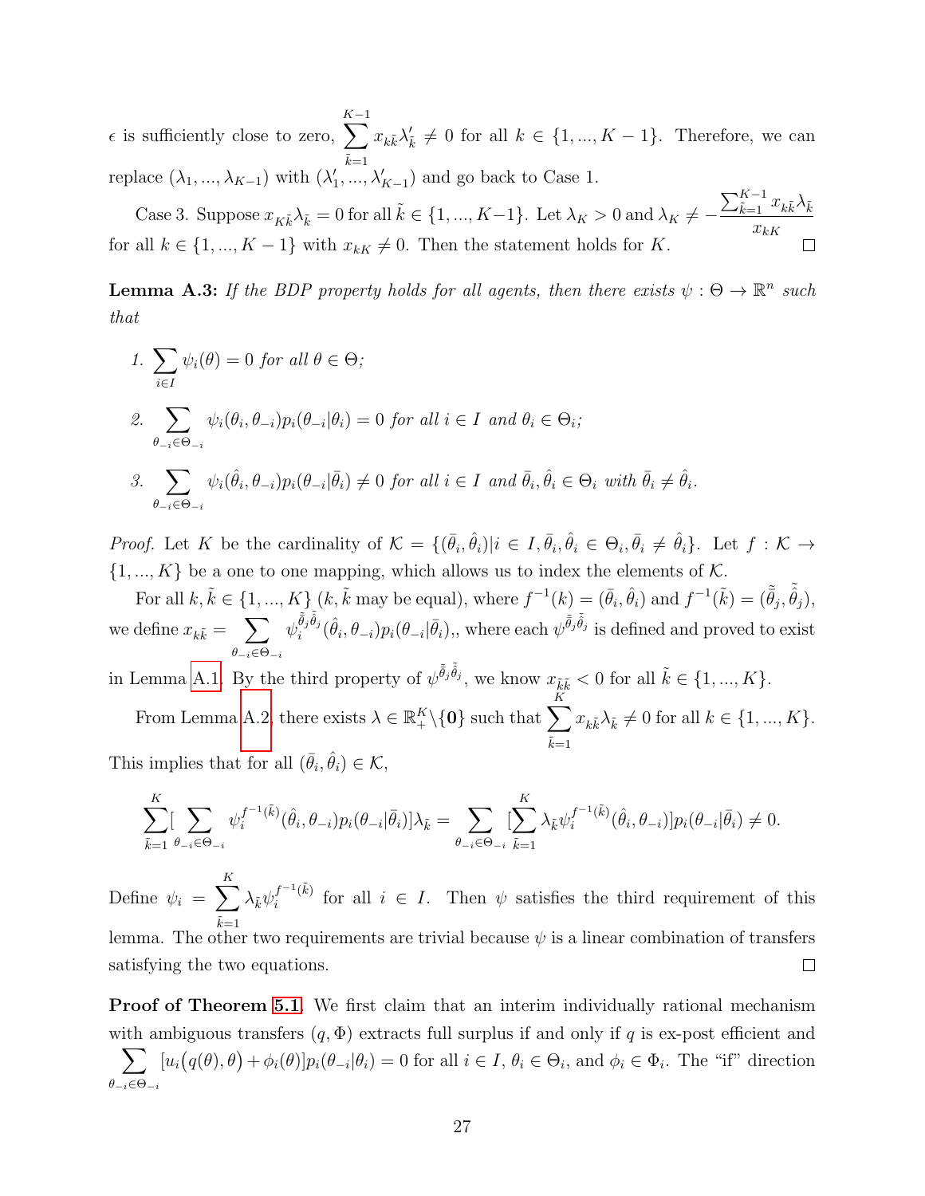$\epsilon$ is sufficiently close to zero, $\sum_{\tilde{k}=1}^{K-1} x_{k\tilde{k}}\lambda'_{\tilde{k}} \neq 0$ for all $k \in \{1, ..., K-1\}$. Therefore, we can replace $(\lambda_1, ..., \lambda_{K-1})$ with $(\lambda'_1, ..., \lambda'_{K-1})$ and go back to Case 1.

Case 3. Suppose $x_{K\tilde{k}}\lambda_{\tilde{k}} = 0$ for all $\tilde{k} \in \{1, ..., K-1\}$. Let $\lambda_K > 0$ and $\lambda_K \neq -\frac{\sum_{\tilde{k}=1}^{K-1} x_{k\tilde{k}}\lambda_{\tilde{k}}}{x_{kK}}$ for all $k \in \{1, ..., K-1\}$ with $x_{kK} \neq 0$. Then the statement holds for $K$. □

**Lemma A.3:** *If the BDP property holds for all agents, then there exists $\psi : \Theta \to \mathbb{R}^n$ such that*

1. $\sum_{i \in I} \psi_i(\theta) = 0$ *for all* $\theta \in \Theta$*;*
2. $\sum_{\theta_{-i} \in \Theta_{-i}} \psi_i(\theta_i, \theta_{-i}) p_i(\theta_{-i}|\theta_i) = 0$ *for all* $i \in I$ *and* $\theta_i \in \Theta_i$*;*
3. $\sum_{\theta_{-i} \in \Theta_{-i}} \psi_i(\hat{\theta}_i, \theta_{-i}) p_i(\theta_{-i}|\bar{\theta}_i) \neq 0$ *for all* $i \in I$ *and* $\bar{\theta}_i, \hat{\theta}_i \in \Theta_i$ *with* $\bar{\theta}_i \neq \hat{\theta}_i$*.*

*Proof.* Let $K$ be the cardinality of $\mathcal{K} = \{(\bar{\theta}_i, \hat{\theta}_i) | i \in I, \bar{\theta}_i, \hat{\theta}_i \in \Theta_i, \bar{\theta}_i \neq \hat{\theta}_i\}$. Let $f : \mathcal{K} \to \{1, ..., K\}$ be a one to one mapping, which allows us to index the elements of $\mathcal{K}$.

For all $k, \tilde{k} \in \{1, ..., K\}$ ($k, \tilde{k}$ may be equal), where $f^{-1}(k) = (\bar{\theta}_i, \hat{\theta}_i)$ and $f^{-1}(\tilde{k}) = (\bar{\tilde{\theta}}_j, \hat{\tilde{\theta}}_j)$, we define $x_{k\tilde{k}} = \sum_{\theta_{-i} \in \Theta_{-i}} \psi_i^{\bar{\tilde{\theta}}_j \hat{\tilde{\theta}}_j}(\hat{\theta}_i, \theta_{-i}) p_i(\theta_{-i}|\bar{\theta}_i),$, where each $\psi^{\bar{\tilde{\theta}}_j \hat{\tilde{\theta}}_j}$ is defined and proved to exist in Lemma A.1. By the third property of $\psi^{\bar{\tilde{\theta}}_j \hat{\tilde{\theta}}_j}$, we know $x_{\tilde{k}\tilde{k}} < 0$ for all $\tilde{k} \in \{1, ..., K\}$.

From Lemma A.2, there exists $\lambda \in \mathbb{R}_+^K \backslash \{\mathbf{0}\}$ such that $\sum_{\tilde{k}=1}^{K} x_{k\tilde{k}}\lambda_{\tilde{k}} \neq 0$ for all $k \in \{1, ..., K\}$. This implies that for all $(\bar{\theta}_i, \hat{\theta}_i) \in \mathcal{K}$,

$$\sum_{\tilde{k}=1}^{K} [\sum_{\theta_{-i} \in \Theta_{-i}} \psi_i^{f^{-1}(\tilde{k})}(\hat{\theta}_i, \theta_{-i}) p_i(\theta_{-i}|\bar{\theta}_i)]\lambda_{\tilde{k}} = \sum_{\theta_{-i} \in \Theta_{-i}} [\sum_{\tilde{k}=1}^{K} \lambda_{\tilde{k}} \psi_i^{f^{-1}(\tilde{k})}(\hat{\theta}_i, \theta_{-i})] p_i(\theta_{-i}|\bar{\theta}_i) \neq 0.$$

Define $\psi_i = \sum_{\tilde{k}=1}^{K} \lambda_{\tilde{k}} \psi_i^{f^{-1}(\tilde{k})}$ for all $i \in I$. Then $\psi$ satisfies the third requirement of this lemma. The other two requirements are trivial because $\psi$ is a linear combination of transfers satisfying the two equations. □

**Proof of Theorem 5.1.** We first claim that an interim individually rational mechanism with ambiguous transfers $(q, \Phi)$ extracts full surplus if and only if $q$ is ex-post efficient and $\sum_{\theta_{-i} \in \Theta_{-i}} [u_i(q(\theta), \theta) + \phi_i(\theta)] p_i(\theta_{-i}|\theta_i) = 0$ for all $i \in I$, $\theta_i \in \Theta_i$, and $\phi_i \in \Phi_i$. The "if" direction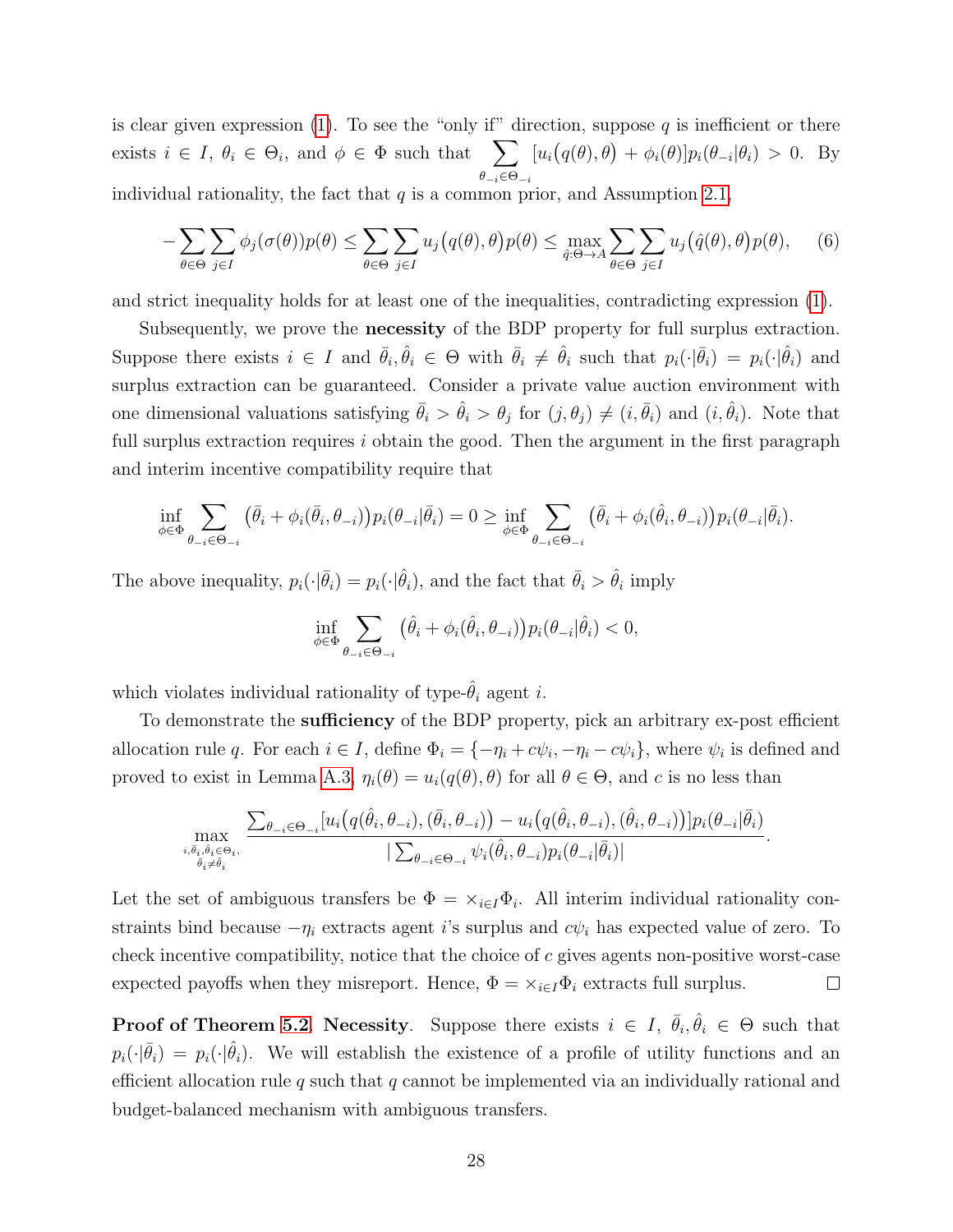is clear given expression (1). To see the "only if" direction, suppose $q$ is inefficient or there exists $i \in I$, $\theta_i \in \Theta_i$, and $\phi \in \Phi$ such that $\sum_{\theta_{-i}\in\Theta_{-i}} [u_i\big(q(\theta),\theta\big) + \phi_i(\theta)]p_i(\theta_{-i}|\theta_i) > 0$. By individual rationality, the fact that $q$ is a common prior, and Assumption 2.1,

$$-\sum_{\theta\in\Theta}\sum_{j\in I}\phi_j(\sigma(\theta))p(\theta) \le \sum_{\theta\in\Theta}\sum_{j\in I}u_j\big(q(\theta),\theta\big)p(\theta) \le \max_{\hat{q}:\Theta\to A}\sum_{\theta\in\Theta}\sum_{j\in I}u_j\big(\hat{q}(\theta),\theta\big)p(\theta), \tag{6}$$

and strict inequality holds for at least one of the inequalities, contradicting expression (1).

Subsequently, we prove the **necessity** of the BDP property for full surplus extraction. Suppose there exists $i \in I$ and $\bar{\theta}_i, \hat{\theta}_i \in \Theta$ with $\bar{\theta}_i \neq \hat{\theta}_i$ such that $p_i(\cdot|\bar{\theta}_i) = p_i(\cdot|\hat{\theta}_i)$ and surplus extraction can be guaranteed. Consider a private value auction environment with one dimensional valuations satisfying $\bar{\theta}_i > \hat{\theta}_i > \theta_j$ for $(j,\theta_j) \neq (i,\bar{\theta}_i)$ and $(i,\hat{\theta}_i)$. Note that full surplus extraction requires $i$ obtain the good. Then the argument in the first paragraph and interim incentive compatibility require that

$$\inf_{\phi\in\Phi}\sum_{\theta_{-i}\in\Theta_{-i}}\big(\bar{\theta}_i + \phi_i(\bar{\theta}_i,\theta_{-i})\big)p_i(\theta_{-i}|\bar{\theta}_i) = 0 \ge \inf_{\phi\in\Phi}\sum_{\theta_{-i}\in\Theta_{-i}}\big(\bar{\theta}_i + \phi_i(\hat{\theta}_i,\theta_{-i})\big)p_i(\theta_{-i}|\bar{\theta}_i).$$

The above inequality, $p_i(\cdot|\bar{\theta}_i) = p_i(\cdot|\hat{\theta}_i)$, and the fact that $\bar{\theta}_i > \hat{\theta}_i$ imply

$$\inf_{\phi\in\Phi}\sum_{\theta_{-i}\in\Theta_{-i}}\big(\hat{\theta}_i + \phi_i(\hat{\theta}_i,\theta_{-i})\big)p_i(\theta_{-i}|\hat{\theta}_i) < 0,$$

which violates individual rationality of type-$\hat{\theta}_i$ agent $i$.

To demonstrate the **sufficiency** of the BDP property, pick an arbitrary ex-post efficient allocation rule $q$. For each $i \in I$, define $\Phi_i = \{-\eta_i + c\psi_i, -\eta_i - c\psi_i\}$, where $\psi_i$ is defined and proved to exist in Lemma A.3, $\eta_i(\theta) = u_i(q(\theta),\theta)$ for all $\theta \in \Theta$, and $c$ is no less than

$$\max_{\substack{i,\bar{\theta}_i,\hat{\theta}_i\in\Theta_i,\\ \bar{\theta}_i\neq\hat{\theta}_i}} \frac{\sum_{\theta_{-i}\in\Theta_{-i}}[u_i\big(q(\hat{\theta}_i,\theta_{-i}),(\bar{\theta}_i,\theta_{-i})\big) - u_i\big(q(\hat{\theta}_i,\theta_{-i}),(\hat{\theta}_i,\theta_{-i})\big)]p_i(\theta_{-i}|\bar{\theta}_i)}{|\sum_{\theta_{-i}\in\Theta_{-i}}\psi_i(\hat{\theta}_i,\theta_{-i})p_i(\theta_{-i}|\bar{\theta}_i)|}.$$

Let the set of ambiguous transfers be $\Phi = \times_{i\in I}\Phi_i$. All interim individual rationality constraints bind because $-\eta_i$ extracts agent $i$'s surplus and $c\psi_i$ has expected value of zero. To check incentive compatibility, notice that the choice of $c$ gives agents non-positive worst-case expected payoffs when they misreport. Hence, $\Phi = \times_{i\in I}\Phi_i$ extracts full surplus. $\square$

**Proof of Theorem 5.2**. **Necessity**. Suppose there exists $i \in I$, $\bar{\theta}_i, \hat{\theta}_i \in \Theta$ such that $p_i(\cdot|\bar{\theta}_i) = p_i(\cdot|\hat{\theta}_i)$. We will establish the existence of a profile of utility functions and an efficient allocation rule $q$ such that $q$ cannot be implemented via an individually rational and budget-balanced mechanism with ambiguous transfers.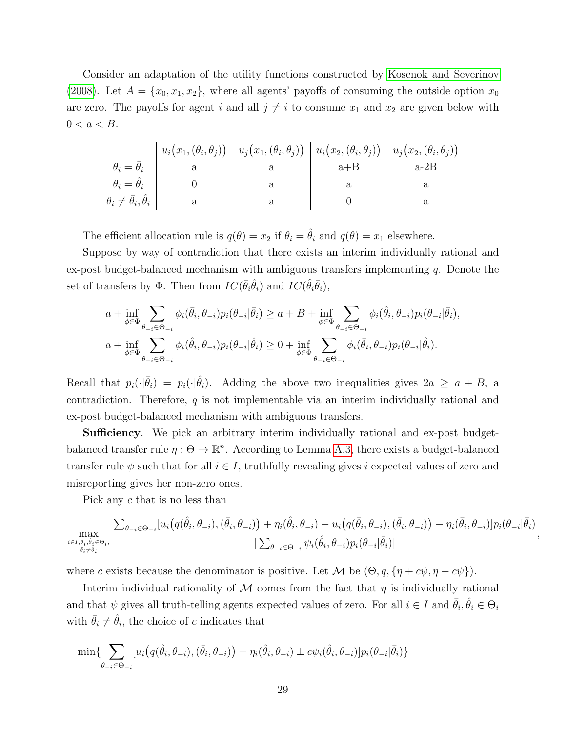Consider an adaptation of the utility functions constructed by Kosenok and Severinov (2008). Let $A = \{x_0, x_1, x_2\}$, where all agents' payoffs of consuming the outside option $x_0$ are zero. The payoffs for agent $i$ and all $j \neq i$ to consume $x_1$ and $x_2$ are given below with $0 < a < B$.

| | $u_i\big(x_1,(\theta_i,\theta_j)\big)$ | $u_j\big(x_1,(\theta_i,\theta_j)\big)$ | $u_i\big(x_2,(\theta_i,\theta_j)\big)$ | $u_j\big(x_2,(\theta_i,\theta_j)\big)$ |
|---|---|---|---|---|
| $\theta_i = \bar{\theta}_i$ | a | a | a+B | a-2B |
| $\theta_i = \hat{\theta}_i$ | 0 | a | a | a |
| $\theta_i \neq \bar{\theta}_i, \hat{\theta}_i$ | a | a | 0 | a |

The efficient allocation rule is $q(\theta) = x_2$ if $\theta_i = \hat{\theta}_i$ and $q(\theta) = x_1$ elsewhere.

Suppose by way of contradiction that there exists an interim individually rational and ex-post budget-balanced mechanism with ambiguous transfers implementing $q$. Denote the set of transfers by $\Phi$. Then from $IC(\bar{\theta}_i\hat{\theta}_i)$ and $IC(\hat{\theta}_i\bar{\theta}_i)$,

$$a + \inf_{\phi\in\Phi} \sum_{\theta_{-i}\in\Theta_{-i}} \phi_i(\bar{\theta}_i, \theta_{-i}) p_i(\theta_{-i}|\bar{\theta}_i) \geq a + B + \inf_{\phi\in\Phi} \sum_{\theta_{-i}\in\Theta_{-i}} \phi_i(\hat{\theta}_i, \theta_{-i}) p_i(\theta_{-i}|\bar{\theta}_i),$$

$$a + \inf_{\phi\in\Phi} \sum_{\theta_{-i}\in\Theta_{-i}} \phi_i(\hat{\theta}_i, \theta_{-i}) p_i(\theta_{-i}|\hat{\theta}_i) \geq 0 + \inf_{\phi\in\Phi} \sum_{\theta_{-i}\in\Theta_{-i}} \phi_i(\bar{\theta}_i, \theta_{-i}) p_i(\theta_{-i}|\hat{\theta}_i).$$

Recall that $p_i(\cdot|\bar{\theta}_i) = p_i(\cdot|\hat{\theta}_i)$. Adding the above two inequalities gives $2a \geq a + B$, a contradiction. Therefore, $q$ is not implementable via an interim individually rational and ex-post budget-balanced mechanism with ambiguous transfers.

**Sufficiency**. We pick an arbitrary interim individually rational and ex-post budget-balanced transfer rule $\eta : \Theta \to \mathbb{R}^n$. According to Lemma A.3, there exists a budget-balanced transfer rule $\psi$ such that for all $i \in I$, truthfully revealing gives $i$ expected values of zero and misreporting gives her non-zero ones.

Pick any $c$ that is no less than

$$\max_{\substack{i\in I, \bar{\theta}_i, \hat{\theta}_i \in \Theta_i,\\ \bar{\theta}_i \neq \hat{\theta}_i}} \frac{\sum_{\theta_{-i}\in\Theta_{-i}} [u_i\big(q(\hat{\theta}_i, \theta_{-i}), (\bar{\theta}_i, \theta_{-i})\big) + \eta_i(\hat{\theta}_i, \theta_{-i}) - u_i\big(q(\bar{\theta}_i, \theta_{-i}), (\bar{\theta}_i, \theta_{-i})\big) - \eta_i(\bar{\theta}_i, \theta_{-i})] p_i(\theta_{-i}|\bar{\theta}_i)}{|\sum_{\theta_{-i}\in\Theta_{-i}} \psi_i(\hat{\theta}_i, \theta_{-i}) p_i(\theta_{-i}|\bar{\theta}_i)|},$$

where $c$ exists because the denominator is positive. Let $\mathcal{M}$ be $(\Theta, q, \{\eta + c\psi, \eta - c\psi\})$.

Interim individual rationality of $\mathcal{M}$ comes from the fact that $\eta$ is individually rational and that $\psi$ gives all truth-telling agents expected values of zero. For all $i \in I$ and $\bar{\theta}_i, \hat{\theta}_i \in \Theta_i$ with $\bar{\theta}_i \neq \hat{\theta}_i$, the choice of $c$ indicates that

$$\min\{ \sum_{\theta_{-i}\in\Theta_{-i}} [u_i\big(q(\hat{\theta}_i, \theta_{-i}), (\bar{\theta}_i, \theta_{-i})\big) + \eta_i(\hat{\theta}_i, \theta_{-i}) \pm c\psi_i(\hat{\theta}_i, \theta_{-i})] p_i(\theta_{-i}|\bar{\theta}_i)\}$$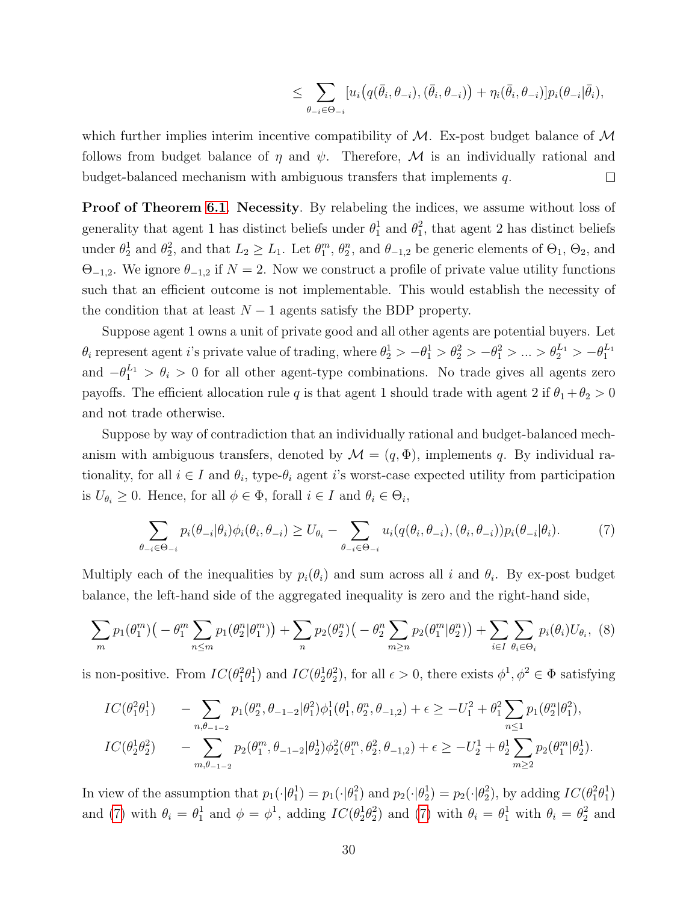$$\leq \sum_{\theta_{-i}\in\Theta_{-i}} [u_i\big(q(\bar{\theta}_i,\theta_{-i}),(\bar{\theta}_i,\theta_{-i})\big)+\eta_i(\bar{\theta}_i,\theta_{-i})]p_i(\theta_{-i}|\bar{\theta}_i),$$

which further implies interim incentive compatibility of $\mathcal{M}$. Ex-post budget balance of $\mathcal{M}$ follows from budget balance of $\eta$ and $\psi$. Therefore, $\mathcal{M}$ is an individually rational and budget-balanced mechanism with ambiguous transfers that implements $q$. ◻

**Proof of Theorem 6.1. Necessity**. By relabeling the indices, we assume without loss of generality that agent 1 has distinct beliefs under $\theta_1^1$ and $\theta_1^2$, that agent 2 has distinct beliefs under $\theta_2^1$ and $\theta_2^2$, and that $L_2 \geq L_1$. Let $\theta_1^m$, $\theta_2^n$, and $\theta_{-1,2}$ be generic elements of $\Theta_1$, $\Theta_2$, and $\Theta_{-1,2}$. We ignore $\theta_{-1,2}$ if $N=2$. Now we construct a profile of private value utility functions such that an efficient outcome is not implementable. This would establish the necessity of the condition that at least $N-1$ agents satisfy the BDP property.

Suppose agent 1 owns a unit of private good and all other agents are potential buyers. Let $\theta_i$ represent agent $i$'s private value of trading, where $\theta_2^1 > -\theta_1^1 > \theta_2^2 > -\theta_1^2 > \ldots > \theta_2^{L_1} > -\theta_1^{L_1}$ and $-\theta_1^{L_1} > \theta_i > 0$ for all other agent-type combinations. No trade gives all agents zero payoffs. The efficient allocation rule $q$ is that agent 1 should trade with agent 2 if $\theta_1+\theta_2>0$ and not trade otherwise.

Suppose by way of contradiction that an individually rational and budget-balanced mechanism with ambiguous transfers, denoted by $\mathcal{M}=(q,\Phi)$, implements $q$. By individual rationality, for all $i\in I$ and $\theta_i$, type-$\theta_i$ agent $i$'s worst-case expected utility from participation is $U_{\theta_i}\geq 0$. Hence, for all $\phi\in\Phi$, forall $i\in I$ and $\theta_i\in\Theta_i$,

$$\sum_{\theta_{-i}\in\Theta_{-i}} p_i(\theta_{-i}|\theta_i)\phi_i(\theta_i,\theta_{-i}) \geq U_{\theta_i} - \sum_{\theta_{-i}\in\Theta_{-i}} u_i(q(\theta_i,\theta_{-i}),(\theta_i,\theta_{-i}))p_i(\theta_{-i}|\theta_i). \tag{7}$$

Multiply each of the inequalities by $p_i(\theta_i)$ and sum across all $i$ and $\theta_i$. By ex-post budget balance, the left-hand side of the aggregated inequality is zero and the right-hand side,

$$\sum_m p_1(\theta_1^m)\big(-\theta_1^m\sum_{n\leq m}p_1(\theta_2^n|\theta_1^m)\big)+\sum_n p_2(\theta_2^n)\big(-\theta_2^n\sum_{m\geq n}p_2(\theta_1^m|\theta_2^n)\big)+\sum_{i\in I}\sum_{\theta_i\in\Theta_i}p_i(\theta_i)U_{\theta_i}, \tag{8}$$

is non-positive. From $IC(\theta_1^2\theta_1^1)$ and $IC(\theta_2^1\theta_2^2)$, for all $\epsilon>0$, there exists $\phi^1,\phi^2\in\Phi$ satisfying

$$\begin{aligned}
IC(\theta_1^2\theta_1^1) \qquad & -\sum_{n,\theta_{-1-2}} p_1(\theta_2^n,\theta_{-1-2}|\theta_1^2)\phi_1^1(\theta_1^1,\theta_2^n,\theta_{-1,2})+\epsilon \geq -U_1^2+\theta_1^2\sum_{n\leq 1}p_1(\theta_2^n|\theta_1^2),\\
IC(\theta_2^1\theta_2^2) \qquad & -\sum_{m,\theta_{-1-2}} p_2(\theta_1^m,\theta_{-1-2}|\theta_2^1)\phi_2^2(\theta_1^m,\theta_2^2,\theta_{-1,2})+\epsilon \geq -U_2^1+\theta_2^1\sum_{m\geq 2}p_2(\theta_1^m|\theta_2^1).
\end{aligned}$$

In view of the assumption that $p_1(\cdot|\theta_1^1)=p_1(\cdot|\theta_1^2)$ and $p_2(\cdot|\theta_2^1)=p_2(\cdot|\theta_2^2)$, by adding $IC(\theta_1^2\theta_1^1)$ and (7) with $\theta_i=\theta_1^1$ and $\phi=\phi^1$, adding $IC(\theta_2^1\theta_2^2)$ and (7) with $\theta_i=\theta_1^1$ with $\theta_i=\theta_2^2$ and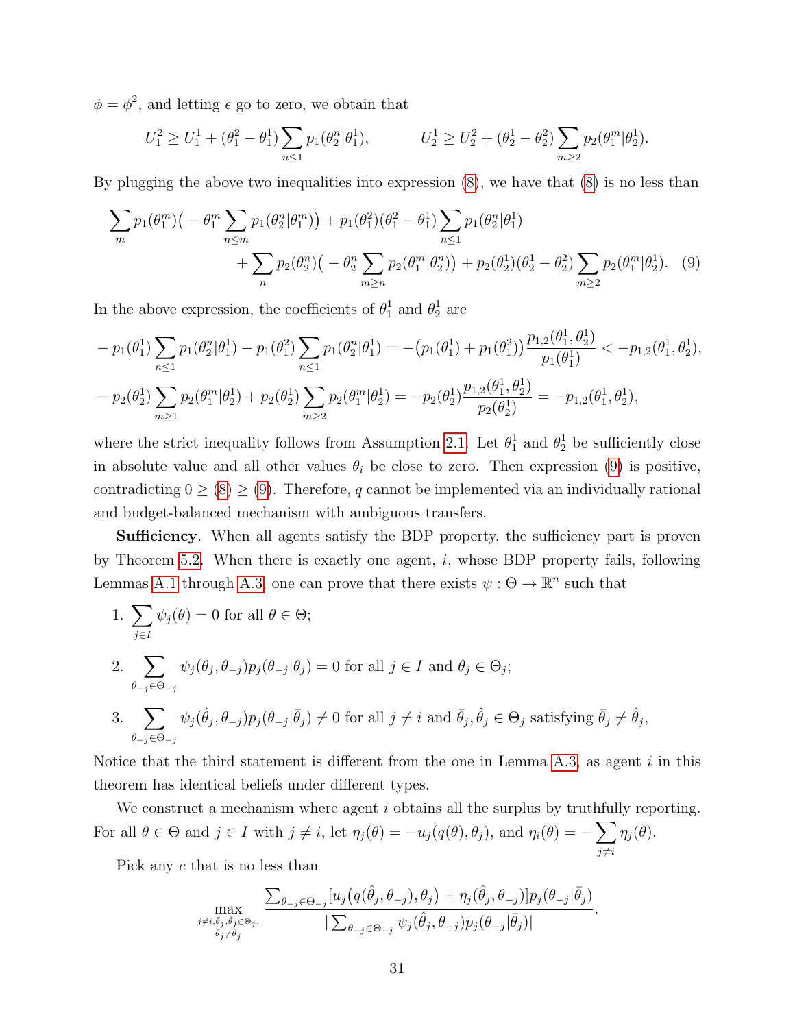$\phi = \phi^2$, and letting $\epsilon$ go to zero, we obtain that

$$U_1^2 \geq U_1^1 + (\theta_1^2 - \theta_1^1) \sum_{n \leq 1} p_1(\theta_2^n | \theta_1^1), \qquad\qquad U_2^1 \geq U_2^2 + (\theta_2^1 - \theta_2^2) \sum_{m \geq 2} p_2(\theta_1^m | \theta_2^1).$$

By plugging the above two inequalities into expression (8), we have that (8) is no less than

$$\sum_m p_1(\theta_1^m)\big(-\theta_1^m \sum_{n \leq m} p_1(\theta_2^n|\theta_1^m)\big) + p_1(\theta_1^2)(\theta_1^2 - \theta_1^1) \sum_{n \leq 1} p_1(\theta_2^n | \theta_1^1)$$
$$+ \sum_n p_2(\theta_2^n)\big(-\theta_2^n \sum_{m \geq n} p_2(\theta_1^m|\theta_2^n)\big) + p_2(\theta_2^1)(\theta_2^1 - \theta_2^2) \sum_{m \geq 2} p_2(\theta_1^m | \theta_2^1). \quad (9)$$

In the above expression, the coefficients of $\theta_1^1$ and $\theta_2^1$ are

$$-p_1(\theta_1^1) \sum_{n \leq 1} p_1(\theta_2^n | \theta_1^1) - p_1(\theta_1^2) \sum_{n \leq 1} p_1(\theta_2^n | \theta_1^1) = -\big(p_1(\theta_1^1) + p_1(\theta_1^2)\big) \frac{p_{1,2}(\theta_1^1, \theta_2^1)}{p_1(\theta_1^1)} < -p_{1,2}(\theta_1^1, \theta_2^1),$$

$$-p_2(\theta_2^1) \sum_{m \geq 1} p_2(\theta_1^m | \theta_2^1) + p_2(\theta_2^1) \sum_{m \geq 2} p_2(\theta_1^m | \theta_2^1) = -p_2(\theta_2^1) \frac{p_{1,2}(\theta_1^1, \theta_2^1)}{p_2(\theta_2^1)} = -p_{1,2}(\theta_1^1, \theta_2^1),$$

where the strict inequality follows from Assumption 2.1. Let $\theta_1^1$ and $\theta_2^1$ be sufficiently close in absolute value and all other values $\theta_i$ be close to zero. Then expression (9) is positive, contradicting $0 \geq (8) \geq (9)$. Therefore, $q$ cannot be implemented via an individually rational and budget-balanced mechanism with ambiguous transfers.

**Sufficiency**. When all agents satisfy the BDP property, the sufficiency part is proven by Theorem 5.2. When there is exactly one agent, $i$, whose BDP property fails, following Lemmas A.1 through A.3, one can prove that there exists $\psi : \Theta \to \mathbb{R}^n$ such that

1. $\sum_{j \in I} \psi_j(\theta) = 0$ for all $\theta \in \Theta$;
2. $\sum_{\theta_{-j} \in \Theta_{-j}} \psi_j(\theta_j, \theta_{-j}) p_j(\theta_{-j} | \theta_j) = 0$ for all $j \in I$ and $\theta_j \in \Theta_j$;
3. $\sum_{\theta_{-j} \in \Theta_{-j}} \psi_j(\hat{\theta}_j, \theta_{-j}) p_j(\theta_{-j} | \bar{\theta}_j) \neq 0$ for all $j \neq i$ and $\bar{\theta}_j, \hat{\theta}_j \in \Theta_j$ satisfying $\bar{\theta}_j \neq \hat{\theta}_j$,

Notice that the third statement is different from the one in Lemma A.3, as agent $i$ in this theorem has identical beliefs under different types.

We construct a mechanism where agent $i$ obtains all the surplus by truthfully reporting. For all $\theta \in \Theta$ and $j \in I$ with $j \neq i$, let $\eta_j(\theta) = -u_j(q(\theta), \theta_j)$, and $\eta_i(\theta) = -\sum_{j \neq i} \eta_j(\theta)$.

Pick any $c$ that is no less than

$$\max_{\substack{j \neq i, \bar{\theta}_j, \hat{\theta}_j \in \Theta_j, \\ \bar{\theta}_j \neq \hat{\theta}_j}} \frac{\sum_{\theta_{-j} \in \Theta_{-j}} [u_j\big(q(\hat{\theta}_j, \theta_{-j}), \theta_j\big) + \eta_j(\hat{\theta}_j, \theta_{-j})] p_j(\theta_{-j} | \bar{\theta}_j)}{|\sum_{\theta_{-j} \in \Theta_{-j}} \psi_j(\hat{\theta}_j, \theta_{-j}) p_j(\theta_{-j} | \bar{\theta}_j)|}.$$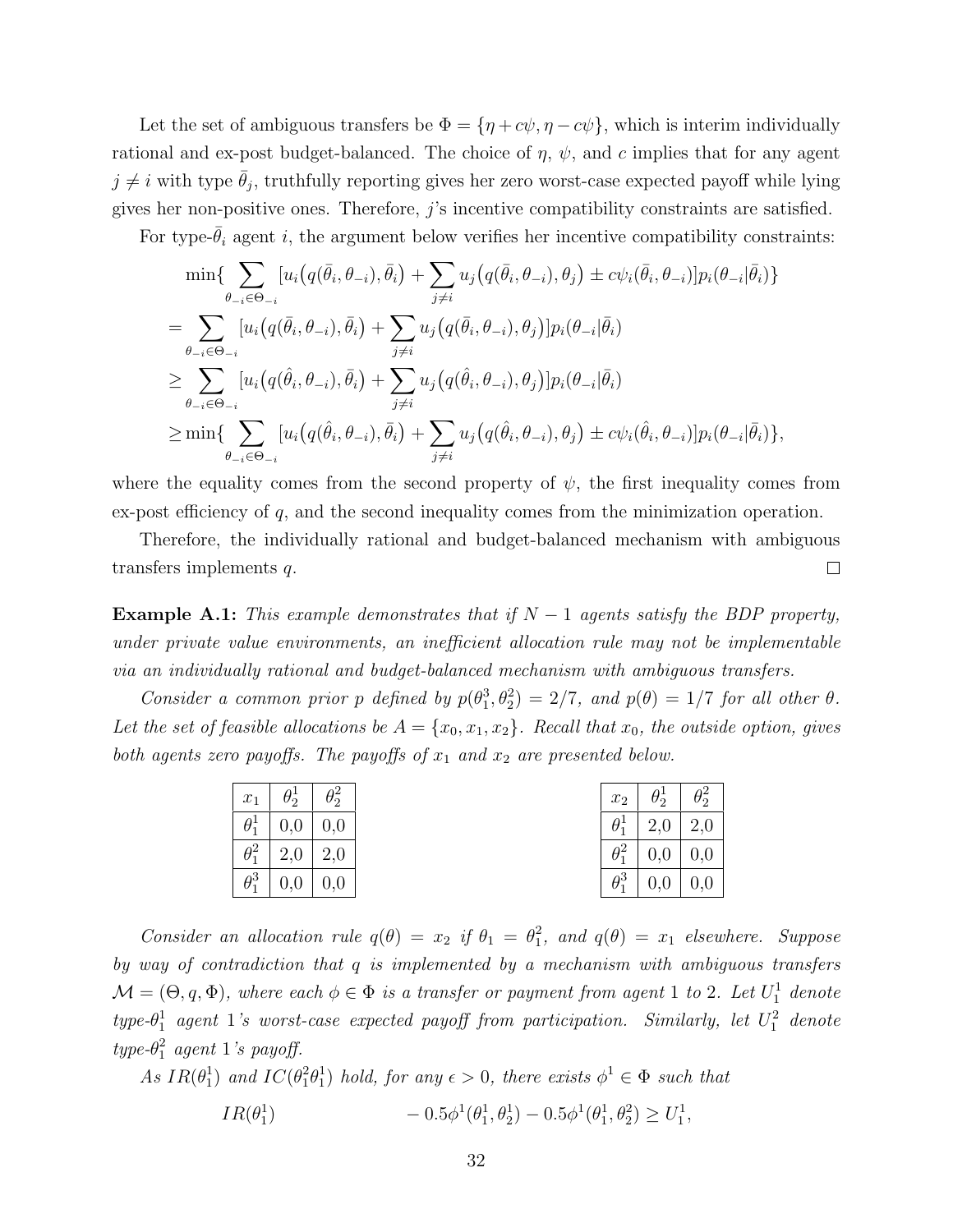Let the set of ambiguous transfers be $\Phi = \{\eta + c\psi, \eta - c\psi\}$, which is interim individually rational and ex-post budget-balanced. The choice of $\eta$, $\psi$, and $c$ implies that for any agent $j \neq i$ with type $\bar{\theta}_j$, truthfully reporting gives her zero worst-case expected payoff while lying gives her non-positive ones. Therefore, $j$'s incentive compatibility constraints are satisfied.

For type-$\bar{\theta}_i$ agent $i$, the argument below verifies her incentive compatibility constraints:

$$
\begin{aligned}
&\min\{\sum_{\theta_{-i}\in\Theta_{-i}} [u_i\big(q(\bar{\theta}_i, \theta_{-i}), \bar{\theta}_i\big) + \sum_{j\neq i} u_j\big(q(\bar{\theta}_i, \theta_{-i}), \theta_j\big) \pm c\psi_i(\bar{\theta}_i, \theta_{-i})]p_i(\theta_{-i}|\bar{\theta}_i)\} \\
=& \sum_{\theta_{-i}\in\Theta_{-i}} [u_i\big(q(\bar{\theta}_i, \theta_{-i}), \bar{\theta}_i\big) + \sum_{j\neq i} u_j\big(q(\bar{\theta}_i, \theta_{-i}), \theta_j\big)]p_i(\theta_{-i}|\bar{\theta}_i) \\
\geq& \sum_{\theta_{-i}\in\Theta_{-i}} [u_i\big(q(\hat{\theta}_i, \theta_{-i}), \bar{\theta}_i\big) + \sum_{j\neq i} u_j\big(q(\hat{\theta}_i, \theta_{-i}), \theta_j\big)]p_i(\theta_{-i}|\bar{\theta}_i) \\
\geq& \min\{\sum_{\theta_{-i}\in\Theta_{-i}} [u_i\big(q(\hat{\theta}_i, \theta_{-i}), \bar{\theta}_i\big) + \sum_{j\neq i} u_j\big(q(\hat{\theta}_i, \theta_{-i}), \theta_j\big) \pm c\psi_i(\hat{\theta}_i, \theta_{-i})]p_i(\theta_{-i}|\bar{\theta}_i)\},
\end{aligned}
$$

where the equality comes from the second property of $\psi$, the first inequality comes from ex-post efficiency of $q$, and the second inequality comes from the minimization operation.

Therefore, the individually rational and budget-balanced mechanism with ambiguous transfers implements $q$. □

**Example A.1:** *This example demonstrates that if $N-1$ agents satisfy the BDP property, under private value environments, an inefficient allocation rule may not be implementable via an individually rational and budget-balanced mechanism with ambiguous transfers.*

*Consider a common prior $p$ defined by $p(\theta_1^3, \theta_2^2) = 2/7$, and $p(\theta) = 1/7$ for all other $\theta$. Let the set of feasible allocations be $A = \{x_0, x_1, x_2\}$. Recall that $x_0$, the outside option, gives both agents zero payoffs. The payoffs of $x_1$ and $x_2$ are presented below.*

| $x_1$ | $\theta_2^1$ | $\theta_2^2$ |
|---|---|---|
| $\theta_1^1$ | 0,0 | 0,0 |
| $\theta_1^2$ | 2,0 | 2,0 |
| $\theta_1^3$ | 0,0 | 0,0 |

| $x_2$ | $\theta_2^1$ | $\theta_2^2$ |
|---|---|---|
| $\theta_1^1$ | 2,0 | 2,0 |
| $\theta_1^2$ | 0,0 | 0,0 |
| $\theta_1^3$ | 0,0 | 0,0 |

*Consider an allocation rule $q(\theta) = x_2$ if $\theta_1 = \theta_1^2$, and $q(\theta) = x_1$ elsewhere. Suppose by way of contradiction that $q$ is implemented by a mechanism with ambiguous transfers $\mathcal{M} = (\Theta, q, \Phi)$, where each $\phi \in \Phi$ is a transfer or payment from agent 1 to 2. Let $U_1^1$ denote type-$\theta_1^1$ agent 1's worst-case expected payoff from participation. Similarly, let $U_1^2$ denote type-$\theta_1^2$ agent 1's payoff.*

*As $IR(\theta_1^1)$ and $IC(\theta_1^2\theta_1^1)$ hold, for any $\epsilon > 0$, there exists $\phi^1 \in \Phi$ such that*

$$
IR(\theta_1^1) \qquad\qquad -0.5\phi^1(\theta_1^1, \theta_2^1) - 0.5\phi^1(\theta_1^1, \theta_2^2) \geq U_1^1,
$$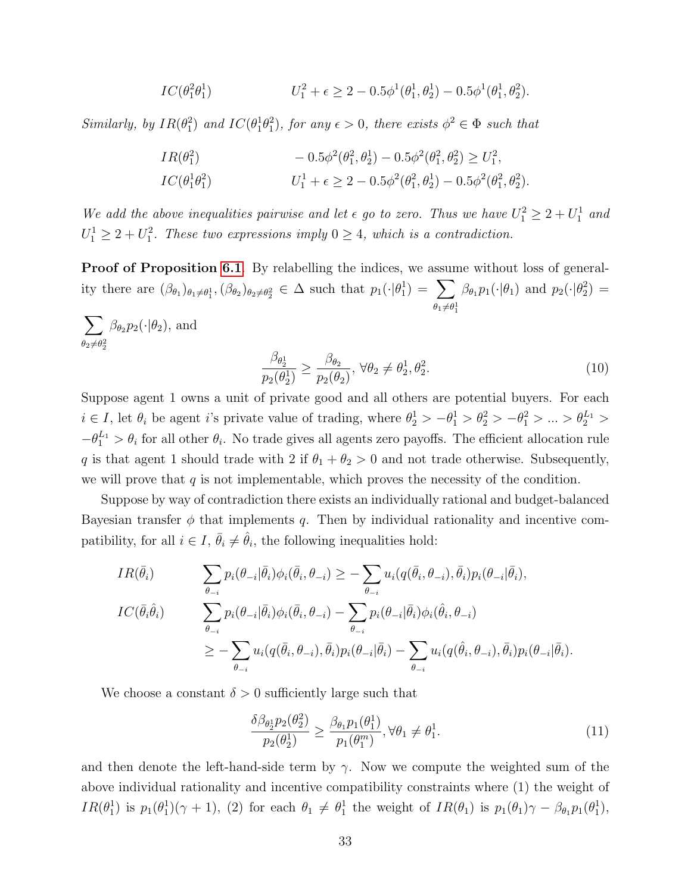$$IC(\theta_1^2\theta_1^1) \qquad U_1^2 + \epsilon \geq 2 - 0.5\phi^1(\theta_1^1, \theta_2^1) - 0.5\phi^1(\theta_1^1, \theta_2^2).$$

*Similarly, by $IR(\theta_1^2)$ and $IC(\theta_1^1\theta_1^2)$, for any $\epsilon > 0$, there exists $\phi^2 \in \Phi$ such that*

$$IR(\theta_1^2) \qquad -0.5\phi^2(\theta_1^2, \theta_2^1) - 0.5\phi^2(\theta_1^2, \theta_2^2) \geq U_1^2,$$

$$IC(\theta_1^1\theta_1^2) \qquad U_1^1 + \epsilon \geq 2 - 0.5\phi^2(\theta_1^2, \theta_2^1) - 0.5\phi^2(\theta_1^2, \theta_2^2).$$

*We add the above inequalities pairwise and let $\epsilon$ go to zero. Thus we have $U_1^2 \geq 2 + U_1^1$ and $U_1^1 \geq 2 + U_1^2$. These two expressions imply $0 \geq 4$, which is a contradiction.*

**Proof of Proposition 6.1.** By relabelling the indices, we assume without loss of generality there are $(\beta_{\theta_1})_{\theta_1 \neq \theta_1^1}, (\beta_{\theta_2})_{\theta_2 \neq \theta_2^2} \in \Delta$ such that $p_1(\cdot|\theta_1^1) = \sum_{\theta_1 \neq \theta_1^1} \beta_{\theta_1} p_1(\cdot|\theta_1)$ and $p_2(\cdot|\theta_2^2) = \sum_{\theta_2 \neq \theta_2^2} \beta_{\theta_2} p_2(\cdot|\theta_2)$, and

$$\frac{\beta_{\theta_2^1}}{p_2(\theta_2^1)} \geq \frac{\beta_{\theta_2}}{p_2(\theta_2)}, \forall \theta_2 \neq \theta_2^1, \theta_2^2. \tag{10}$$

Suppose agent 1 owns a unit of private good and all others are potential buyers. For each $i \in I$, let $\theta_i$ be agent $i$'s private value of trading, where $\theta_2^1 > -\theta_1^1 > \theta_2^2 > -\theta_1^2 > \ldots > \theta_2^{L_1} > -\theta_1^{L_1} > \theta_i$ for all other $\theta_i$. No trade gives all agents zero payoffs. The efficient allocation rule $q$ is that agent 1 should trade with 2 if $\theta_1 + \theta_2 > 0$ and not trade otherwise. Subsequently, we will prove that $q$ is not implementable, which proves the necessity of the condition.

Suppose by way of contradiction there exists an individually rational and budget-balanced Bayesian transfer $\phi$ that implements $q$. Then by individual rationality and incentive compatibility, for all $i \in I$, $\bar{\theta}_i \neq \hat{\theta}_i$, the following inequalities hold:

$$IR(\bar{\theta}_i) \qquad \sum_{\theta_{-i}} p_i(\theta_{-i}|\bar{\theta}_i)\phi_i(\bar{\theta}_i, \theta_{-i}) \geq -\sum_{\theta_{-i}} u_i(q(\bar{\theta}_i, \theta_{-i}), \bar{\theta}_i) p_i(\theta_{-i}|\bar{\theta}_i),$$

$$\begin{aligned}IC(\bar{\theta}_i\hat{\theta}_i) \qquad & \sum_{\theta_{-i}} p_i(\theta_{-i}|\bar{\theta}_i)\phi_i(\bar{\theta}_i, \theta_{-i}) - \sum_{\theta_{-i}} p_i(\theta_{-i}|\bar{\theta}_i)\phi_i(\hat{\theta}_i, \theta_{-i}) \\ & \geq -\sum_{\theta_{-i}} u_i(q(\bar{\theta}_i, \theta_{-i}), \bar{\theta}_i) p_i(\theta_{-i}|\bar{\theta}_i) - \sum_{\theta_{-i}} u_i(q(\hat{\theta}_i, \theta_{-i}), \bar{\theta}_i) p_i(\theta_{-i}|\bar{\theta}_i).\end{aligned}$$

We choose a constant $\delta > 0$ sufficiently large such that

$$\frac{\delta \beta_{\theta_2^1} p_2(\theta_2^2)}{p_2(\theta_2^1)} \geq \frac{\beta_{\theta_1} p_1(\theta_1^1)}{p_1(\theta_1^m)}, \forall \theta_1 \neq \theta_1^1. \tag{11}$$

and then denote the left-hand-side term by $\gamma$. Now we compute the weighted sum of the above individual rationality and incentive compatibility constraints where (1) the weight of $IR(\theta_1^1)$ is $p_1(\theta_1^1)(\gamma + 1)$, (2) for each $\theta_1 \neq \theta_1^1$ the weight of $IR(\theta_1)$ is $p_1(\theta_1)\gamma - \beta_{\theta_1} p_1(\theta_1^1)$,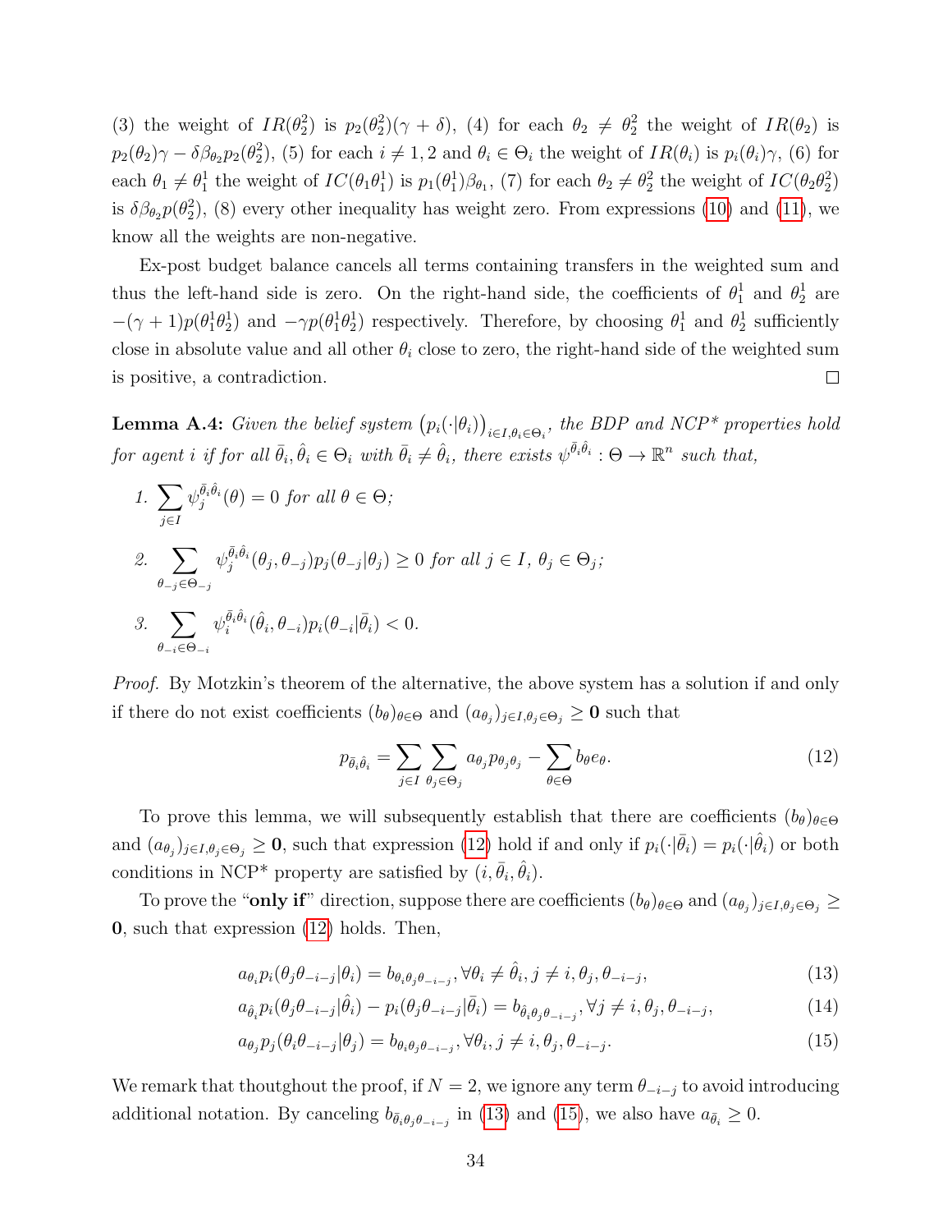(3) the weight of $IR(\theta_2^2)$ is $p_2(\theta_2^2)(\gamma + \delta)$, (4) for each $\theta_2 \neq \theta_2^2$ the weight of $IR(\theta_2)$ is $p_2(\theta_2)\gamma - \delta\beta_{\theta_2}p_2(\theta_2^2)$, (5) for each $i \neq 1, 2$ and $\theta_i \in \Theta_i$ the weight of $IR(\theta_i)$ is $p_i(\theta_i)\gamma$, (6) for each $\theta_1 \neq \theta_1^1$ the weight of $IC(\theta_1\theta_1^1)$ is $p_1(\theta_1^1)\beta_{\theta_1}$, (7) for each $\theta_2 \neq \theta_2^2$ the weight of $IC(\theta_2\theta_2^2)$ is $\delta\beta_{\theta_2}p(\theta_2^2)$, (8) every other inequality has weight zero. From expressions (10) and (11), we know all the weights are non-negative.

Ex-post budget balance cancels all terms containing transfers in the weighted sum and thus the left-hand side is zero. On the right-hand side, the coefficients of $\theta_1^1$ and $\theta_2^1$ are $-(\gamma+1)p(\theta_1^1\theta_2^1)$ and $-\gamma p(\theta_1^1\theta_2^1)$ respectively. Therefore, by choosing $\theta_1^1$ and $\theta_2^1$ sufficiently close in absolute value and all other $\theta_i$ close to zero, the right-hand side of the weighted sum is positive, a contradiction. □

**Lemma A.4:** *Given the belief system $\left(p_i(\cdot|\theta_i)\right)_{i\in I, \theta_i \in \Theta_i}$, the BDP and NCP\* properties hold for agent $i$ if for all $\bar{\theta}_i, \hat{\theta}_i \in \Theta_i$ with $\bar{\theta}_i \neq \hat{\theta}_i$, there exists $\psi^{\bar{\theta}_i\hat{\theta}_i} : \Theta \to \mathbb{R}^n$ such that,*

1. $\sum_{j\in I} \psi_j^{\bar{\theta}_i\hat{\theta}_i}(\theta) = 0$ *for all* $\theta \in \Theta$;
2. $\sum_{\theta_{-j}\in\Theta_{-j}} \psi_j^{\bar{\theta}_i\hat{\theta}_i}(\theta_j, \theta_{-j}) p_j(\theta_{-j}|\theta_j) \geq 0$ *for all* $j \in I$, $\theta_j \in \Theta_j$;
3. $\sum_{\theta_{-i}\in\Theta_{-i}} \psi_i^{\bar{\theta}_i\hat{\theta}_i}(\hat{\theta}_i, \theta_{-i}) p_i(\theta_{-i}|\bar{\theta}_i) < 0.$

*Proof.* By Motzkin's theorem of the alternative, the above system has a solution if and only if there do not exist coefficients $(b_\theta)_{\theta\in\Theta}$ and $(a_{\theta_j})_{j\in I, \theta_j\in\Theta_j} \geq \mathbf{0}$ such that

$$p_{\bar{\theta}_i\hat{\theta}_i} = \sum_{j\in I}\sum_{\theta_j\in\Theta_j} a_{\theta_j} p_{\theta_j\theta_j} - \sum_{\theta\in\Theta} b_\theta e_\theta. \tag{12}$$

To prove this lemma, we will subsequently establish that there are coefficients $(b_\theta)_{\theta\in\Theta}$ and $(a_{\theta_j})_{j\in I, \theta_j\in\Theta_j} \geq \mathbf{0}$, such that expression (12) hold if and only if $p_i(\cdot|\bar{\theta}_i) = p_i(\cdot|\hat{\theta}_i)$ or both conditions in NCP\* property are satisfied by $(i, \bar{\theta}_i, \hat{\theta}_i)$.

To prove the "**only if**" direction, suppose there are coefficients $(b_\theta)_{\theta\in\Theta}$ and $(a_{\theta_j})_{j\in I, \theta_j\in\Theta_j} \geq \mathbf{0}$, such that expression (12) holds. Then,

$$a_{\theta_i} p_i(\theta_j\theta_{-i-j}|\theta_i) = b_{\theta_i\theta_j\theta_{-i-j}}, \forall \theta_i \neq \hat{\theta}_i, j \neq i, \theta_j, \theta_{-i-j}, \tag{13}$$

$$a_{\hat{\theta}_i} p_i(\theta_j\theta_{-i-j}|\hat{\theta}_i) - p_i(\theta_j\theta_{-i-j}|\bar{\theta}_i) = b_{\hat{\theta}_i\theta_j\theta_{-i-j}}, \forall j \neq i, \theta_j, \theta_{-i-j}, \tag{14}$$

$$a_{\theta_j} p_j(\theta_i\theta_{-i-j}|\theta_j) = b_{\theta_i\theta_j\theta_{-i-j}}, \forall \theta_i, j \neq i, \theta_j, \theta_{-i-j}. \tag{15}$$

We remark that thoutgout the proof, if $N = 2$, we ignore any term $\theta_{-i-j}$ to avoid introducing additional notation. By canceling $b_{\bar{\theta}_i\theta_j\theta_{-i-j}}$ in (13) and (15), we also have $a_{\bar{\theta}_i} \geq 0$.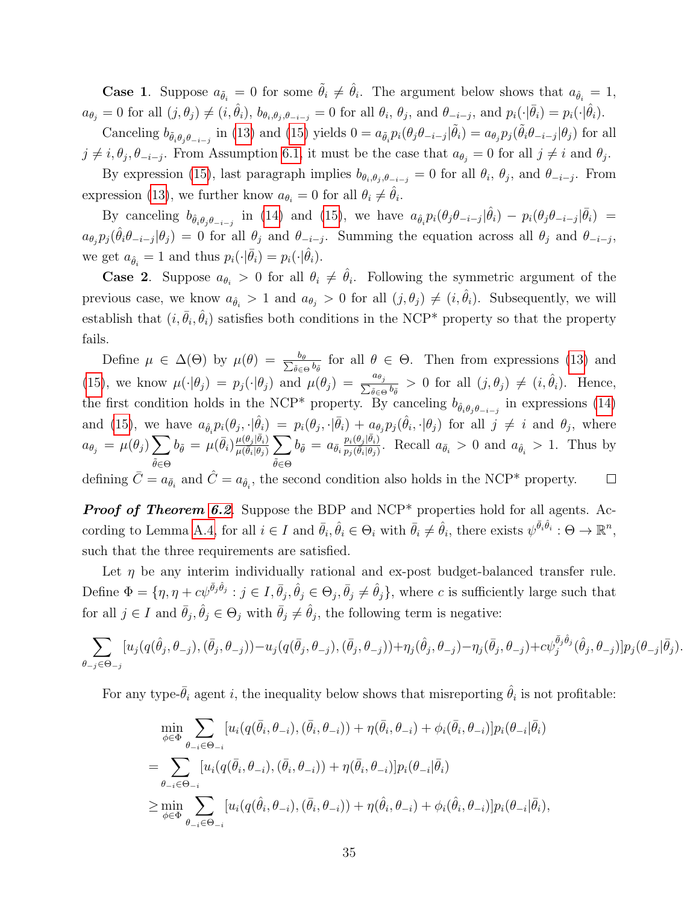**Case 1**. Suppose $a_{\tilde{\theta}_i} = 0$ for some $\tilde{\theta}_i \neq \hat{\theta}_i$. The argument below shows that $a_{\hat{\theta}_i} = 1$, $a_{\theta_j} = 0$ for all $(j, \theta_j) \neq (i, \hat{\theta}_i)$, $b_{\theta_i,\theta_j,\theta_{-i-j}} = 0$ for all $\theta_i$, $\theta_j$, and $\theta_{-i-j}$, and $p_i(\cdot|\bar{\theta}_i) = p_i(\cdot|\hat{\theta}_i)$.

Canceling $b_{\tilde{\theta}_i\theta_j\theta_{-i-j}}$ in (13) and (15) yields $0 = a_{\tilde{\theta}_i} p_i(\theta_j\theta_{-i-j}|\tilde{\theta}_i) = a_{\theta_j} p_j(\tilde{\theta}_i\theta_{-i-j}|\theta_j)$ for all $j \neq i, \theta_j, \theta_{-i-j}$. From Assumption 6.1, it must be the case that $a_{\theta_j} = 0$ for all $j \neq i$ and $\theta_j$.

By expression (15), last paragraph implies $b_{\theta_i,\theta_j,\theta_{-i-j}} = 0$ for all $\theta_i$, $\theta_j$, and $\theta_{-i-j}$. From expression (13), we further know $a_{\theta_i} = 0$ for all $\theta_i \neq \hat{\theta}_i$.

By canceling $b_{\hat{\theta}_i\theta_j\theta_{-i-j}}$ in (14) and (15), we have $a_{\hat{\theta}_i} p_i(\theta_j\theta_{-i-j}|\hat{\theta}_i) - p_i(\theta_j\theta_{-i-j}|\bar{\theta}_i) = a_{\theta_j} p_j(\hat{\theta}_i\theta_{-i-j}|\theta_j) = 0$ for all $\theta_j$ and $\theta_{-i-j}$. Summing the equation across all $\theta_j$ and $\theta_{-i-j}$, we get $a_{\hat{\theta}_i} = 1$ and thus $p_i(\cdot|\bar{\theta}_i) = p_i(\cdot|\hat{\theta}_i)$.

**Case 2**. Suppose $a_{\theta_i} > 0$ for all $\theta_i \neq \hat{\theta}_i$. Following the symmetric argument of the previous case, we know $a_{\hat{\theta}_i} > 1$ and $a_{\theta_j} > 0$ for all $(j, \theta_j) \neq (i, \hat{\theta}_i)$. Subsequently, we will establish that $(i, \bar{\theta}_i, \hat{\theta}_i)$ satisfies both conditions in the NCP* property so that the property fails.

Define $\mu \in \Delta(\Theta)$ by $\mu(\theta) = \frac{b_\theta}{\sum_{\tilde{\theta}\in\Theta} b_{\tilde{\theta}}}$ for all $\theta \in \Theta$. Then from expressions (13) and (15), we know $\mu(\cdot|\theta_j) = p_j(\cdot|\theta_j)$ and $\mu(\theta_j) = \frac{a_{\theta_j}}{\sum_{\tilde{\theta}\in\Theta} b_{\tilde{\theta}}} > 0$ for all $(j, \theta_j) \neq (i, \hat{\theta}_i)$. Hence, the first condition holds in the NCP* property. By canceling $b_{\hat{\theta}_i\theta_j\theta_{-i-j}}$ in expressions (14) and (15), we have $a_{\hat{\theta}_i} p_i(\theta_j, \cdot|\hat{\theta}_i) = p_i(\theta_j, \cdot|\bar{\theta}_i) + a_{\theta_j} p_j(\hat{\theta}_i, \cdot|\theta_j)$ for all $j \neq i$ and $\theta_j$, where $a_{\theta_j} = \mu(\theta_j) \sum_{\tilde{\theta}\in\Theta} b_{\tilde{\theta}} = \mu(\bar{\theta}_i) \frac{\mu(\theta_j|\bar{\theta}_i)}{\mu(\hat{\theta}_i|\theta_j)} \sum_{\tilde{\theta}\in\Theta} b_{\tilde{\theta}} = a_{\bar{\theta}_i} \frac{p_i(\theta_j|\bar{\theta}_i)}{p_j(\hat{\theta}_i|\theta_j)}$. Recall $a_{\bar{\theta}_i} > 0$ and $a_{\hat{\theta}_i} > 1$. Thus by defining $\bar{C} = a_{\bar{\theta}_i}$ and $\hat{C} = a_{\hat{\theta}_i}$, the second condition also holds in the NCP* property. $\square$

***Proof of Theorem 6.2***. Suppose the BDP and NCP* properties hold for all agents. According to Lemma A.4, for all $i \in I$ and $\bar{\theta}_i, \hat{\theta}_i \in \Theta_i$ with $\bar{\theta}_i \neq \hat{\theta}_i$, there exists $\psi^{\bar{\theta}_i\hat{\theta}_i} : \Theta \to \mathbb{R}^n$, such that the three requirements are satisfied.

Let $\eta$ be any interim individually rational and ex-post budget-balanced transfer rule. Define $\Phi = \{\eta, \eta + c\psi^{\bar{\theta}_j\hat{\theta}_j} : j \in I, \bar{\theta}_j, \hat{\theta}_j \in \Theta_j, \bar{\theta}_j \neq \hat{\theta}_j\}$, where $c$ is sufficiently large such that for all $j \in I$ and $\bar{\theta}_j, \hat{\theta}_j \in \Theta_j$ with $\bar{\theta}_j \neq \hat{\theta}_j$, the following term is negative:

$$\sum_{\theta_{-j}\in\Theta_{-j}} [u_j(q(\hat{\theta}_j, \theta_{-j}), (\bar{\theta}_j, \theta_{-j})) - u_j(q(\bar{\theta}_j, \theta_{-j}), (\bar{\theta}_j, \theta_{-j})) + \eta_j(\hat{\theta}_j, \theta_{-j}) - \eta_j(\bar{\theta}_j, \theta_{-j}) + c\psi_j^{\bar{\theta}_j\hat{\theta}_j}(\hat{\theta}_j, \theta_{-j})] p_j(\theta_{-j}|\bar{\theta}_j).$$

For any type-$\bar{\theta}_i$ agent $i$, the inequality below shows that misreporting $\hat{\theta}_i$ is not profitable:

$$\begin{aligned}
&\min_{\phi\in\Phi} \sum_{\theta_{-i}\in\Theta_{-i}} [u_i(q(\bar{\theta}_i, \theta_{-i}), (\bar{\theta}_i, \theta_{-i})) + \eta(\bar{\theta}_i, \theta_{-i}) + \phi_i(\bar{\theta}_i, \theta_{-i})] p_i(\theta_{-i}|\bar{\theta}_i) \\
=& \sum_{\theta_{-i}\in\Theta_{-i}} [u_i(q(\bar{\theta}_i, \theta_{-i}), (\bar{\theta}_i, \theta_{-i})) + \eta(\bar{\theta}_i, \theta_{-i})] p_i(\theta_{-i}|\bar{\theta}_i) \\
\geq& \min_{\phi\in\Phi} \sum_{\theta_{-i}\in\Theta_{-i}} [u_i(q(\hat{\theta}_i, \theta_{-i}), (\bar{\theta}_i, \theta_{-i})) + \eta(\hat{\theta}_i, \theta_{-i}) + \phi_i(\hat{\theta}_i, \theta_{-i})] p_i(\theta_{-i}|\bar{\theta}_i),
\end{aligned}$$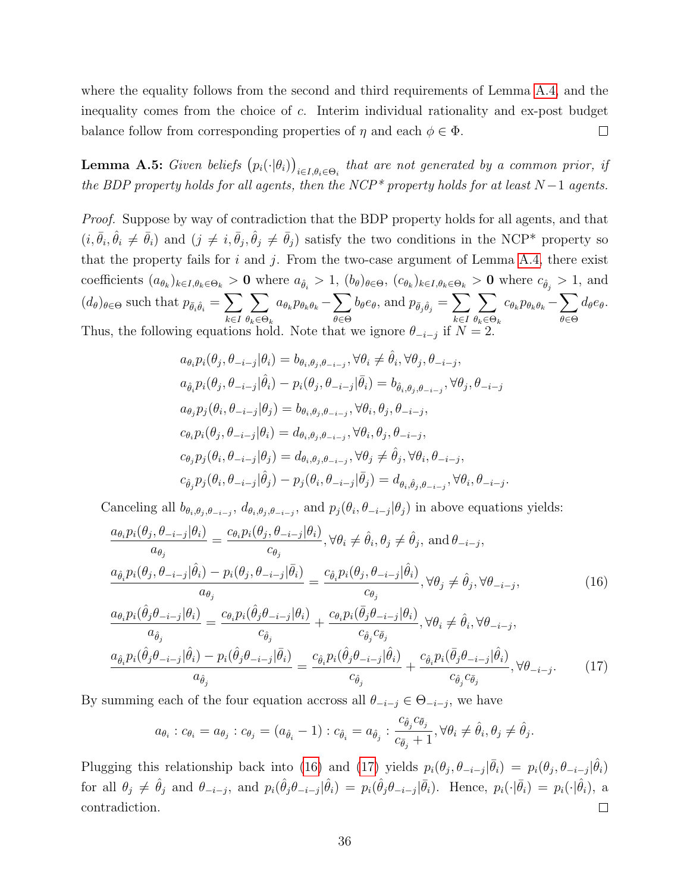where the equality follows from the second and third requirements of Lemma A.4, and the inequality comes from the choice of $c$. Interim individual rationality and ex-post budget balance follow from corresponding properties of $\eta$ and each $\phi \in \Phi$. $\square$

**Lemma A.5:** *Given beliefs $\big(p_i(\cdot|\theta_i)\big)_{i\in I,\theta_i\in\Theta_i}$ that are not generated by a common prior, if the BDP property holds for all agents, then the NCP\* property holds for at least $N-1$ agents.*

*Proof.* Suppose by way of contradiction that the BDP property holds for all agents, and that $(i, \bar{\theta}_i, \hat{\theta}_i \neq \bar{\theta}_i)$ and $(j \neq i, \bar{\theta}_j, \hat{\theta}_j \neq \bar{\theta}_j)$ satisfy the two conditions in the NCP\* property so that the property fails for $i$ and $j$. From the two-case argument of Lemma A.4, there exist coefficients $(a_{\theta_k})_{k\in I,\theta_k\in\Theta_k} > \mathbf{0}$ where $a_{\hat{\theta}_i} > 1$, $(b_\theta)_{\theta\in\Theta}$, $(c_{\theta_k})_{k\in I,\theta_k\in\Theta_k} > \mathbf{0}$ where $c_{\hat{\theta}_j} > 1$, and $(d_\theta)_{\theta\in\Theta}$ such that $p_{\bar{\theta}_i\hat{\theta}_i} = \sum_{k\in I}\sum_{\theta_k\in\Theta_k} a_{\theta_k} p_{\theta_k\theta_k} - \sum_{\theta\in\Theta} b_\theta e_\theta$, and $p_{\bar{\theta}_j\hat{\theta}_j} = \sum_{k\in I}\sum_{\theta_k\in\Theta_k} c_{\theta_k} p_{\theta_k\theta_k} - \sum_{\theta\in\Theta} d_\theta e_\theta$. Thus, the following equations hold. Note that we ignore $\theta_{-i-j}$ if $N=2$.

$$
\begin{aligned}
&a_{\theta_i} p_i(\theta_j, \theta_{-i-j}|\theta_i) = b_{\theta_i,\theta_j,\theta_{-i-j}}, \forall \theta_i \neq \hat{\theta}_i, \forall \theta_j, \theta_{-i-j},\\
&a_{\hat{\theta}_i} p_i(\theta_j, \theta_{-i-j}|\hat{\theta}_i) - p_i(\theta_j, \theta_{-i-j}|\bar{\theta}_i) = b_{\hat{\theta}_i,\theta_j,\theta_{-i-j}}, \forall \theta_j, \theta_{-i-j}\\
&a_{\theta_j} p_j(\theta_i, \theta_{-i-j}|\theta_j) = b_{\theta_i,\theta_j,\theta_{-i-j}}, \forall \theta_i, \theta_j, \theta_{-i-j},\\
&c_{\theta_i} p_i(\theta_j, \theta_{-i-j}|\theta_i) = d_{\theta_i,\theta_j,\theta_{-i-j}}, \forall \theta_i, \theta_j, \theta_{-i-j},\\
&c_{\theta_j} p_j(\theta_i, \theta_{-i-j}|\theta_j) = d_{\theta_i,\theta_j,\theta_{-i-j}}, \forall \theta_j \neq \hat{\theta}_j, \forall \theta_i, \theta_{-i-j},\\
&c_{\hat{\theta}_j} p_j(\theta_i, \theta_{-i-j}|\hat{\theta}_j) - p_j(\theta_i, \theta_{-i-j}|\bar{\theta}_j) = d_{\theta_i,\hat{\theta}_j,\theta_{-i-j}}, \forall \theta_i, \theta_{-i-j}.
\end{aligned}
$$

Canceling all $b_{\theta_i,\theta_j,\theta_{-i-j}}$, $d_{\theta_i,\theta_j,\theta_{-i-j}}$, and $p_j(\theta_i, \theta_{-i-j}|\theta_j)$ in above equations yields:

$$
\frac{a_{\theta_i} p_i(\theta_j, \theta_{-i-j}|\theta_i)}{a_{\theta_j}} = \frac{c_{\theta_i} p_i(\theta_j, \theta_{-i-j}|\theta_i)}{c_{\theta_j}}, \forall \theta_i \neq \hat{\theta}_i, \theta_j \neq \hat{\theta}_j, \text{ and } \theta_{-i-j},
$$

$$
\frac{a_{\hat{\theta}_i} p_i(\theta_j, \theta_{-i-j}|\hat{\theta}_i) - p_i(\theta_j, \theta_{-i-j}|\bar{\theta}_i)}{a_{\theta_j}} = \frac{c_{\hat{\theta}_i} p_i(\theta_j, \theta_{-i-j}|\hat{\theta}_i)}{c_{\theta_j}}, \forall \theta_j \neq \hat{\theta}_j, \forall \theta_{-i-j}, \tag{16}
$$

$$
\frac{a_{\theta_i} p_i(\hat{\theta}_j \theta_{-i-j}|\theta_i)}{a_{\hat{\theta}_j}} = \frac{c_{\theta_i} p_i(\hat{\theta}_j \theta_{-i-j}|\theta_i)}{c_{\hat{\theta}_j}} + \frac{c_{\theta_i} p_i(\bar{\theta}_j \theta_{-i-j}|\theta_i)}{c_{\hat{\theta}_j} c_{\bar{\theta}_j}}, \forall \theta_i \neq \hat{\theta}_i, \forall \theta_{-i-j},
$$

$$
\frac{a_{\hat{\theta}_i} p_i(\hat{\theta}_j \theta_{-i-j}|\hat{\theta}_i) - p_i(\hat{\theta}_j \theta_{-i-j}|\bar{\theta}_i)}{a_{\hat{\theta}_j}} = \frac{c_{\hat{\theta}_i} p_i(\hat{\theta}_j \theta_{-i-j}|\hat{\theta}_i)}{c_{\hat{\theta}_j}} + \frac{c_{\hat{\theta}_i} p_i(\bar{\theta}_j \theta_{-i-j}|\hat{\theta}_i)}{c_{\hat{\theta}_j} c_{\bar{\theta}_j}}, \forall \theta_{-i-j}. \tag{17}
$$

By summing each of the four equation accross all $\theta_{-i-j} \in \Theta_{-i-j}$, we have

$$
a_{\theta_i} : c_{\theta_i} = a_{\theta_j} : c_{\theta_j} = (a_{\hat{\theta}_i} - 1) : c_{\hat{\theta}_i} = a_{\hat{\theta}_j} : \frac{c_{\hat{\theta}_j} c_{\bar{\theta}_j}}{c_{\bar{\theta}_j} + 1}, \forall \theta_i \neq \hat{\theta}_i, \theta_j \neq \hat{\theta}_j.
$$

Plugging this relationship back into (16) and (17) yields $p_i(\theta_j, \theta_{-i-j}|\bar{\theta}_i) = p_i(\theta_j, \theta_{-i-j}|\hat{\theta}_i)$ for all $\theta_j \neq \hat{\theta}_j$ and $\theta_{-i-j}$, and $p_i(\hat{\theta}_j \theta_{-i-j}|\hat{\theta}_i) = p_i(\hat{\theta}_j \theta_{-i-j}|\bar{\theta}_i)$. Hence, $p_i(\cdot|\bar{\theta}_i) = p_i(\cdot|\hat{\theta}_i)$, a contradiction. $\square$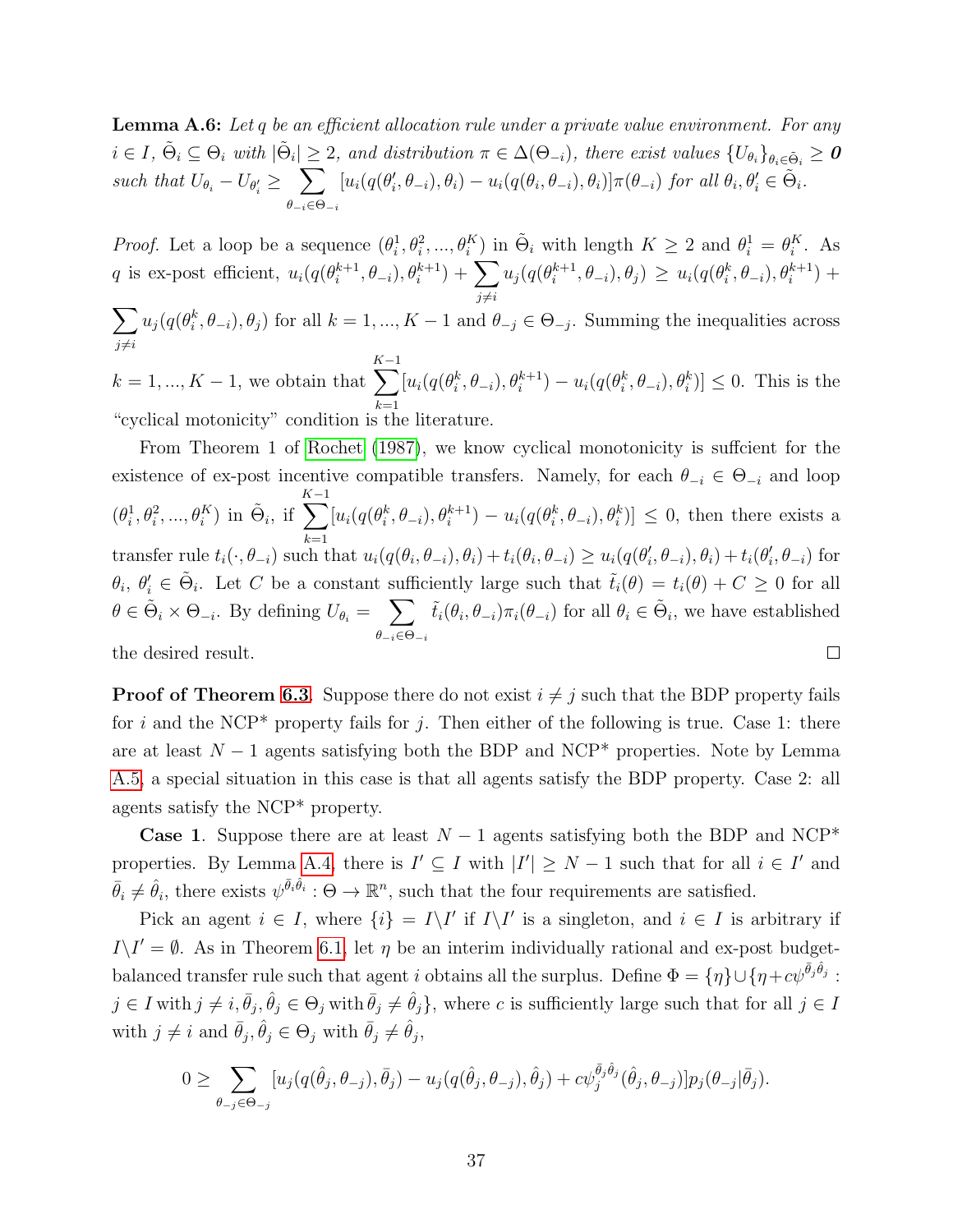**Lemma A.6:** *Let $q$ be an efficient allocation rule under a private value environment. For any $i \in I$, $\tilde{\Theta}_i \subseteq \Theta_i$ with $|\tilde{\Theta}_i| \geq 2$, and distribution $\pi \in \Delta(\Theta_{-i})$, there exist values $\{U_{\theta_i}\}_{\theta_i \in \tilde{\Theta}_i} \geq \boldsymbol{0}$ such that $U_{\theta_i} - U_{\theta_i'} \geq \sum_{\theta_{-i} \in \Theta_{-i}} [u_i(q(\theta_i', \theta_{-i}), \theta_i) - u_i(q(\theta_i, \theta_{-i}), \theta_i)]\pi(\theta_{-i})$ for all $\theta_i, \theta_i' \in \tilde{\Theta}_i$.*

*Proof.* Let a loop be a sequence $(\theta_i^1, \theta_i^2, ..., \theta_i^K)$ in $\tilde{\Theta}_i$ with length $K \geq 2$ and $\theta_i^1 = \theta_i^K$. As $q$ is ex-post efficient, $u_i(q(\theta_i^{k+1}, \theta_{-i}), \theta_i^{k+1}) + \sum_{j \neq i} u_j(q(\theta_i^{k+1}, \theta_{-i}), \theta_j) \geq u_i(q(\theta_i^k, \theta_{-i}), \theta_i^{k+1}) + \sum_{j \neq i} u_j(q(\theta_i^k, \theta_{-i}), \theta_j)$ for all $k = 1, ..., K-1$ and $\theta_{-j} \in \Theta_{-j}$. Summing the inequalities across $k = 1, ..., K-1$, we obtain that $\sum_{k=1}^{K-1} [u_i(q(\theta_i^k, \theta_{-i}), \theta_i^{k+1}) - u_i(q(\theta_i^k, \theta_{-i}), \theta_i^k)] \leq 0$. This is the "cyclical motonicity" condition is the literature.

From Theorem 1 of Rochet (1987), we know cyclical monotonicity is suffcient for the existence of ex-post incentive compatible transfers. Namely, for each $\theta_{-i} \in \Theta_{-i}$ and loop $(\theta_i^1, \theta_i^2, ..., \theta_i^K)$ in $\tilde{\Theta}_i$, if $\sum_{k=1}^{K-1} [u_i(q(\theta_i^k, \theta_{-i}), \theta_i^{k+1}) - u_i(q(\theta_i^k, \theta_{-i}), \theta_i^k)] \leq 0$, then there exists a transfer rule $t_i(\cdot, \theta_{-i})$ such that $u_i(q(\theta_i, \theta_{-i}), \theta_i) + t_i(\theta_i, \theta_{-i}) \geq u_i(q(\theta_i', \theta_{-i}), \theta_i) + t_i(\theta_i', \theta_{-i})$ for $\theta_i$, $\theta_i' \in \tilde{\Theta}_i$. Let $C$ be a constant sufficiently large such that $\tilde{t}_i(\theta) = t_i(\theta) + C \geq 0$ for all $\theta \in \tilde{\Theta}_i \times \Theta_{-i}$. By defining $U_{\theta_i} = \sum_{\theta_{-i} \in \Theta_{-i}} \tilde{t}_i(\theta_i, \theta_{-i})\pi_i(\theta_{-i})$ for all $\theta_i \in \tilde{\Theta}_i$, we have established the desired result. $\square$

**Proof of Theorem 6.3.** Suppose there do not exist $i \neq j$ such that the BDP property fails for $i$ and the NCP* property fails for $j$. Then either of the following is true. Case 1: there are at least $N-1$ agents satisfying both the BDP and NCP* properties. Note by Lemma A.5, a special situation in this case is that all agents satisfy the BDP property. Case 2: all agents satisfy the NCP* property.

**Case 1**. Suppose there are at least $N-1$ agents satisfying both the BDP and NCP* properties. By Lemma A.4, there is $I' \subseteq I$ with $|I'| \geq N-1$ such that for all $i \in I'$ and $\bar{\theta}_i \neq \hat{\theta}_i$, there exists $\psi^{\bar{\theta}_i \hat{\theta}_i} : \Theta \to \mathbb{R}^n$, such that the four requirements are satisfied.

Pick an agent $i \in I$, where $\{i\} = I \backslash I'$ if $I \backslash I'$ is a singleton, and $i \in I$ is arbitrary if $I \backslash I' = \emptyset$. As in Theorem 6.1, let $\eta$ be an interim individually rational and ex-post budget-balanced transfer rule such that agent $i$ obtains all the surplus. Define $\Phi = \{\eta\} \cup \{\eta + c\psi^{\bar{\theta}_j \hat{\theta}_j} : j \in I \text{ with } j \neq i, \bar{\theta}_j, \hat{\theta}_j \in \Theta_j \text{ with } \bar{\theta}_j \neq \hat{\theta}_j\}$, where $c$ is sufficiently large such that for all $j \in I$ with $j \neq i$ and $\bar{\theta}_j, \hat{\theta}_j \in \Theta_j$ with $\bar{\theta}_j \neq \hat{\theta}_j$,

$$0 \geq \sum_{\theta_{-j} \in \Theta_{-j}} [u_j(q(\hat{\theta}_j, \theta_{-j}), \bar{\theta}_j) - u_j(q(\hat{\theta}_j, \theta_{-j}), \hat{\theta}_j) + c\psi_j^{\bar{\theta}_j \hat{\theta}_j}(\hat{\theta}_j, \theta_{-j})]p_j(\theta_{-j}|\bar{\theta}_j).$$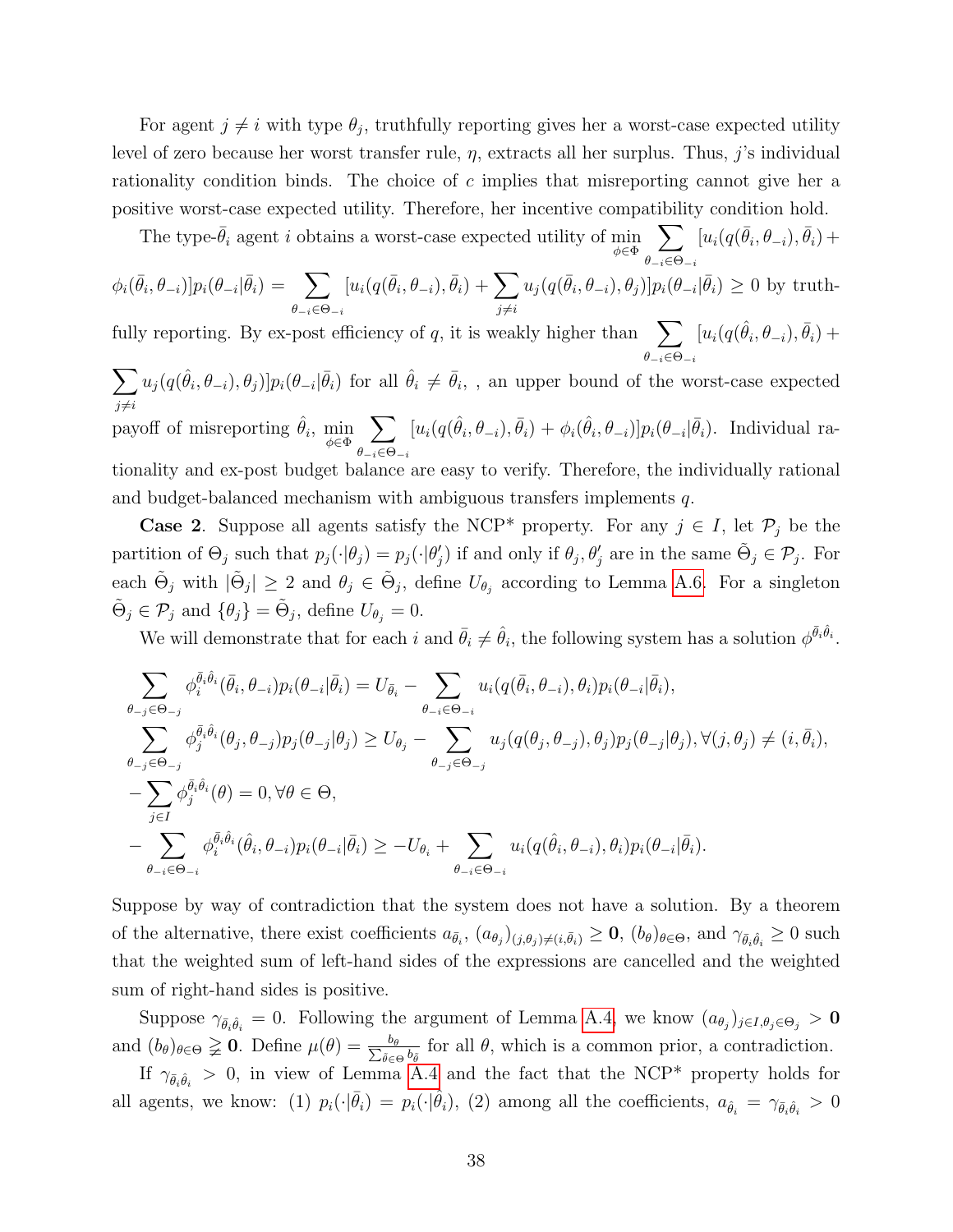For agent $j \neq i$ with type $\theta_j$, truthfully reporting gives her a worst-case expected utility level of zero because her worst transfer rule, $\eta$, extracts all her surplus. Thus, $j$'s individual rationality condition binds. The choice of $c$ implies that misreporting cannot give her a positive worst-case expected utility. Therefore, her incentive compatibility condition hold.

The type-$\bar{\theta}_i$ agent $i$ obtains a worst-case expected utility of $\min_{\phi \in \Phi} \sum_{\theta_{-i} \in \Theta_{-i}} [u_i(q(\bar{\theta}_i, \theta_{-i}), \bar{\theta}_i) + \phi_i(\bar{\theta}_i, \theta_{-i})] p_i(\theta_{-i}|\bar{\theta}_i) = \sum_{\theta_{-i} \in \Theta_{-i}} [u_i(q(\bar{\theta}_i, \theta_{-i}), \bar{\theta}_i) + \sum_{j \neq i} u_j(q(\bar{\theta}_i, \theta_{-i}), \theta_j)] p_i(\theta_{-i}|\bar{\theta}_i) \geq 0$ by truthfully reporting. By ex-post efficiency of $q$, it is weakly higher than $\sum_{\theta_{-i} \in \Theta_{-i}} [u_i(q(\hat{\theta}_i, \theta_{-i}), \bar{\theta}_i) + \sum_{j \neq i} u_j(q(\hat{\theta}_i, \theta_{-i}), \theta_j)] p_i(\theta_{-i}|\bar{\theta}_i)$ for all $\hat{\theta}_i \neq \bar{\theta}_i$, , an upper bound of the worst-case expected payoff of misreporting $\hat{\theta}_i$, $\min_{\phi \in \Phi} \sum_{\theta_{-i} \in \Theta_{-i}} [u_i(q(\hat{\theta}_i, \theta_{-i}), \bar{\theta}_i) + \phi_i(\hat{\theta}_i, \theta_{-i})] p_i(\theta_{-i}|\bar{\theta}_i)$. Individual rationality and ex-post budget balance are easy to verify. Therefore, the individually rational and budget-balanced mechanism with ambiguous transfers implements $q$.

**Case 2**. Suppose all agents satisfy the NCP* property. For any $j \in I$, let $\mathcal{P}_j$ be the partition of $\Theta_j$ such that $p_j(\cdot|\theta_j) = p_j(\cdot|\theta'_j)$ if and only if $\theta_j, \theta'_j$ are in the same $\tilde{\Theta}_j \in \mathcal{P}_j$. For each $\tilde{\Theta}_j$ with $|\tilde{\Theta}_j| \geq 2$ and $\theta_j \in \tilde{\Theta}_j$, define $U_{\theta_j}$ according to Lemma A.6. For a singleton $\tilde{\Theta}_j \in \mathcal{P}_j$ and $\{\theta_j\} = \tilde{\Theta}_j$, define $U_{\theta_j} = 0$.

We will demonstrate that for each $i$ and $\bar{\theta}_i \neq \hat{\theta}_i$, the following system has a solution $\phi^{\bar{\theta}_i \hat{\theta}_i}$.

$$
\begin{aligned}
&\sum_{\theta_{-j} \in \Theta_{-j}} \phi_i^{\bar{\theta}_i \hat{\theta}_i}(\bar{\theta}_i, \theta_{-i}) p_i(\theta_{-i}|\bar{\theta}_i) = U_{\bar{\theta}_i} - \sum_{\theta_{-i} \in \Theta_{-i}} u_i(q(\bar{\theta}_i, \theta_{-i}), \theta_i) p_i(\theta_{-i}|\bar{\theta}_i), \\
&\sum_{\theta_{-j} \in \Theta_{-j}} \phi_j^{\bar{\theta}_i \hat{\theta}_i}(\theta_j, \theta_{-j}) p_j(\theta_{-j}|\theta_j) \geq U_{\theta_j} - \sum_{\theta_{-j} \in \Theta_{-j}} u_j(q(\theta_j, \theta_{-j}), \theta_j) p_j(\theta_{-j}|\theta_j), \forall (j, \theta_j) \neq (i, \bar{\theta}_i), \\
&-\sum_{j \in I} \phi_j^{\bar{\theta}_i \hat{\theta}_i}(\theta) = 0, \forall \theta \in \Theta, \\
&-\sum_{\theta_{-i} \in \Theta_{-i}} \phi_i^{\bar{\theta}_i \hat{\theta}_i}(\hat{\theta}_i, \theta_{-i}) p_i(\theta_{-i}|\bar{\theta}_i) \geq -U_{\theta_i} + \sum_{\theta_{-i} \in \Theta_{-i}} u_i(q(\hat{\theta}_i, \theta_{-i}), \theta_i) p_i(\theta_{-i}|\bar{\theta}_i).
\end{aligned}
$$

Suppose by way of contradiction that the system does not have a solution. By a theorem of the alternative, there exist coefficients $a_{\bar{\theta}_i}$, $(a_{\theta_j})_{(j,\theta_j) \neq (i, \bar{\theta}_i)} \geq \mathbf{0}$, $(b_\theta)_{\theta \in \Theta}$, and $\gamma_{\bar{\theta}_i \hat{\theta}_i} \geq 0$ such that the weighted sum of left-hand sides of the expressions are cancelled and the weighted sum of right-hand sides is positive.

Suppose $\gamma_{\bar{\theta}_i \hat{\theta}_i} = 0$. Following the argument of Lemma A.4, we know $(a_{\theta_j})_{j \in I, \theta_j \in \Theta_j} > \mathbf{0}$ and $(b_\theta)_{\theta \in \Theta} \gneqq \mathbf{0}$. Define $\mu(\theta) = \frac{b_\theta}{\sum_{\tilde{\theta} \in \Theta} b_{\tilde{\theta}}}$ for all $\theta$, which is a common prior, a contradiction.

If $\gamma_{\bar{\theta}_i \hat{\theta}_i} > 0$, in view of Lemma A.4 and the fact that the NCP* property holds for all agents, we know: (1) $p_i(\cdot|\bar{\theta}_i) = p_i(\cdot|\hat{\theta}_i)$, (2) among all the coefficients, $a_{\hat{\theta}_i} = \gamma_{\bar{\theta}_i \hat{\theta}_i} > 0$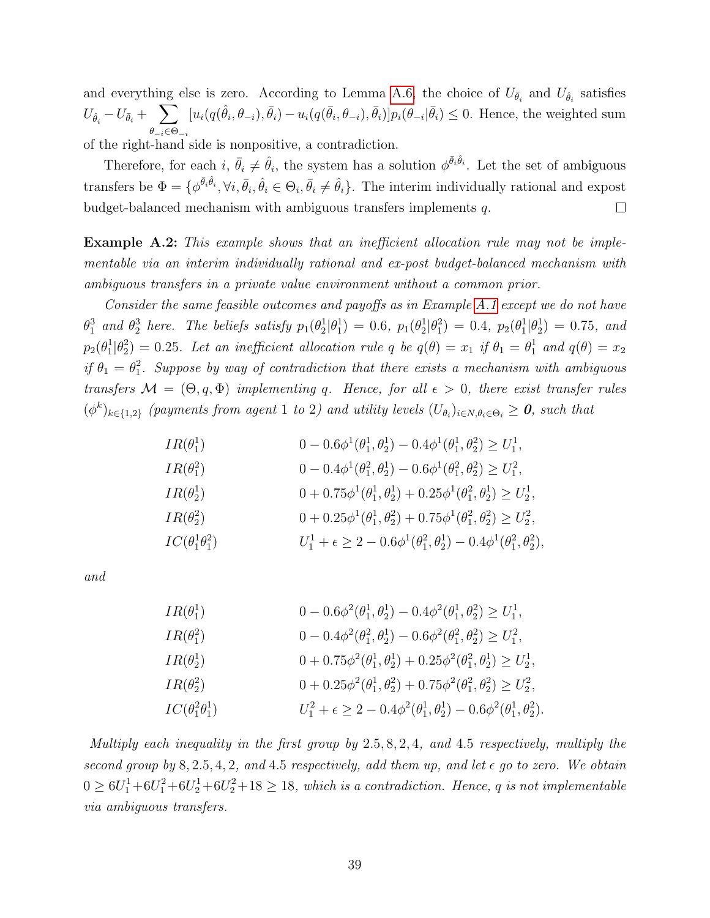and everything else is zero. According to Lemma A.6, the choice of $U_{\bar{\theta}_i}$ and $U_{\hat{\theta}_i}$ satisfies $U_{\hat{\theta}_i} - U_{\bar{\theta}_i} + \sum_{\theta_{-i}\in\Theta_{-i}} [u_i(q(\hat{\theta}_i,\theta_{-i}),\bar{\theta}_i) - u_i(q(\bar{\theta}_i,\theta_{-i}),\bar{\theta}_i)]p_i(\theta_{-i}|\bar{\theta}_i) \leq 0$. Hence, the weighted sum of the right-hand side is nonpositive, a contradiction.

Therefore, for each $i$, $\bar{\theta}_i \neq \hat{\theta}_i$, the system has a solution $\phi^{\bar{\theta}_i\hat{\theta}_i}$. Let the set of ambiguous transfers be $\Phi = \{\phi^{\bar{\theta}_i\hat{\theta}_i}, \forall i, \bar{\theta}_i, \hat{\theta}_i \in \Theta_i, \bar{\theta}_i \neq \hat{\theta}_i\}$. The interim individually rational and expost budget-balanced mechanism with ambiguous transfers implements $q$. □

**Example A.2:** *This example shows that an inefficient allocation rule may not be implementable via an interim individually rational and ex-post budget-balanced mechanism with ambiguous transfers in a private value environment without a common prior.*

*Consider the same feasible outcomes and payoffs as in Example A.1 except we do not have $\theta_1^3$ and $\theta_2^3$ here. The beliefs satisfy $p_1(\theta_2^1|\theta_1^1) = 0.6$, $p_1(\theta_2^1|\theta_1^2) = 0.4$, $p_2(\theta_1^1|\theta_2^1) = 0.75$, and $p_2(\theta_1^1|\theta_2^2) = 0.25$. Let an inefficient allocation rule $q$ be $q(\theta) = x_1$ if $\theta_1 = \theta_1^1$ and $q(\theta) = x_2$ if $\theta_1 = \theta_1^2$. Suppose by way of contradiction that there exists a mechanism with ambiguous transfers $\mathcal{M} = (\Theta, q, \Phi)$ implementing $q$. Hence, for all $\epsilon > 0$, there exist transfer rules $(\phi^k)_{k\in\{1,2\}}$ (payments from agent 1 to 2) and utility levels $(U_{\theta_i})_{i\in N,\theta_i\in\Theta_i} \geq \boldsymbol{0}$, such that*

$$
\begin{aligned}
&IR(\theta_1^1) && 0 - 0.6\phi^1(\theta_1^1,\theta_2^1) - 0.4\phi^1(\theta_1^1,\theta_2^2) \geq U_1^1,\\
&IR(\theta_1^2) && 0 - 0.4\phi^1(\theta_1^2,\theta_2^1) - 0.6\phi^1(\theta_1^2,\theta_2^2) \geq U_1^2,\\
&IR(\theta_2^1) && 0 + 0.75\phi^1(\theta_1^1,\theta_2^1) + 0.25\phi^1(\theta_1^2,\theta_2^1) \geq U_2^1,\\
&IR(\theta_2^2) && 0 + 0.25\phi^1(\theta_1^1,\theta_2^2) + 0.75\phi^1(\theta_1^2,\theta_2^2) \geq U_2^2,\\
&IC(\theta_1^1\theta_1^2) && U_1^1 + \epsilon \geq 2 - 0.6\phi^1(\theta_1^2,\theta_2^1) - 0.4\phi^1(\theta_1^2,\theta_2^2),
\end{aligned}
$$

*and*

$$
\begin{aligned}
&IR(\theta_1^1) && 0 - 0.6\phi^2(\theta_1^1,\theta_2^1) - 0.4\phi^2(\theta_1^1,\theta_2^2) \geq U_1^1,\\
&IR(\theta_1^2) && 0 - 0.4\phi^2(\theta_1^2,\theta_2^1) - 0.6\phi^2(\theta_1^2,\theta_2^2) \geq U_1^2,\\
&IR(\theta_2^1) && 0 + 0.75\phi^2(\theta_1^1,\theta_2^1) + 0.25\phi^2(\theta_1^2,\theta_2^1) \geq U_2^1,\\
&IR(\theta_2^2) && 0 + 0.25\phi^2(\theta_1^1,\theta_2^2) + 0.75\phi^2(\theta_1^2,\theta_2^2) \geq U_2^2,\\
&IC(\theta_1^2\theta_1^1) && U_1^2 + \epsilon \geq 2 - 0.4\phi^2(\theta_1^1,\theta_2^1) - 0.6\phi^2(\theta_1^1,\theta_2^2).
\end{aligned}
$$

*Multiply each inequality in the first group by 2.5, 8, 2, 4, and 4.5 respectively, multiply the second group by 8, 2.5, 4, 2, and 4.5 respectively, add them up, and let $\epsilon$ go to zero. We obtain $0 \geq 6U_1^1 + 6U_1^2 + 6U_2^1 + 6U_2^2 + 18 \geq 18$, which is a contradiction. Hence, $q$ is not implementable via ambiguous transfers.*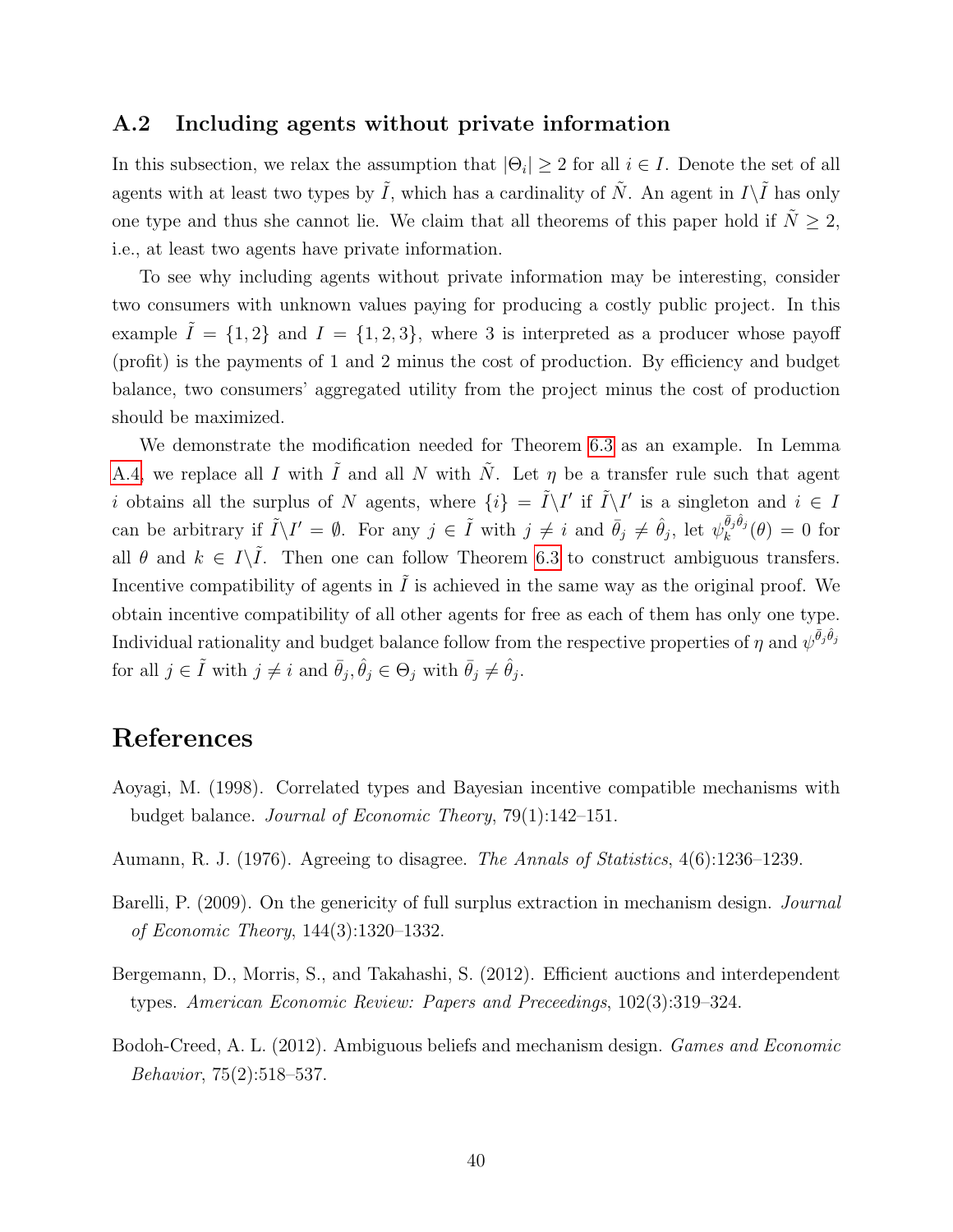### A.2 Including agents without private information

In this subsection, we relax the assumption that $|\Theta_i| \geq 2$ for all $i \in I$. Denote the set of all agents with at least two types by $\tilde{I}$, which has a cardinality of $\tilde{N}$. An agent in $I \backslash \tilde{I}$ has only one type and thus she cannot lie. We claim that all theorems of this paper hold if $\tilde{N} \geq 2$, i.e., at least two agents have private information.

To see why including agents without private information may be interesting, consider two consumers with unknown values paying for producing a costly public project. In this example $\tilde{I} = \{1, 2\}$ and $I = \{1, 2, 3\}$, where 3 is interpreted as a producer whose payoff (profit) is the payments of 1 and 2 minus the cost of production. By efficiency and budget balance, two consumers' aggregated utility from the project minus the cost of production should be maximized.

We demonstrate the modification needed for Theorem 6.3 as an example. In Lemma A.4, we replace all $I$ with $\tilde{I}$ and all $N$ with $\tilde{N}$. Let $\eta$ be a transfer rule such that agent $i$ obtains all the surplus of $N$ agents, where $\{i\} = \tilde{I} \backslash I'$ if $\tilde{I} \backslash I'$ is a singleton and $i \in I$ can be arbitrary if $\tilde{I} \backslash I' = \emptyset$. For any $j \in \tilde{I}$ with $j \neq i$ and $\bar{\theta}_j \neq \hat{\theta}_j$, let $\psi_k^{\bar{\theta}_j \hat{\theta}_j}(\theta) = 0$ for all $\theta$ and $k \in I \backslash \tilde{I}$. Then one can follow Theorem 6.3 to construct ambiguous transfers. Incentive compatibility of agents in $\tilde{I}$ is achieved in the same way as the original proof. We obtain incentive compatibility of all other agents for free as each of them has only one type. Individual rationality and budget balance follow from the respective properties of $\eta$ and $\psi^{\bar{\theta}_j \hat{\theta}_j}$ for all $j \in \tilde{I}$ with $j \neq i$ and $\bar{\theta}_j, \hat{\theta}_j \in \Theta_j$ with $\bar{\theta}_j \neq \hat{\theta}_j$.

# References

Aoyagi, M. (1998). Correlated types and Bayesian incentive compatible mechanisms with budget balance. *Journal of Economic Theory*, 79(1):142–151.

Aumann, R. J. (1976). Agreeing to disagree. *The Annals of Statistics*, 4(6):1236–1239.

Barelli, P. (2009). On the genericity of full surplus extraction in mechanism design. *Journal of Economic Theory*, 144(3):1320–1332.

Bergemann, D., Morris, S., and Takahashi, S. (2012). Efficient auctions and interdependent types. *American Economic Review: Papers and Preceedings*, 102(3):319–324.

Bodoh-Creed, A. L. (2012). Ambiguous beliefs and mechanism design. *Games and Economic Behavior*, 75(2):518–537.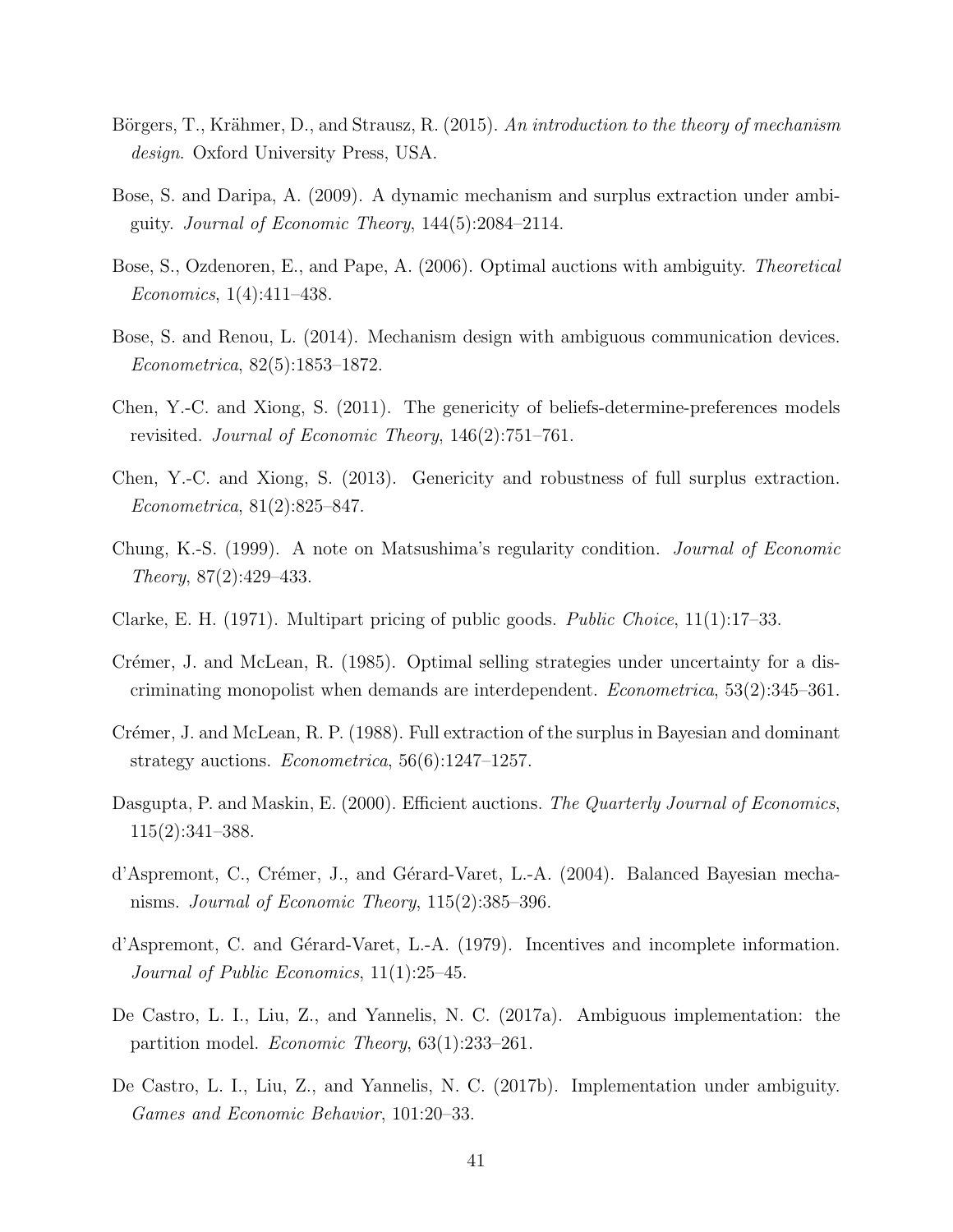Börgers, T., Krähmer, D., and Strausz, R. (2015). *An introduction to the theory of mechanism design*. Oxford University Press, USA.

Bose, S. and Daripa, A. (2009). A dynamic mechanism and surplus extraction under ambiguity. *Journal of Economic Theory*, 144(5):2084–2114.

Bose, S., Ozdenoren, E., and Pape, A. (2006). Optimal auctions with ambiguity. *Theoretical Economics*, 1(4):411–438.

Bose, S. and Renou, L. (2014). Mechanism design with ambiguous communication devices. *Econometrica*, 82(5):1853–1872.

Chen, Y.-C. and Xiong, S. (2011). The genericity of beliefs-determine-preferences models revisited. *Journal of Economic Theory*, 146(2):751–761.

Chen, Y.-C. and Xiong, S. (2013). Genericity and robustness of full surplus extraction. *Econometrica*, 81(2):825–847.

Chung, K.-S. (1999). A note on Matsushima's regularity condition. *Journal of Economic Theory*, 87(2):429–433.

Clarke, E. H. (1971). Multipart pricing of public goods. *Public Choice*, 11(1):17–33.

Crémer, J. and McLean, R. (1985). Optimal selling strategies under uncertainty for a discriminating monopolist when demands are interdependent. *Econometrica*, 53(2):345–361.

Crémer, J. and McLean, R. P. (1988). Full extraction of the surplus in Bayesian and dominant strategy auctions. *Econometrica*, 56(6):1247–1257.

Dasgupta, P. and Maskin, E. (2000). Efficient auctions. *The Quarterly Journal of Economics*, 115(2):341–388.

d'Aspremont, C., Crémer, J., and Gérard-Varet, L.-A. (2004). Balanced Bayesian mechanisms. *Journal of Economic Theory*, 115(2):385–396.

d'Aspremont, C. and Gérard-Varet, L.-A. (1979). Incentives and incomplete information. *Journal of Public Economics*, 11(1):25–45.

De Castro, L. I., Liu, Z., and Yannelis, N. C. (2017a). Ambiguous implementation: the partition model. *Economic Theory*, 63(1):233–261.

De Castro, L. I., Liu, Z., and Yannelis, N. C. (2017b). Implementation under ambiguity. *Games and Economic Behavior*, 101:20–33.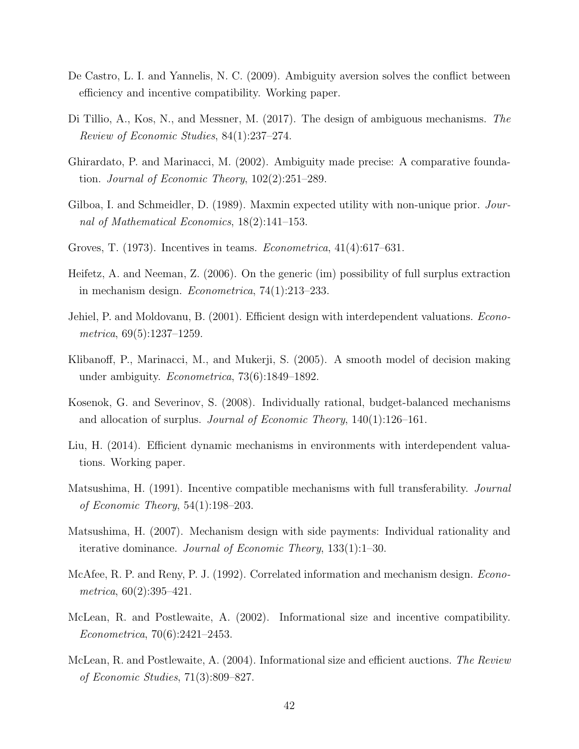De Castro, L. I. and Yannelis, N. C. (2009). Ambiguity aversion solves the conflict between efficiency and incentive compatibility. Working paper.

Di Tillio, A., Kos, N., and Messner, M. (2017). The design of ambiguous mechanisms. *The Review of Economic Studies*, 84(1):237–274.

Ghirardato, P. and Marinacci, M. (2002). Ambiguity made precise: A comparative foundation. *Journal of Economic Theory*, 102(2):251–289.

Gilboa, I. and Schmeidler, D. (1989). Maxmin expected utility with non-unique prior. *Journal of Mathematical Economics*, 18(2):141–153.

Groves, T. (1973). Incentives in teams. *Econometrica*, 41(4):617–631.

Heifetz, A. and Neeman, Z. (2006). On the generic (im) possibility of full surplus extraction in mechanism design. *Econometrica*, 74(1):213–233.

Jehiel, P. and Moldovanu, B. (2001). Efficient design with interdependent valuations. *Econometrica*, 69(5):1237–1259.

Klibanoff, P., Marinacci, M., and Mukerji, S. (2005). A smooth model of decision making under ambiguity. *Econometrica*, 73(6):1849–1892.

Kosenok, G. and Severinov, S. (2008). Individually rational, budget-balanced mechanisms and allocation of surplus. *Journal of Economic Theory*, 140(1):126–161.

Liu, H. (2014). Efficient dynamic mechanisms in environments with interdependent valuations. Working paper.

Matsushima, H. (1991). Incentive compatible mechanisms with full transferability. *Journal of Economic Theory*, 54(1):198–203.

Matsushima, H. (2007). Mechanism design with side payments: Individual rationality and iterative dominance. *Journal of Economic Theory*, 133(1):1–30.

McAfee, R. P. and Reny, P. J. (1992). Correlated information and mechanism design. *Econometrica*, 60(2):395–421.

McLean, R. and Postlewaite, A. (2002). Informational size and incentive compatibility. *Econometrica*, 70(6):2421–2453.

McLean, R. and Postlewaite, A. (2004). Informational size and efficient auctions. *The Review of Economic Studies*, 71(3):809–827.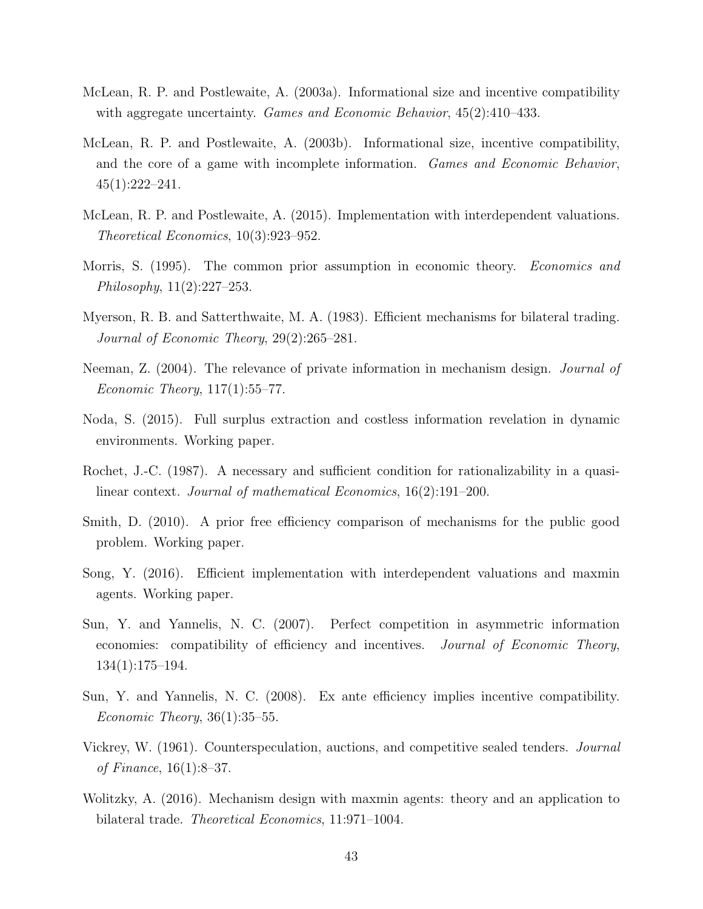McLean, R. P. and Postlewaite, A. (2003a). Informational size and incentive compatibility with aggregate uncertainty. *Games and Economic Behavior*, 45(2):410–433.

McLean, R. P. and Postlewaite, A. (2003b). Informational size, incentive compatibility, and the core of a game with incomplete information. *Games and Economic Behavior*, 45(1):222–241.

McLean, R. P. and Postlewaite, A. (2015). Implementation with interdependent valuations. *Theoretical Economics*, 10(3):923–952.

Morris, S. (1995). The common prior assumption in economic theory. *Economics and Philosophy*, 11(2):227–253.

Myerson, R. B. and Satterthwaite, M. A. (1983). Efficient mechanisms for bilateral trading. *Journal of Economic Theory*, 29(2):265–281.

Neeman, Z. (2004). The relevance of private information in mechanism design. *Journal of Economic Theory*, 117(1):55–77.

Noda, S. (2015). Full surplus extraction and costless information revelation in dynamic environments. Working paper.

Rochet, J.-C. (1987). A necessary and sufficient condition for rationalizability in a quasi-linear context. *Journal of mathematical Economics*, 16(2):191–200.

Smith, D. (2010). A prior free efficiency comparison of mechanisms for the public good problem. Working paper.

Song, Y. (2016). Efficient implementation with interdependent valuations and maxmin agents. Working paper.

Sun, Y. and Yannelis, N. C. (2007). Perfect competition in asymmetric information economies: compatibility of efficiency and incentives. *Journal of Economic Theory*, 134(1):175–194.

Sun, Y. and Yannelis, N. C. (2008). Ex ante efficiency implies incentive compatibility. *Economic Theory*, 36(1):35–55.

Vickrey, W. (1961). Counterspeculation, auctions, and competitive sealed tenders. *Journal of Finance*, 16(1):8–37.

Wolitzky, A. (2016). Mechanism design with maxmin agents: theory and an application to bilateral trade. *Theoretical Economics*, 11:971–1004.